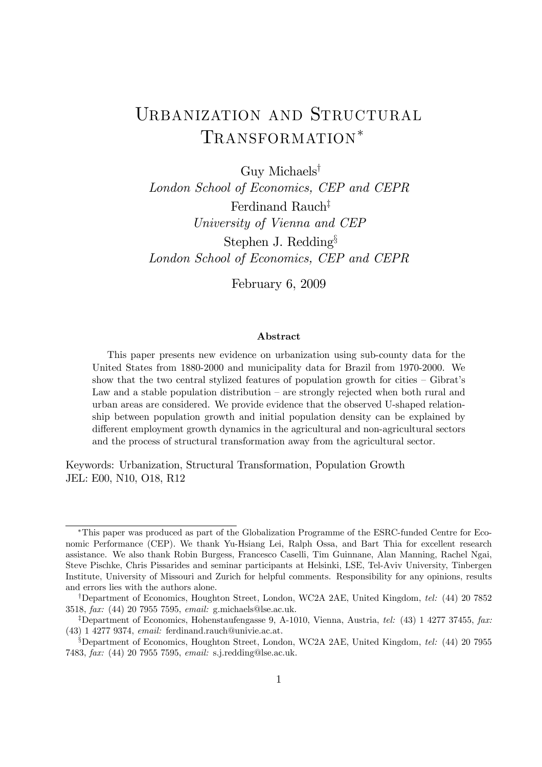# Urbanization and Structural Transformation*

Guy Michaels†
*London School of Economics, CEP and CEPR*

Ferdinand Rauch‡
*University of Vienna and CEP*

Stephen J. Redding§
*London School of Economics, CEP and CEPR*

February 6, 2009

### Abstract

This paper presents new evidence on urbanization using sub-county data for the United States from 1880-2000 and municipality data for Brazil from 1970-2000. We show that the two central stylized features of population growth for cities – Gibrat's Law and a stable population distribution – are strongly rejected when both rural and urban areas are considered. We provide evidence that the observed U-shaped relationship between population growth and initial population density can be explained by different employment growth dynamics in the agricultural and non-agricultural sectors and the process of structural transformation away from the agricultural sector.

Keywords: Urbanization, Structural Transformation, Population Growth
JEL: E00, N10, O18, R12

---

*This paper was produced as part of the Globalization Programme of the ESRC-funded Centre for Economic Performance (CEP). We thank Yu-Hsiang Lei, Ralph Ossa, and Bart Thia for excellent research assistance. We also thank Robin Burgess, Francesco Caselli, Tim Guinnane, Alan Manning, Rachel Ngai, Steve Pischke, Chris Pissarides and seminar participants at Helsinki, LSE, Tel-Aviv University, Tinbergen Institute, University of Missouri and Zurich for helpful comments. Responsibility for any opinions, results and errors lies with the authors alone.

†Department of Economics, Houghton Street, London, WC2A 2AE, United Kingdom, *tel:* (44) 20 7852 3518, *fax:* (44) 20 7955 7595, *email:* g.michaels@lse.ac.uk.

‡Department of Economics, Hohenstaufengasse 9, A-1010, Vienna, Austria, *tel:* (43) 1 4277 37455, *fax:* (43) 1 4277 9374, *email:* ferdinand.rauch@univie.ac.at.

§Department of Economics, Houghton Street, London, WC2A 2AE, United Kingdom, *tel:* (44) 20 7955 7483, *fax:* (44) 20 7955 7595, *email:* s.j.redding@lse.ac.uk.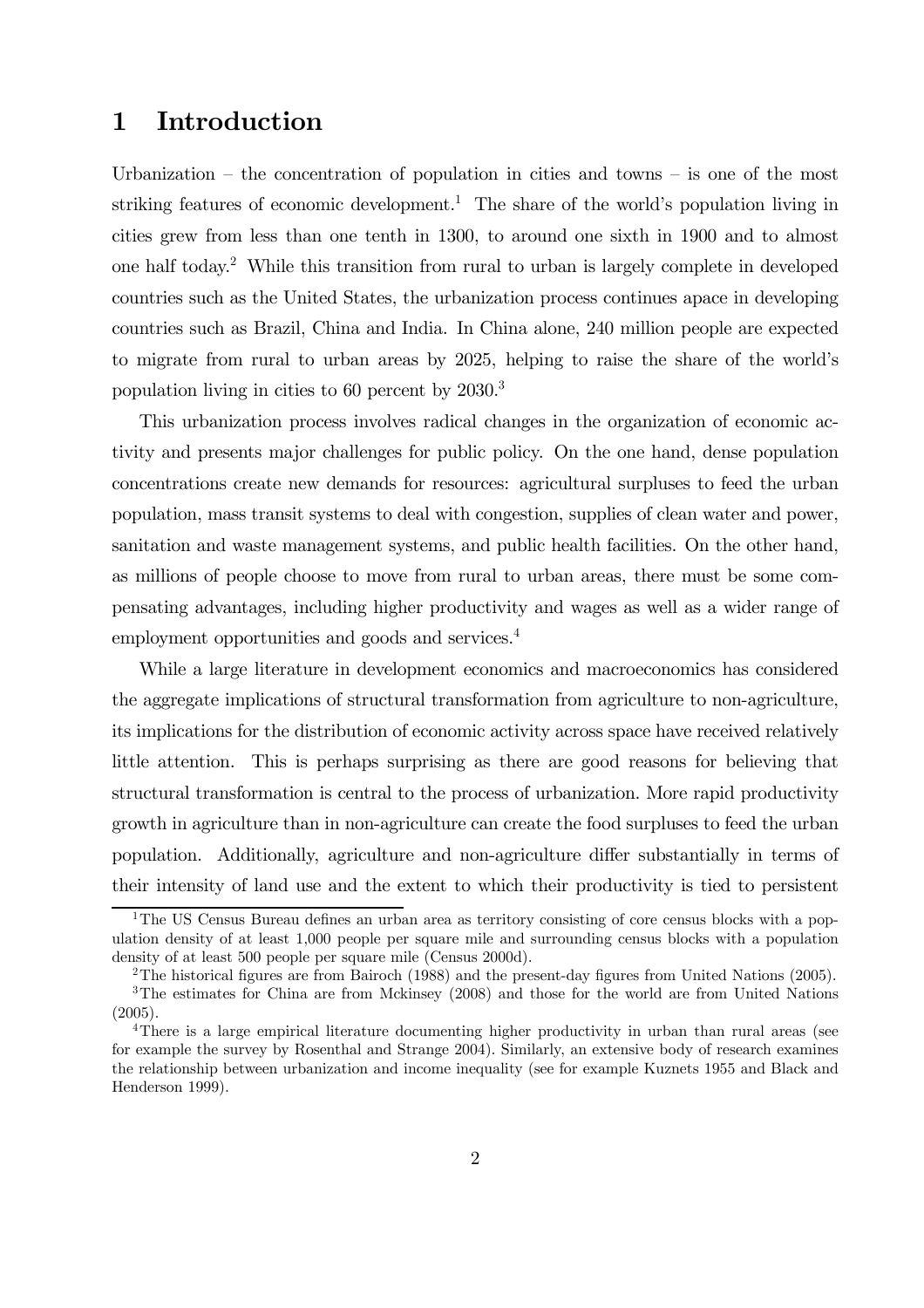# 1 Introduction

Urbanization – the concentration of population in cities and towns – is one of the most striking features of economic development.[1] The share of the world's population living in cities grew from less than one tenth in 1300, to around one sixth in 1900 and to almost one half today.[2] While this transition from rural to urban is largely complete in developed countries such as the United States, the urbanization process continues apace in developing countries such as Brazil, China and India. In China alone, 240 million people are expected to migrate from rural to urban areas by 2025, helping to raise the share of the world's population living in cities to 60 percent by 2030.[3]

This urbanization process involves radical changes in the organization of economic activity and presents major challenges for public policy. On the one hand, dense population concentrations create new demands for resources: agricultural surpluses to feed the urban population, mass transit systems to deal with congestion, supplies of clean water and power, sanitation and waste management systems, and public health facilities. On the other hand, as millions of people choose to move from rural to urban areas, there must be some compensating advantages, including higher productivity and wages as well as a wider range of employment opportunities and goods and services.[4]

While a large literature in development economics and macroeconomics has considered the aggregate implications of structural transformation from agriculture to non-agriculture, its implications for the distribution of economic activity across space have received relatively little attention. This is perhaps surprising as there are good reasons for believing that structural transformation is central to the process of urbanization. More rapid productivity growth in agriculture than in non-agriculture can create the food surpluses to feed the urban population. Additionally, agriculture and non-agriculture differ substantially in terms of their intensity of land use and the extent to which their productivity is tied to persistent

[1] The US Census Bureau defines an urban area as territory consisting of core census blocks with a population density of at least 1,000 people per square mile and surrounding census blocks with a population density of at least 500 people per square mile (Census 2000d).

[2] The historical figures are from Bairoch (1988) and the present-day figures from United Nations (2005).

[3] The estimates for China are from Mckinsey (2008) and those for the world are from United Nations (2005).

[4] There is a large empirical literature documenting higher productivity in urban than rural areas (see for example the survey by Rosenthal and Strange 2004). Similarly, an extensive body of research examines the relationship between urbanization and income inequality (see for example Kuznets 1955 and Black and Henderson 1999).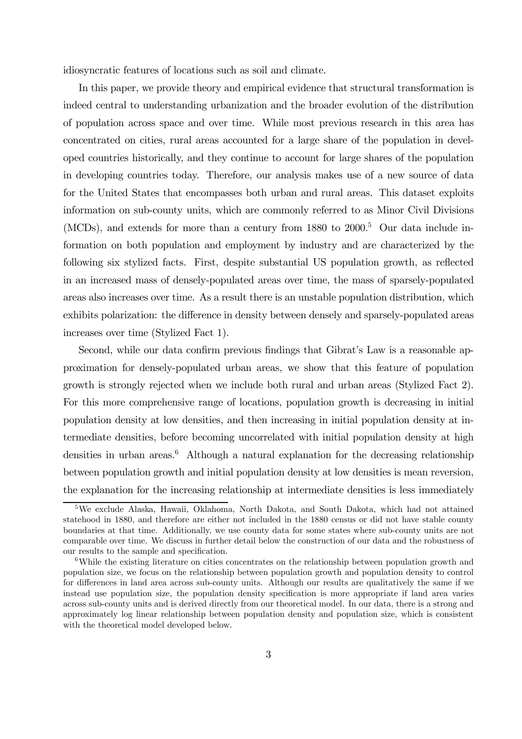idiosyncratic features of locations such as soil and climate.

In this paper, we provide theory and empirical evidence that structural transformation is indeed central to understanding urbanization and the broader evolution of the distribution of population across space and over time. While most previous research in this area has concentrated on cities, rural areas accounted for a large share of the population in developed countries historically, and they continue to account for large shares of the population in developing countries today. Therefore, our analysis makes use of a new source of data for the United States that encompasses both urban and rural areas. This dataset exploits information on sub-county units, which are commonly referred to as Minor Civil Divisions (MCDs), and extends for more than a century from 1880 to 2000.[5] Our data include information on both population and employment by industry and are characterized by the following six stylized facts. First, despite substantial US population growth, as reflected in an increased mass of densely-populated areas over time, the mass of sparsely-populated areas also increases over time. As a result there is an unstable population distribution, which exhibits polarization: the difference in density between densely and sparsely-populated areas increases over time (Stylized Fact 1).

Second, while our data confirm previous findings that Gibrat's Law is a reasonable approximation for densely-populated urban areas, we show that this feature of population growth is strongly rejected when we include both rural and urban areas (Stylized Fact 2). For this more comprehensive range of locations, population growth is decreasing in initial population density at low densities, and then increasing in initial population density at intermediate densities, before becoming uncorrelated with initial population density at high densities in urban areas.[6] Although a natural explanation for the decreasing relationship between population growth and initial population density at low densities is mean reversion, the explanation for the increasing relationship at intermediate densities is less immediately

---

[5] We exclude Alaska, Hawaii, Oklahoma, North Dakota, and South Dakota, which had not attained statehood in 1880, and therefore are either not included in the 1880 census or did not have stable county boundaries at that time. Additionally, we use county data for some states where sub-county units are not comparable over time. We discuss in further detail below the construction of our data and the robustness of our results to the sample and specification.

[6] While the existing literature on cities concentrates on the relationship between population growth and population size, we focus on the relationship between population growth and population density to control for differences in land area across sub-county units. Although our results are qualitatively the same if we instead use population size, the population density specification is more appropriate if land area varies across sub-county units and is derived directly from our theoretical model. In our data, there is a strong and approximately log linear relationship between population density and population size, which is consistent with the theoretical model developed below.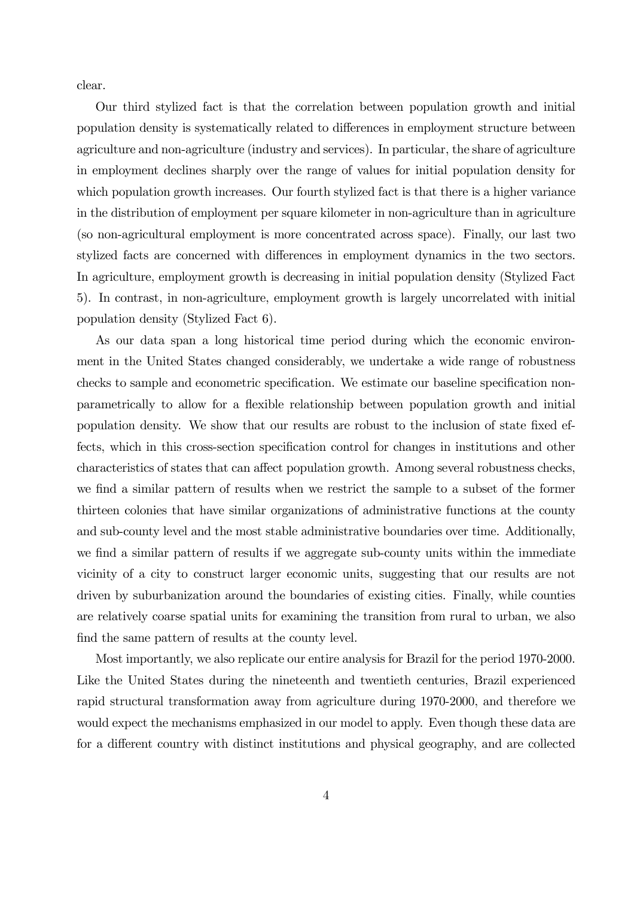clear.

Our third stylized fact is that the correlation between population growth and initial population density is systematically related to differences in employment structure between agriculture and non-agriculture (industry and services). In particular, the share of agriculture in employment declines sharply over the range of values for initial population density for which population growth increases. Our fourth stylized fact is that there is a higher variance in the distribution of employment per square kilometer in non-agriculture than in agriculture (so non-agricultural employment is more concentrated across space). Finally, our last two stylized facts are concerned with differences in employment dynamics in the two sectors. In agriculture, employment growth is decreasing in initial population density (Stylized Fact 5). In contrast, in non-agriculture, employment growth is largely uncorrelated with initial population density (Stylized Fact 6).

As our data span a long historical time period during which the economic environment in the United States changed considerably, we undertake a wide range of robustness checks to sample and econometric specification. We estimate our baseline specification non-parametrically to allow for a flexible relationship between population growth and initial population density. We show that our results are robust to the inclusion of state fixed effects, which in this cross-section specification control for changes in institutions and other characteristics of states that can affect population growth. Among several robustness checks, we find a similar pattern of results when we restrict the sample to a subset of the former thirteen colonies that have similar organizations of administrative functions at the county and sub-county level and the most stable administrative boundaries over time. Additionally, we find a similar pattern of results if we aggregate sub-county units within the immediate vicinity of a city to construct larger economic units, suggesting that our results are not driven by suburbanization around the boundaries of existing cities. Finally, while counties are relatively coarse spatial units for examining the transition from rural to urban, we also find the same pattern of results at the county level.

Most importantly, we also replicate our entire analysis for Brazil for the period 1970-2000. Like the United States during the nineteenth and twentieth centuries, Brazil experienced rapid structural transformation away from agriculture during 1970-2000, and therefore we would expect the mechanisms emphasized in our model to apply. Even though these data are for a different country with distinct institutions and physical geography, and are collected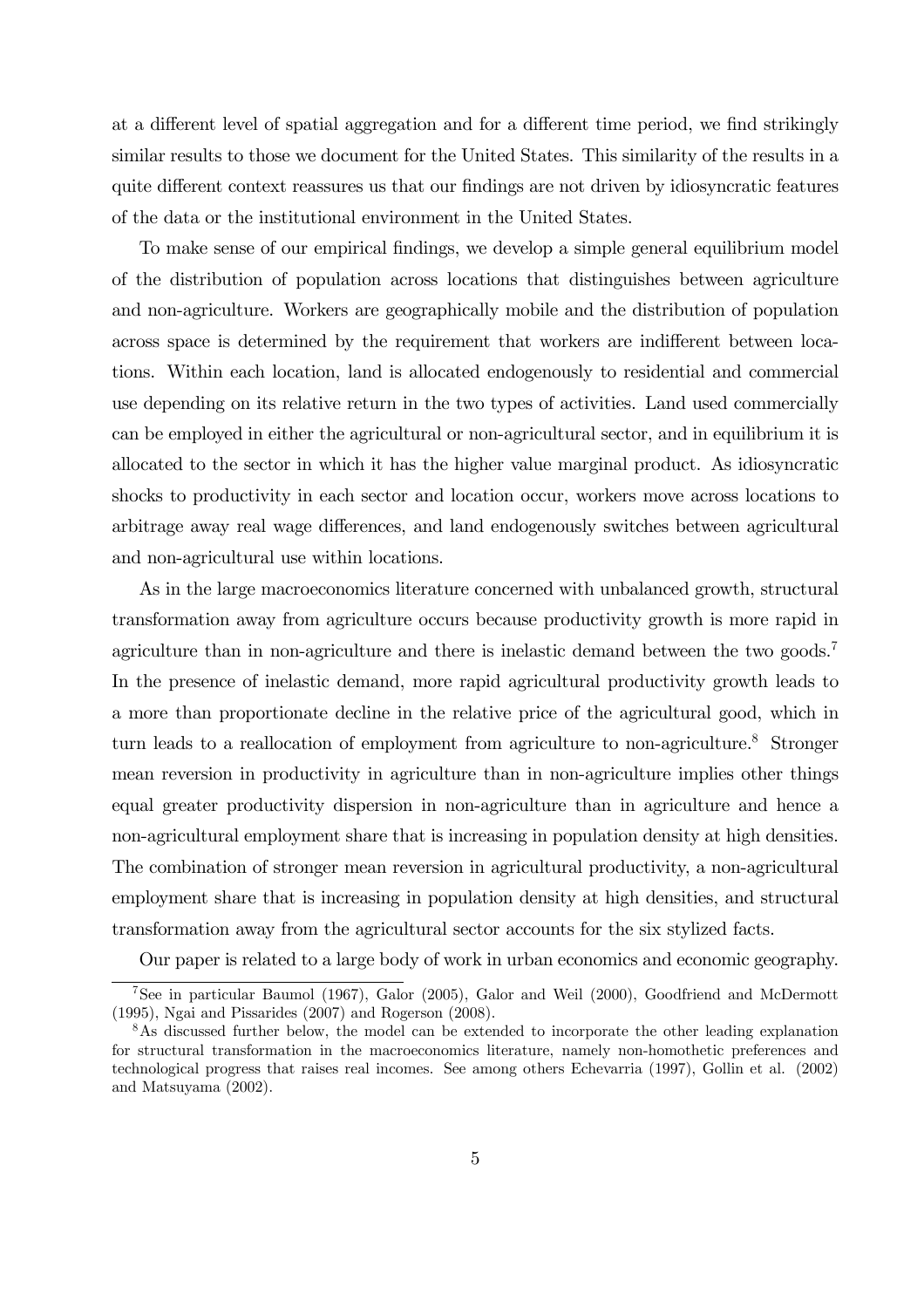at a different level of spatial aggregation and for a different time period, we find strikingly similar results to those we document for the United States. This similarity of the results in a quite different context reassures us that our findings are not driven by idiosyncratic features of the data or the institutional environment in the United States.

To make sense of our empirical findings, we develop a simple general equilibrium model of the distribution of population across locations that distinguishes between agriculture and non-agriculture. Workers are geographically mobile and the distribution of population across space is determined by the requirement that workers are indifferent between locations. Within each location, land is allocated endogenously to residential and commercial use depending on its relative return in the two types of activities. Land used commercially can be employed in either the agricultural or non-agricultural sector, and in equilibrium it is allocated to the sector in which it has the higher value marginal product. As idiosyncratic shocks to productivity in each sector and location occur, workers move across locations to arbitrage away real wage differences, and land endogenously switches between agricultural and non-agricultural use within locations.

As in the large macroeconomics literature concerned with unbalanced growth, structural transformation away from agriculture occurs because productivity growth is more rapid in agriculture than in non-agriculture and there is inelastic demand between the two goods.[7] In the presence of inelastic demand, more rapid agricultural productivity growth leads to a more than proportionate decline in the relative price of the agricultural good, which in turn leads to a reallocation of employment from agriculture to non-agriculture.[8] Stronger mean reversion in productivity in agriculture than in non-agriculture implies other things equal greater productivity dispersion in non-agriculture than in agriculture and hence a non-agricultural employment share that is increasing in population density at high densities. The combination of stronger mean reversion in agricultural productivity, a non-agricultural employment share that is increasing in population density at high densities, and structural transformation away from the agricultural sector accounts for the six stylized facts.

Our paper is related to a large body of work in urban economics and economic geography.

[7] See in particular Baumol (1967), Galor (2005), Galor and Weil (2000), Goodfriend and McDermott (1995), Ngai and Pissarides (2007) and Rogerson (2008).

[8] As discussed further below, the model can be extended to incorporate the other leading explanation for structural transformation in the macroeconomics literature, namely non-homothetic preferences and technological progress that raises real incomes. See among others Echevarria (1997), Gollin et al. (2002) and Matsuyama (2002).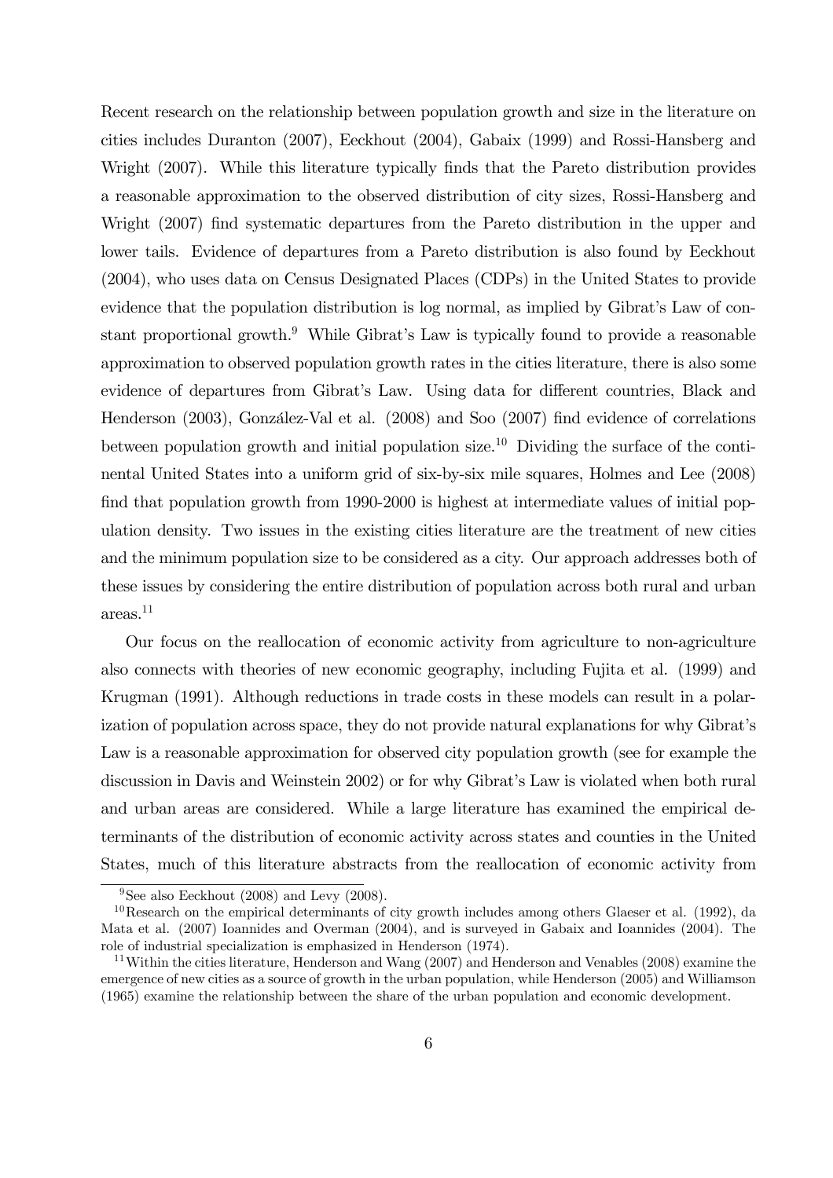Recent research on the relationship between population growth and size in the literature on cities includes Duranton (2007), Eeckhout (2004), Gabaix (1999) and Rossi-Hansberg and Wright (2007). While this literature typically finds that the Pareto distribution provides a reasonable approximation to the observed distribution of city sizes, Rossi-Hansberg and Wright (2007) find systematic departures from the Pareto distribution in the upper and lower tails. Evidence of departures from a Pareto distribution is also found by Eeckhout (2004), who uses data on Census Designated Places (CDPs) in the United States to provide evidence that the population distribution is log normal, as implied by Gibrat's Law of constant proportional growth.[9] While Gibrat's Law is typically found to provide a reasonable approximation to observed population growth rates in the cities literature, there is also some evidence of departures from Gibrat's Law. Using data for different countries, Black and Henderson (2003), González-Val et al. (2008) and Soo (2007) find evidence of correlations between population growth and initial population size.[10] Dividing the surface of the continental United States into a uniform grid of six-by-six mile squares, Holmes and Lee (2008) find that population growth from 1990-2000 is highest at intermediate values of initial population density. Two issues in the existing cities literature are the treatment of new cities and the minimum population size to be considered as a city. Our approach addresses both of these issues by considering the entire distribution of population across both rural and urban areas.[11]

Our focus on the reallocation of economic activity from agriculture to non-agriculture also connects with theories of new economic geography, including Fujita et al. (1999) and Krugman (1991). Although reductions in trade costs in these models can result in a polarization of population across space, they do not provide natural explanations for why Gibrat's Law is a reasonable approximation for observed city population growth (see for example the discussion in Davis and Weinstein 2002) or for why Gibrat's Law is violated when both rural and urban areas are considered. While a large literature has examined the empirical determinants of the distribution of economic activity across states and counties in the United States, much of this literature abstracts from the reallocation of economic activity from

[9] See also Eeckhout (2008) and Levy (2008).

[10] Research on the empirical determinants of city growth includes among others Glaeser et al. (1992), da Mata et al. (2007) Ioannides and Overman (2004), and is surveyed in Gabaix and Ioannides (2004). The role of industrial specialization is emphasized in Henderson (1974).

[11] Within the cities literature, Henderson and Wang (2007) and Henderson and Venables (2008) examine the emergence of new cities as a source of growth in the urban population, while Henderson (2005) and Williamson (1965) examine the relationship between the share of the urban population and economic development.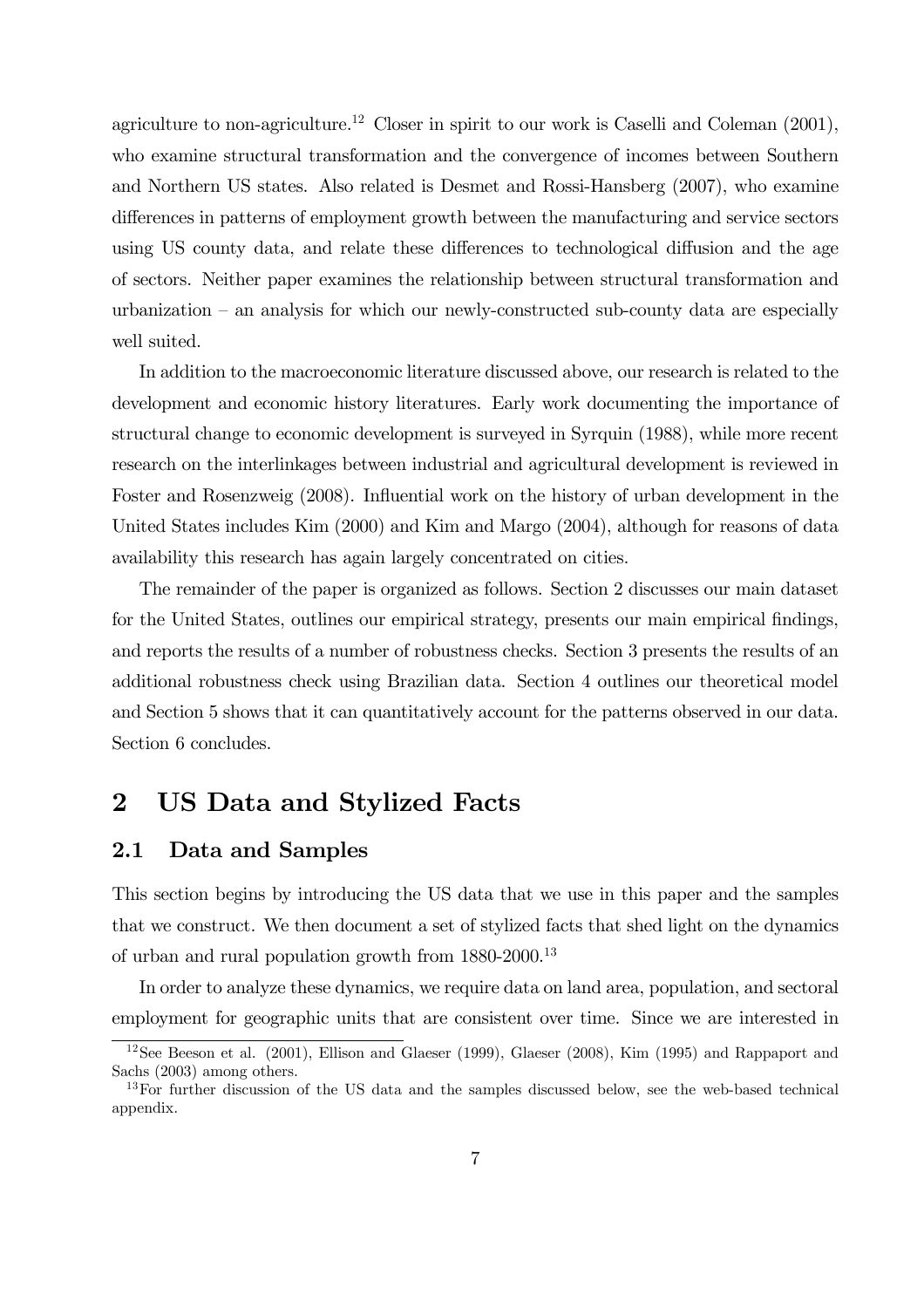agriculture to non-agriculture.[12] Closer in spirit to our work is Caselli and Coleman (2001), who examine structural transformation and the convergence of incomes between Southern and Northern US states. Also related is Desmet and Rossi-Hansberg (2007), who examine differences in patterns of employment growth between the manufacturing and service sectors using US county data, and relate these differences to technological diffusion and the age of sectors. Neither paper examines the relationship between structural transformation and urbanization – an analysis for which our newly-constructed sub-county data are especially well suited.

In addition to the macroeconomic literature discussed above, our research is related to the development and economic history literatures. Early work documenting the importance of structural change to economic development is surveyed in Syrquin (1988), while more recent research on the interlinkages between industrial and agricultural development is reviewed in Foster and Rosenzweig (2008). Influential work on the history of urban development in the United States includes Kim (2000) and Kim and Margo (2004), although for reasons of data availability this research has again largely concentrated on cities.

The remainder of the paper is organized as follows. Section 2 discusses our main dataset for the United States, outlines our empirical strategy, presents our main empirical findings, and reports the results of a number of robustness checks. Section 3 presents the results of an additional robustness check using Brazilian data. Section 4 outlines our theoretical model and Section 5 shows that it can quantitatively account for the patterns observed in our data. Section 6 concludes.

## 2 US Data and Stylized Facts

### 2.1 Data and Samples

This section begins by introducing the US data that we use in this paper and the samples that we construct. We then document a set of stylized facts that shed light on the dynamics of urban and rural population growth from 1880-2000.[13]

In order to analyze these dynamics, we require data on land area, population, and sectoral employment for geographic units that are consistent over time. Since we are interested in

[12] See Beeson et al. (2001), Ellison and Glaeser (1999), Glaeser (2008), Kim (1995) and Rappaport and Sachs (2003) among others.

[13] For further discussion of the US data and the samples discussed below, see the web-based technical appendix.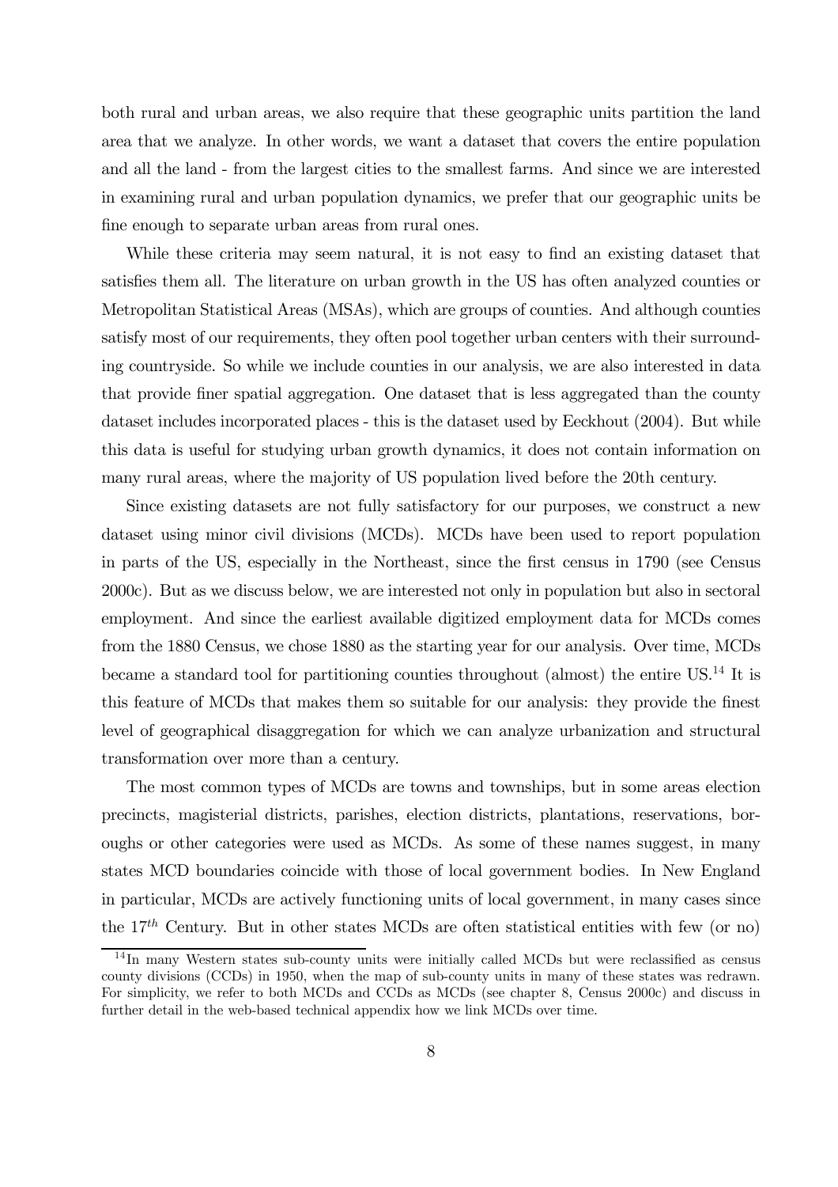both rural and urban areas, we also require that these geographic units partition the land area that we analyze. In other words, we want a dataset that covers the entire population and all the land - from the largest cities to the smallest farms. And since we are interested in examining rural and urban population dynamics, we prefer that our geographic units be fine enough to separate urban areas from rural ones.

While these criteria may seem natural, it is not easy to find an existing dataset that satisfies them all. The literature on urban growth in the US has often analyzed counties or Metropolitan Statistical Areas (MSAs), which are groups of counties. And although counties satisfy most of our requirements, they often pool together urban centers with their surrounding countryside. So while we include counties in our analysis, we are also interested in data that provide finer spatial aggregation. One dataset that is less aggregated than the county dataset includes incorporated places - this is the dataset used by Eeckhout (2004). But while this data is useful for studying urban growth dynamics, it does not contain information on many rural areas, where the majority of US population lived before the 20th century.

Since existing datasets are not fully satisfactory for our purposes, we construct a new dataset using minor civil divisions (MCDs). MCDs have been used to report population in parts of the US, especially in the Northeast, since the first census in 1790 (see Census 2000c). But as we discuss below, we are interested not only in population but also in sectoral employment. And since the earliest available digitized employment data for MCDs comes from the 1880 Census, we chose 1880 as the starting year for our analysis. Over time, MCDs became a standard tool for partitioning counties throughout (almost) the entire US.[14] It is this feature of MCDs that makes them so suitable for our analysis: they provide the finest level of geographical disaggregation for which we can analyze urbanization and structural transformation over more than a century.

The most common types of MCDs are towns and townships, but in some areas election precincts, magisterial districts, parishes, election districts, plantations, reservations, boroughs or other categories were used as MCDs. As some of these names suggest, in many states MCD boundaries coincide with those of local government bodies. In New England in particular, MCDs are actively functioning units of local government, in many cases since the $17^{th}$ Century. But in other states MCDs are often statistical entities with few (or no)

[14] In many Western states sub-county units were initially called MCDs but were reclassified as census county divisions (CCDs) in 1950, when the map of sub-county units in many of these states was redrawn. For simplicity, we refer to both MCDs and CCDs as MCDs (see chapter 8, Census 2000c) and discuss in further detail in the web-based technical appendix how we link MCDs over time.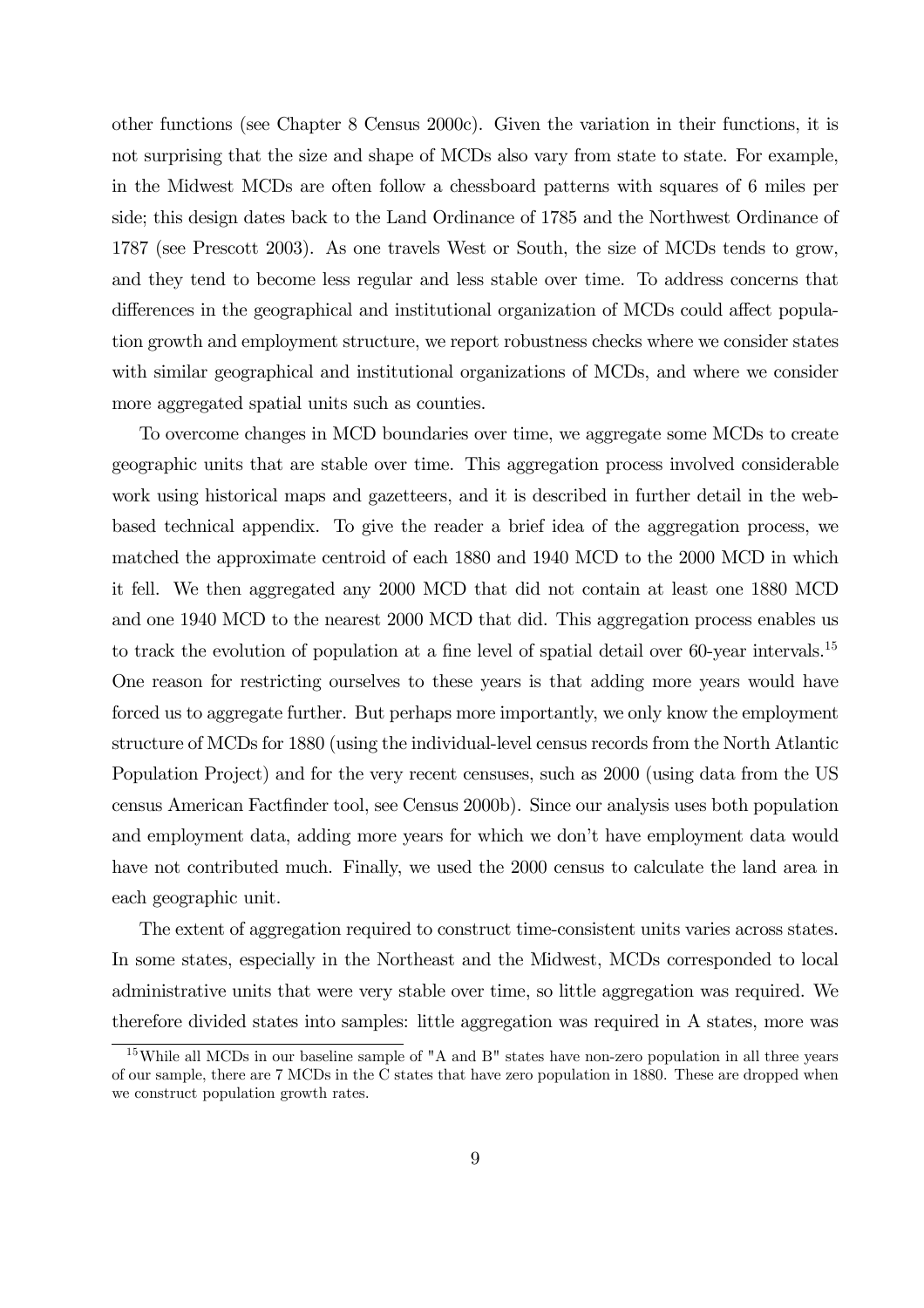other functions (see Chapter 8 Census 2000c). Given the variation in their functions, it is not surprising that the size and shape of MCDs also vary from state to state. For example, in the Midwest MCDs are often follow a chessboard patterns with squares of 6 miles per side; this design dates back to the Land Ordinance of 1785 and the Northwest Ordinance of 1787 (see Prescott 2003). As one travels West or South, the size of MCDs tends to grow, and they tend to become less regular and less stable over time. To address concerns that differences in the geographical and institutional organization of MCDs could affect population growth and employment structure, we report robustness checks where we consider states with similar geographical and institutional organizations of MCDs, and where we consider more aggregated spatial units such as counties.

To overcome changes in MCD boundaries over time, we aggregate some MCDs to create geographic units that are stable over time. This aggregation process involved considerable work using historical maps and gazetteers, and it is described in further detail in the web-based technical appendix. To give the reader a brief idea of the aggregation process, we matched the approximate centroid of each 1880 and 1940 MCD to the 2000 MCD in which it fell. We then aggregated any 2000 MCD that did not contain at least one 1880 MCD and one 1940 MCD to the nearest 2000 MCD that did. This aggregation process enables us to track the evolution of population at a fine level of spatial detail over 60-year intervals.[15] One reason for restricting ourselves to these years is that adding more years would have forced us to aggregate further. But perhaps more importantly, we only know the employment structure of MCDs for 1880 (using the individual-level census records from the North Atlantic Population Project) and for the very recent censuses, such as 2000 (using data from the US census American Factfinder tool, see Census 2000b). Since our analysis uses both population and employment data, adding more years for which we don't have employment data would have not contributed much. Finally, we used the 2000 census to calculate the land area in each geographic unit.

The extent of aggregation required to construct time-consistent units varies across states. In some states, especially in the Northeast and the Midwest, MCDs corresponded to local administrative units that were very stable over time, so little aggregation was required. We therefore divided states into samples: little aggregation was required in A states, more was

[15] While all MCDs in our baseline sample of "A and B" states have non-zero population in all three years of our sample, there are 7 MCDs in the C states that have zero population in 1880. These are dropped when we construct population growth rates.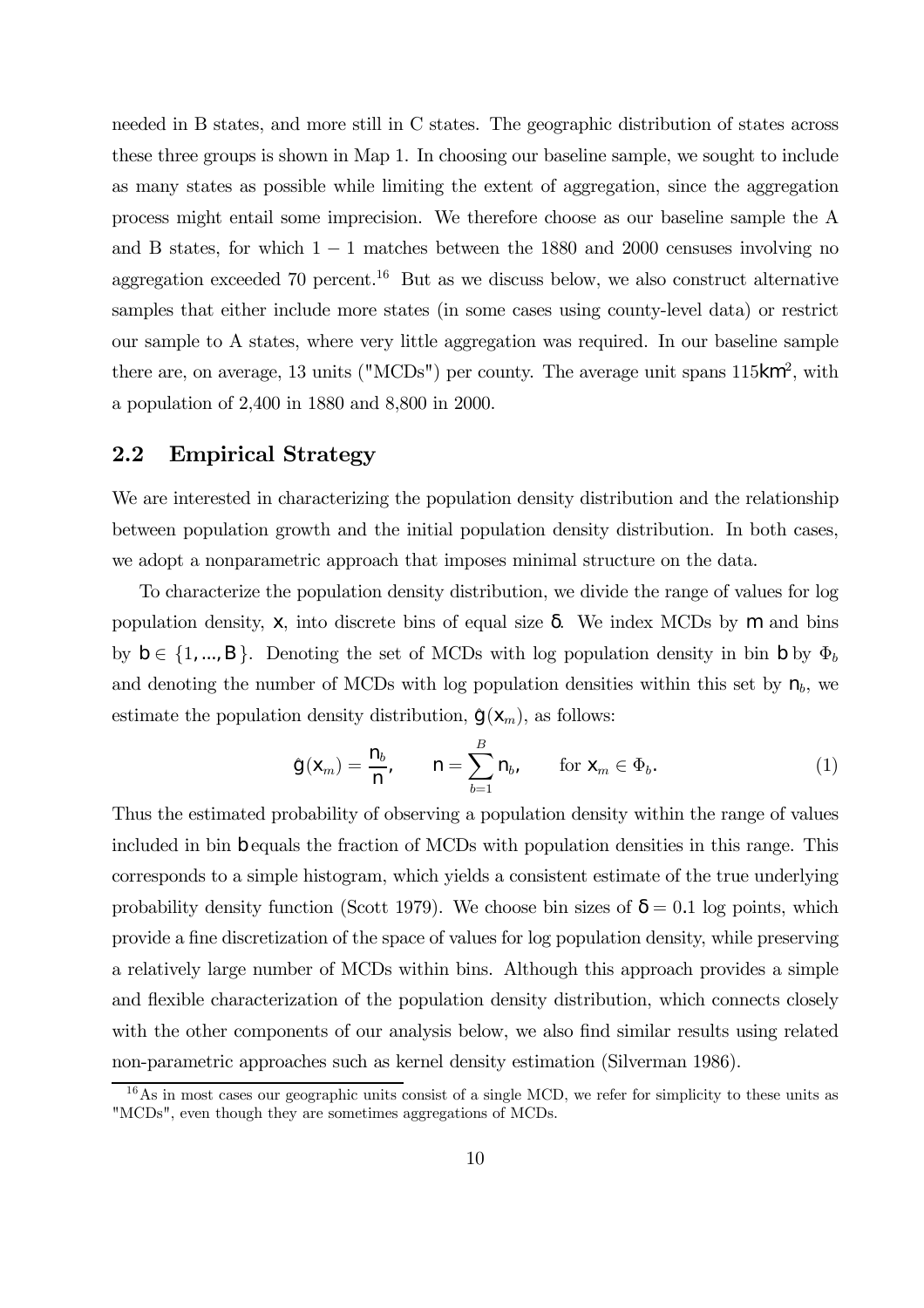needed in B states, and more still in C states. The geographic distribution of states across these three groups is shown in Map 1. In choosing our baseline sample, we sought to include as many states as possible while limiting the extent of aggregation, since the aggregation process might entail some imprecision. We therefore choose as our baseline sample the A and B states, for which $1-1$ matches between the 1880 and 2000 censuses involving no aggregation exceeded 70 percent.[16] But as we discuss below, we also construct alternative samples that either include more states (in some cases using county-level data) or restrict our sample to A states, where very little aggregation was required. In our baseline sample there are, on average, 13 units ("MCDs") per county. The average unit spans $115km^2$, with a population of 2,400 in 1880 and 8,800 in 2000.

## 2.2 Empirical Strategy

We are interested in characterizing the population density distribution and the relationship between population growth and the initial population density distribution. In both cases, we adopt a nonparametric approach that imposes minimal structure on the data.

To characterize the population density distribution, we divide the range of values for log population density, $x$, into discrete bins of equal size $\delta$. We index MCDs by $m$ and bins by $b \in \{1, ..., B\}$. Denoting the set of MCDs with log population density in bin $b$ by $\Phi_b$ and denoting the number of MCDs with log population densities within this set by $n_b$, we estimate the population density distribution, $\hat{g}(x_m)$, as follows:

$$\hat{g}(x_m) = \frac{n_b}{n}, \qquad n = \sum_{b=1}^{B} n_b, \qquad \text{for } x_m \in \Phi_b. \tag{1}$$

Thus the estimated probability of observing a population density within the range of values included in bin $b$ equals the fraction of MCDs with population densities in this range. This corresponds to a simple histogram, which yields a consistent estimate of the true underlying probability density function (Scott 1979). We choose bin sizes of $\delta = 0.1$ log points, which provide a fine discretization of the space of values for log population density, while preserving a relatively large number of MCDs within bins. Although this approach provides a simple and flexible characterization of the population density distribution, which connects closely with the other components of our analysis below, we also find similar results using related non-parametric approaches such as kernel density estimation (Silverman 1986).

[16] As in most cases our geographic units consist of a single MCD, we refer for simplicity to these units as "MCDs", even though they are sometimes aggregations of MCDs.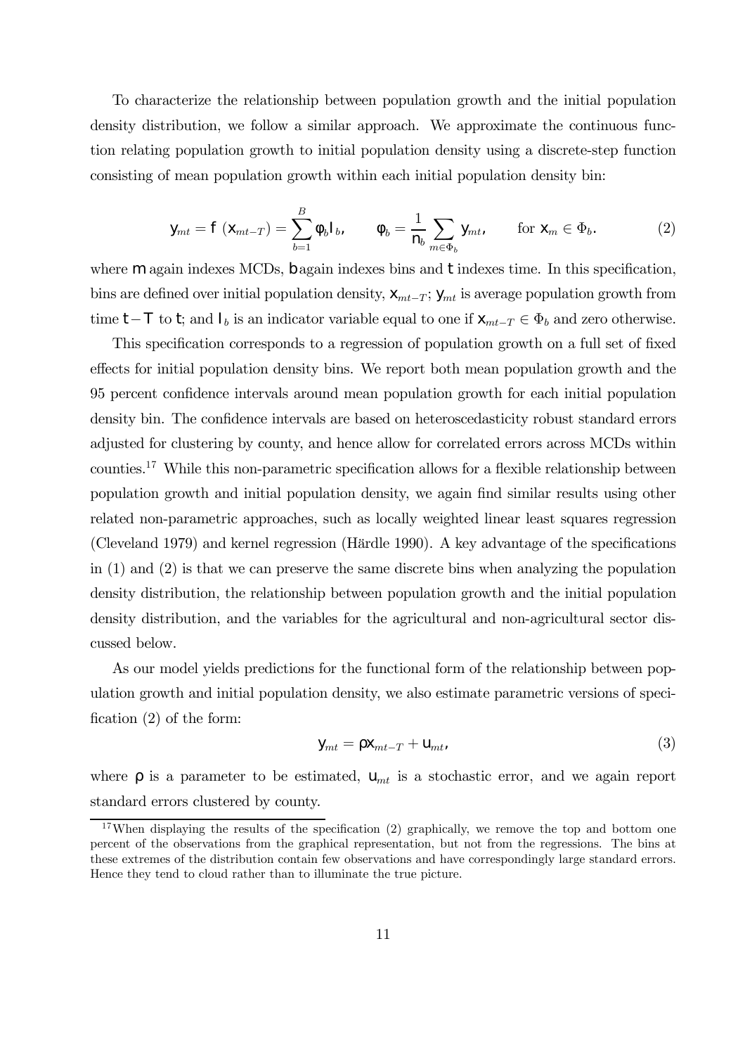To characterize the relationship between population growth and the initial population density distribution, we follow a similar approach. We approximate the continuous function relating population growth to initial population density using a discrete-step function consisting of mean population growth within each initial population density bin:

$$y_{mt} = f\left(x_{mt-T}\right) = \sum_{b=1}^{B} \phi_b I_b, \qquad \phi_b = \frac{1}{n_b} \sum_{m \in \Phi_b} y_{mt}, \qquad \text{for } x_m \in \Phi_b. \tag{2}$$

where $m$ again indexes MCDs, $b$ again indexes bins and $t$ indexes time. In this specification, bins are defined over initial population density, $x_{mt-T}$; $y_{mt}$ is average population growth from time $t-T$ to $t$; and $I_b$ is an indicator variable equal to one if $x_{mt-T} \in \Phi_b$ and zero otherwise.

This specification corresponds to a regression of population growth on a full set of fixed effects for initial population density bins. We report both mean population growth and the 95 percent confidence intervals around mean population growth for each initial population density bin. The confidence intervals are based on heteroscedasticity robust standard errors adjusted for clustering by county, and hence allow for correlated errors across MCDs within counties.[17] While this non-parametric specification allows for a flexible relationship between population growth and initial population density, we again find similar results using other related non-parametric approaches, such as locally weighted linear least squares regression (Cleveland 1979) and kernel regression (Härdle 1990). A key advantage of the specifications in (1) and (2) is that we can preserve the same discrete bins when analyzing the population density distribution, the relationship between population growth and the initial population density distribution, and the variables for the agricultural and non-agricultural sector discussed below.

As our model yields predictions for the functional form of the relationship between population growth and initial population density, we also estimate parametric versions of specification (2) of the form:

$$y_{mt} = \rho x_{mt-T} + u_{mt}, \tag{3}$$

where $\rho$ is a parameter to be estimated, $u_{mt}$ is a stochastic error, and we again report standard errors clustered by county.

[17] When displaying the results of the specification (2) graphically, we remove the top and bottom one percent of the observations from the graphical representation, but not from the regressions. The bins at these extremes of the distribution contain few observations and have correspondingly large standard errors. Hence they tend to cloud rather than to illuminate the true picture.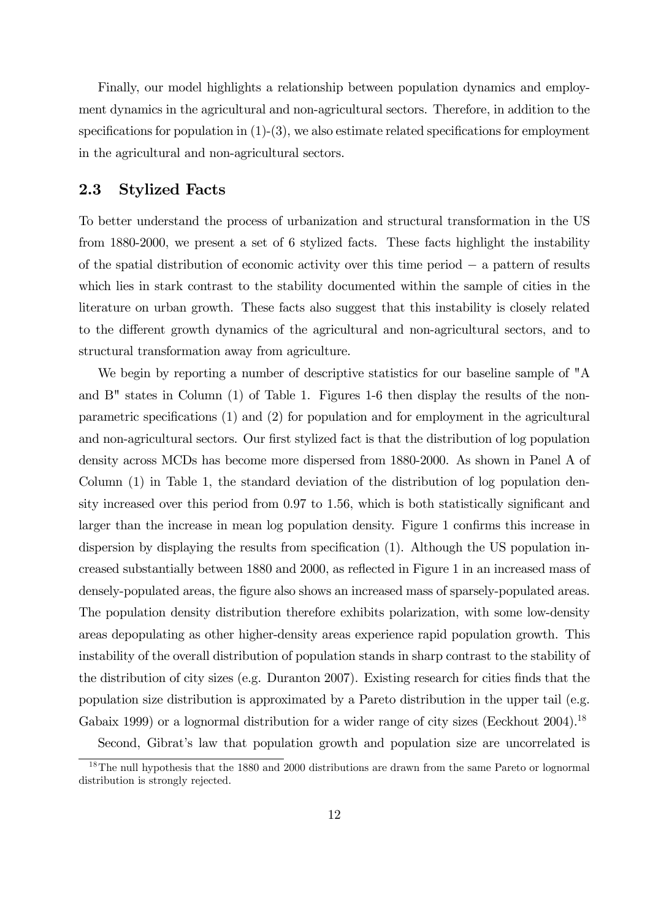Finally, our model highlights a relationship between population dynamics and employment dynamics in the agricultural and non-agricultural sectors. Therefore, in addition to the specifications for population in (1)-(3), we also estimate related specifications for employment in the agricultural and non-agricultural sectors.

## 2.3 Stylized Facts

To better understand the process of urbanization and structural transformation in the US from 1880-2000, we present a set of 6 stylized facts. These facts highlight the instability of the spatial distribution of economic activity over this time period − a pattern of results which lies in stark contrast to the stability documented within the sample of cities in the literature on urban growth. These facts also suggest that this instability is closely related to the different growth dynamics of the agricultural and non-agricultural sectors, and to structural transformation away from agriculture.

We begin by reporting a number of descriptive statistics for our baseline sample of "A and B" states in Column (1) of Table 1. Figures 1-6 then display the results of the non-parametric specifications (1) and (2) for population and for employment in the agricultural and non-agricultural sectors. Our first stylized fact is that the distribution of log population density across MCDs has become more dispersed from 1880-2000. As shown in Panel A of Column (1) in Table 1, the standard deviation of the distribution of log population density increased over this period from 0.97 to 1.56, which is both statistically significant and larger than the increase in mean log population density. Figure 1 confirms this increase in dispersion by displaying the results from specification (1). Although the US population increased substantially between 1880 and 2000, as reflected in Figure 1 in an increased mass of densely-populated areas, the figure also shows an increased mass of sparsely-populated areas. The population density distribution therefore exhibits polarization, with some low-density areas depopulating as other higher-density areas experience rapid population growth. This instability of the overall distribution of population stands in sharp contrast to the stability of the distribution of city sizes (e.g. Duranton 2007). Existing research for cities finds that the population size distribution is approximated by a Pareto distribution in the upper tail (e.g. Gabaix 1999) or a lognormal distribution for a wider range of city sizes (Eeckhout 2004).[18]

Second, Gibrat's law that population growth and population size are uncorrelated is

[18] The null hypothesis that the 1880 and 2000 distributions are drawn from the same Pareto or lognormal distribution is strongly rejected.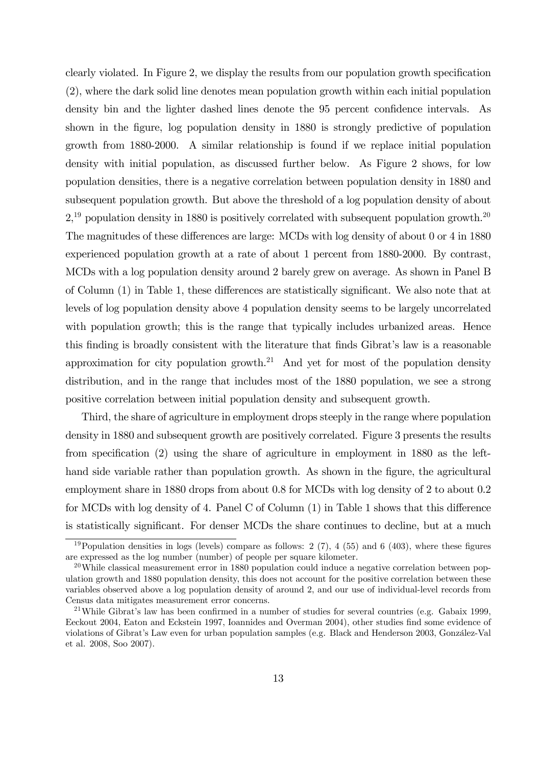clearly violated. In Figure 2, we display the results from our population growth specification (2), where the dark solid line denotes mean population growth within each initial population density bin and the lighter dashed lines denote the 95 percent confidence intervals. As shown in the figure, log population density in 1880 is strongly predictive of population growth from 1880-2000. A similar relationship is found if we replace initial population density with initial population, as discussed further below. As Figure 2 shows, for low population densities, there is a negative correlation between population density in 1880 and subsequent population growth. But above the threshold of a log population density of about 2,[19] population density in 1880 is positively correlated with subsequent population growth.[20] The magnitudes of these differences are large: MCDs with log density of about 0 or 4 in 1880 experienced population growth at a rate of about 1 percent from 1880-2000. By contrast, MCDs with a log population density around 2 barely grew on average. As shown in Panel B of Column (1) in Table 1, these differences are statistically significant. We also note that at levels of log population density above 4 population density seems to be largely uncorrelated with population growth; this is the range that typically includes urbanized areas. Hence this finding is broadly consistent with the literature that finds Gibrat's law is a reasonable approximation for city population growth.[21] And yet for most of the population density distribution, and in the range that includes most of the 1880 population, we see a strong positive correlation between initial population density and subsequent growth.

Third, the share of agriculture in employment drops steeply in the range where population density in 1880 and subsequent growth are positively correlated. Figure 3 presents the results from specification (2) using the share of agriculture in employment in 1880 as the left-hand side variable rather than population growth. As shown in the figure, the agricultural employment share in 1880 drops from about 0.8 for MCDs with log density of 2 to about 0.2 for MCDs with log density of 4. Panel C of Column (1) in Table 1 shows that this difference is statistically significant. For denser MCDs the share continues to decline, but at a much

[19] Population densities in logs (levels) compare as follows: 2 (7), 4 (55) and 6 (403), where these figures are expressed as the log number (number) of people per square kilometer.

[20] While classical measurement error in 1880 population could induce a negative correlation between population growth and 1880 population density, this does not account for the positive correlation between these variables observed above a log population density of around 2, and our use of individual-level records from Census data mitigates measurement error concerns.

[21] While Gibrat's law has been confirmed in a number of studies for several countries (e.g. Gabaix 1999, Eeckout 2004, Eaton and Eckstein 1997, Ioannides and Overman 2004), other studies find some evidence of violations of Gibrat's Law even for urban population samples (e.g. Black and Henderson 2003, González-Val et al. 2008, Soo 2007).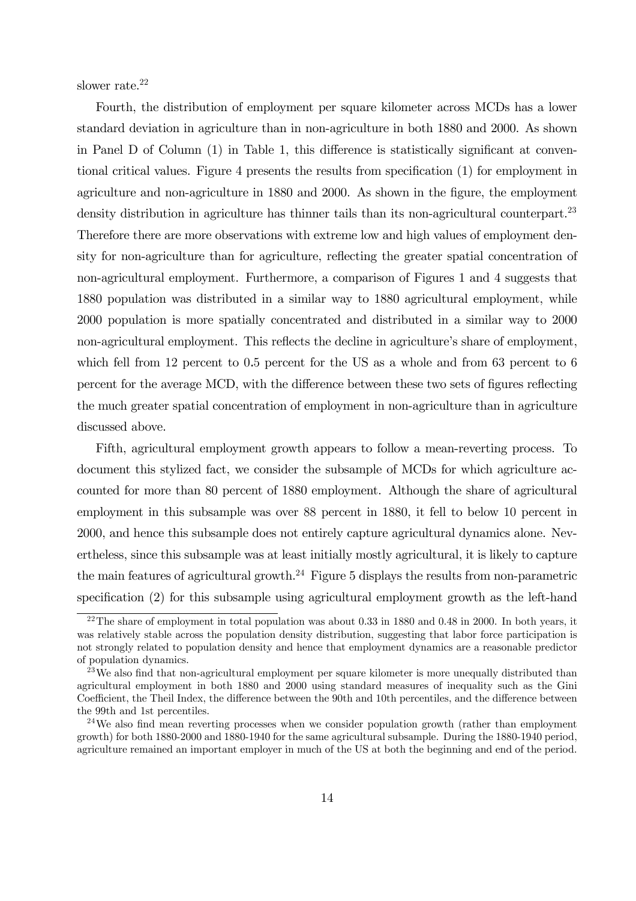slower rate.[22]

Fourth, the distribution of employment per square kilometer across MCDs has a lower standard deviation in agriculture than in non-agriculture in both 1880 and 2000. As shown in Panel D of Column (1) in Table 1, this difference is statistically significant at conventional critical values. Figure 4 presents the results from specification (1) for employment in agriculture and non-agriculture in 1880 and 2000. As shown in the figure, the employment density distribution in agriculture has thinner tails than its non-agricultural counterpart.[23] Therefore there are more observations with extreme low and high values of employment density for non-agriculture than for agriculture, reflecting the greater spatial concentration of non-agricultural employment. Furthermore, a comparison of Figures 1 and 4 suggests that 1880 population was distributed in a similar way to 1880 agricultural employment, while 2000 population is more spatially concentrated and distributed in a similar way to 2000 non-agricultural employment. This reflects the decline in agriculture's share of employment, which fell from 12 percent to 0.5 percent for the US as a whole and from 63 percent to 6 percent for the average MCD, with the difference between these two sets of figures reflecting the much greater spatial concentration of employment in non-agriculture than in agriculture discussed above.

Fifth, agricultural employment growth appears to follow a mean-reverting process. To document this stylized fact, we consider the subsample of MCDs for which agriculture accounted for more than 80 percent of 1880 employment. Although the share of agricultural employment in this subsample was over 88 percent in 1880, it fell to below 10 percent in 2000, and hence this subsample does not entirely capture agricultural dynamics alone. Nevertheless, since this subsample was at least initially mostly agricultural, it is likely to capture the main features of agricultural growth.[24] Figure 5 displays the results from non-parametric specification (2) for this subsample using agricultural employment growth as the left-hand

---

[22] The share of employment in total population was about 0.33 in 1880 and 0.48 in 2000. In both years, it was relatively stable across the population density distribution, suggesting that labor force participation is not strongly related to population density and hence that employment dynamics are a reasonable predictor of population dynamics.

[23] We also find that non-agricultural employment per square kilometer is more unequally distributed than agricultural employment in both 1880 and 2000 using standard measures of inequality such as the Gini Coefficient, the Theil Index, the difference between the 90th and 10th percentiles, and the difference between the 99th and 1st percentiles.

[24] We also find mean reverting processes when we consider population growth (rather than employment growth) for both 1880-2000 and 1880-1940 for the same agricultural subsample. During the 1880-1940 period, agriculture remained an important employer in much of the US at both the beginning and end of the period.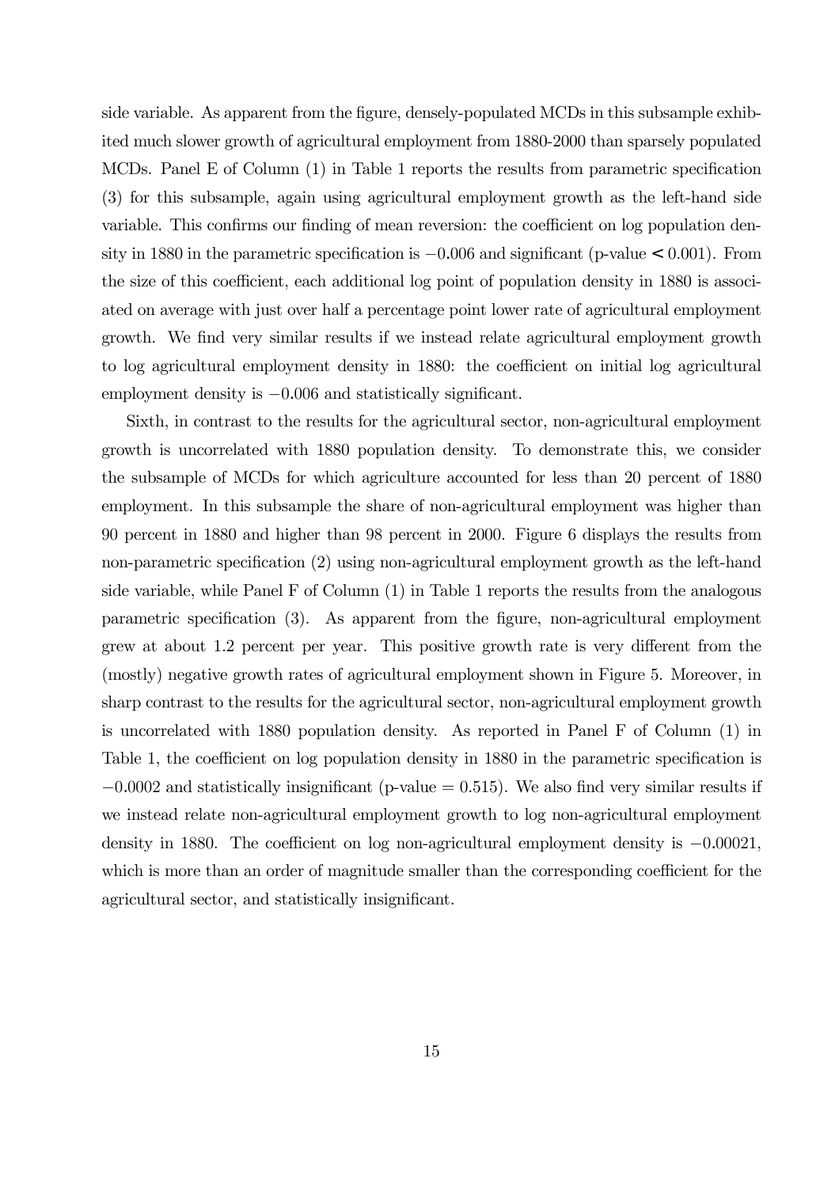side variable. As apparent from the figure, densely-populated MCDs in this subsample exhibited much slower growth of agricultural employment from 1880-2000 than sparsely populated MCDs. Panel E of Column (1) in Table 1 reports the results from parametric specification (3) for this subsample, again using agricultural employment growth as the left-hand side variable. This confirms our finding of mean reversion: the coefficient on log population density in 1880 in the parametric specification is $-0.006$ and significant (p-value $< 0.001$). From the size of this coefficient, each additional log point of population density in 1880 is associated on average with just over half a percentage point lower rate of agricultural employment growth. We find very similar results if we instead relate agricultural employment growth to log agricultural employment density in 1880: the coefficient on initial log agricultural employment density is $-0.006$ and statistically significant.

Sixth, in contrast to the results for the agricultural sector, non-agricultural employment growth is uncorrelated with 1880 population density. To demonstrate this, we consider the subsample of MCDs for which agriculture accounted for less than 20 percent of 1880 employment. In this subsample the share of non-agricultural employment was higher than 90 percent in 1880 and higher than 98 percent in 2000. Figure 6 displays the results from non-parametric specification (2) using non-agricultural employment growth as the left-hand side variable, while Panel F of Column (1) in Table 1 reports the results from the analogous parametric specification (3). As apparent from the figure, non-agricultural employment grew at about 1.2 percent per year. This positive growth rate is very different from the (mostly) negative growth rates of agricultural employment shown in Figure 5. Moreover, in sharp contrast to the results for the agricultural sector, non-agricultural employment growth is uncorrelated with 1880 population density. As reported in Panel F of Column (1) in Table 1, the coefficient on log population density in 1880 in the parametric specification is $-0.0002$ and statistically insignificant (p-value $= 0.515$). We also find very similar results if we instead relate non-agricultural employment growth to log non-agricultural employment density in 1880. The coefficient on log non-agricultural employment density is $-0.00021$, which is more than an order of magnitude smaller than the corresponding coefficient for the agricultural sector, and statistically insignificant.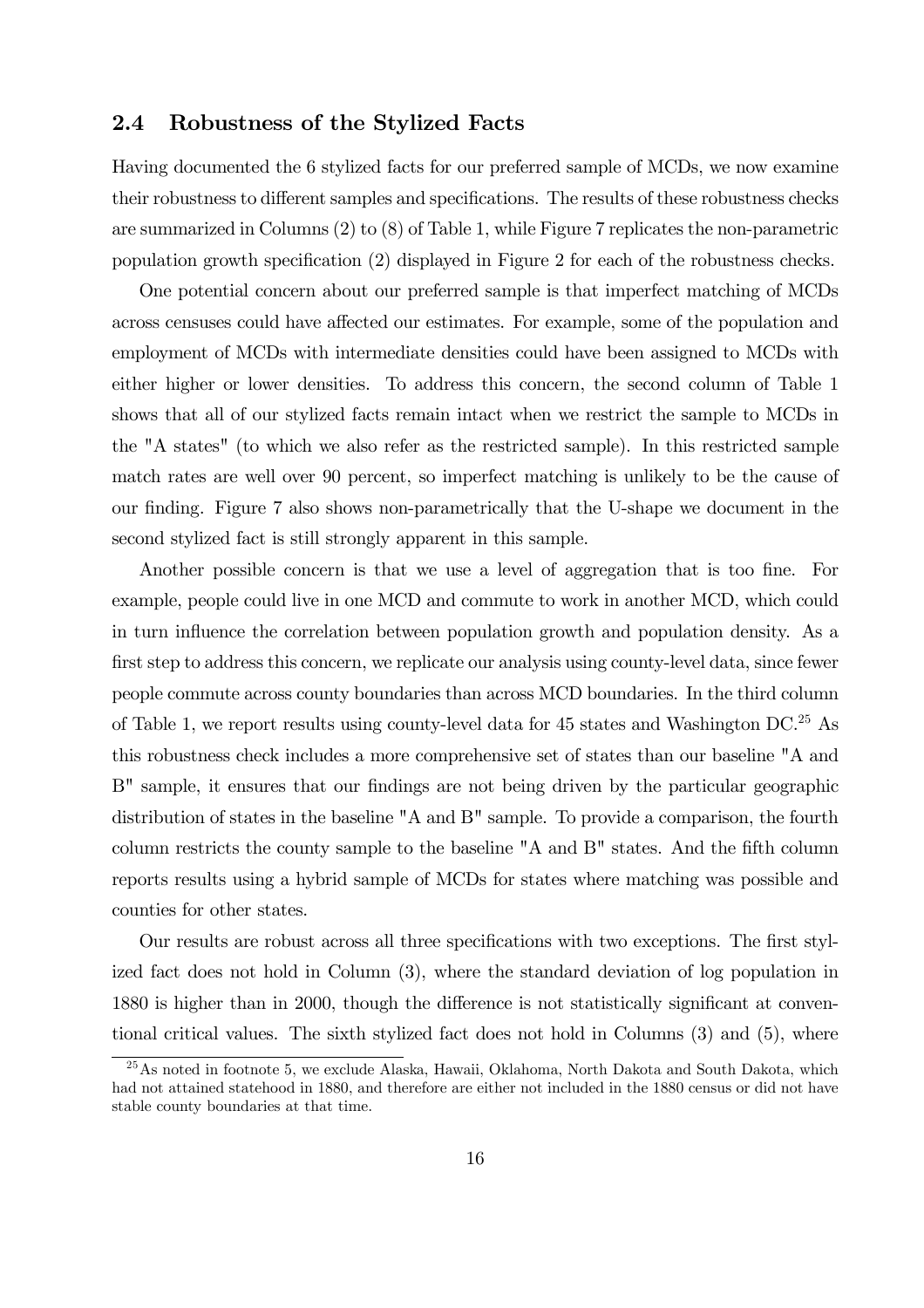## 2.4 Robustness of the Stylized Facts

Having documented the 6 stylized facts for our preferred sample of MCDs, we now examine their robustness to different samples and specifications. The results of these robustness checks are summarized in Columns (2) to (8) of Table 1, while Figure 7 replicates the non-parametric population growth specification (2) displayed in Figure 2 for each of the robustness checks.

One potential concern about our preferred sample is that imperfect matching of MCDs across censuses could have affected our estimates. For example, some of the population and employment of MCDs with intermediate densities could have been assigned to MCDs with either higher or lower densities. To address this concern, the second column of Table 1 shows that all of our stylized facts remain intact when we restrict the sample to MCDs in the "A states" (to which we also refer as the restricted sample). In this restricted sample match rates are well over 90 percent, so imperfect matching is unlikely to be the cause of our finding. Figure 7 also shows non-parametrically that the U-shape we document in the second stylized fact is still strongly apparent in this sample.

Another possible concern is that we use a level of aggregation that is too fine. For example, people could live in one MCD and commute to work in another MCD, which could in turn influence the correlation between population growth and population density. As a first step to address this concern, we replicate our analysis using county-level data, since fewer people commute across county boundaries than across MCD boundaries. In the third column of Table 1, we report results using county-level data for 45 states and Washington DC.[25] As this robustness check includes a more comprehensive set of states than our baseline "A and B" sample, it ensures that our findings are not being driven by the particular geographic distribution of states in the baseline "A and B" sample. To provide a comparison, the fourth column restricts the county sample to the baseline "A and B" states. And the fifth column reports results using a hybrid sample of MCDs for states where matching was possible and counties for other states.

Our results are robust across all three specifications with two exceptions. The first stylized fact does not hold in Column (3), where the standard deviation of log population in 1880 is higher than in 2000, though the difference is not statistically significant at conventional critical values. The sixth stylized fact does not hold in Columns (3) and (5), where

[25] As noted in footnote 5, we exclude Alaska, Hawaii, Oklahoma, North Dakota and South Dakota, which had not attained statehood in 1880, and therefore are either not included in the 1880 census or did not have stable county boundaries at that time.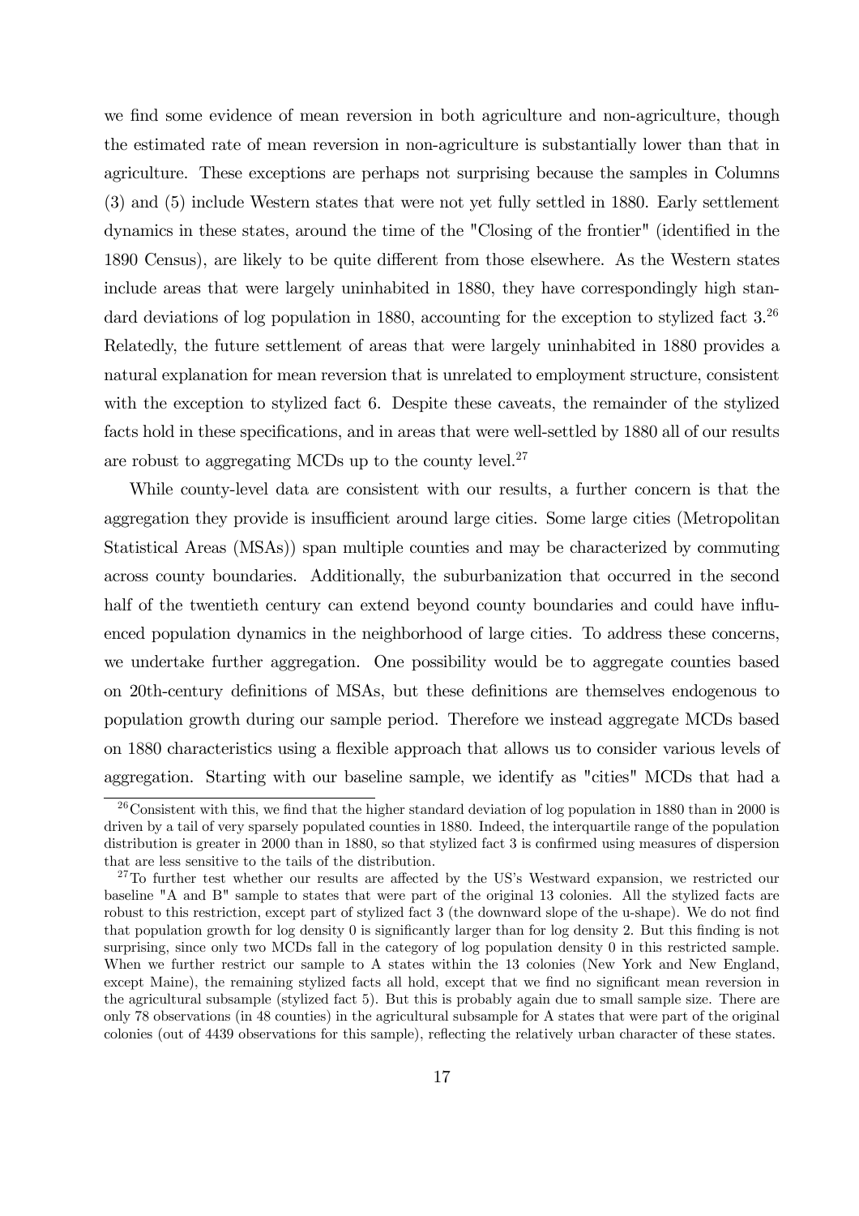we find some evidence of mean reversion in both agriculture and non-agriculture, though the estimated rate of mean reversion in non-agriculture is substantially lower than that in agriculture. These exceptions are perhaps not surprising because the samples in Columns (3) and (5) include Western states that were not yet fully settled in 1880. Early settlement dynamics in these states, around the time of the "Closing of the frontier" (identified in the 1890 Census), are likely to be quite different from those elsewhere. As the Western states include areas that were largely uninhabited in 1880, they have correspondingly high standard deviations of log population in 1880, accounting for the exception to stylized fact 3.[26] Relatedly, the future settlement of areas that were largely uninhabited in 1880 provides a natural explanation for mean reversion that is unrelated to employment structure, consistent with the exception to stylized fact 6. Despite these caveats, the remainder of the stylized facts hold in these specifications, and in areas that were well-settled by 1880 all of our results are robust to aggregating MCDs up to the county level.[27]

While county-level data are consistent with our results, a further concern is that the aggregation they provide is insufficient around large cities. Some large cities (Metropolitan Statistical Areas (MSAs)) span multiple counties and may be characterized by commuting across county boundaries. Additionally, the suburbanization that occurred in the second half of the twentieth century can extend beyond county boundaries and could have influenced population dynamics in the neighborhood of large cities. To address these concerns, we undertake further aggregation. One possibility would be to aggregate counties based on 20th-century definitions of MSAs, but these definitions are themselves endogenous to population growth during our sample period. Therefore we instead aggregate MCDs based on 1880 characteristics using a flexible approach that allows us to consider various levels of aggregation. Starting with our baseline sample, we identify as "cities" MCDs that had a

[26] Consistent with this, we find that the higher standard deviation of log population in 1880 than in 2000 is driven by a tail of very sparsely populated counties in 1880. Indeed, the interquartile range of the population distribution is greater in 2000 than in 1880, so that stylized fact 3 is confirmed using measures of dispersion that are less sensitive to the tails of the distribution.

[27] To further test whether our results are affected by the US's Westward expansion, we restricted our baseline "A and B" sample to states that were part of the original 13 colonies. All the stylized facts are robust to this restriction, except part of stylized fact 3 (the downward slope of the u-shape). We do not find that population growth for log density 0 is significantly larger than for log density 2. But this finding is not surprising, since only two MCDs fall in the category of log population density 0 in this restricted sample. When we further restrict our sample to A states within the 13 colonies (New York and New England, except Maine), the remaining stylized facts all hold, except that we find no significant mean reversion in the agricultural subsample (stylized fact 5). But this is probably again due to small sample size. There are only 78 observations (in 48 counties) in the agricultural subsample for A states that were part of the original colonies (out of 4439 observations for this sample), reflecting the relatively urban character of these states.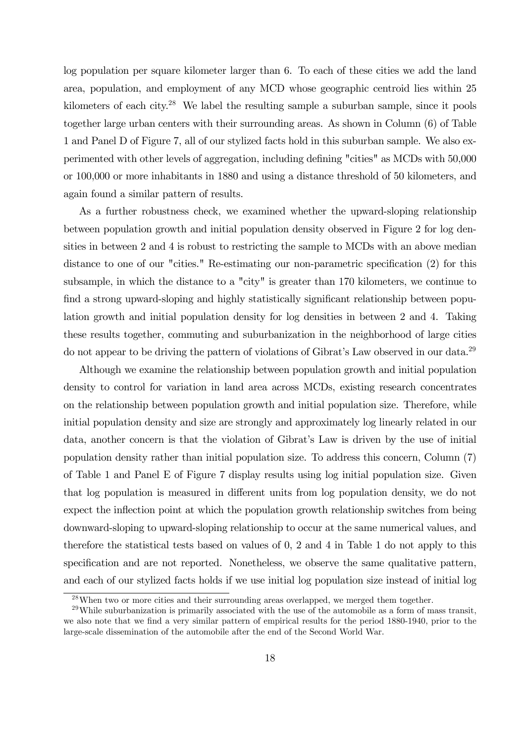log population per square kilometer larger than 6. To each of these cities we add the land area, population, and employment of any MCD whose geographic centroid lies within 25 kilometers of each city.[28] We label the resulting sample a suburban sample, since it pools together large urban centers with their surrounding areas. As shown in Column (6) of Table 1 and Panel D of Figure 7, all of our stylized facts hold in this suburban sample. We also experimented with other levels of aggregation, including defining "cities" as MCDs with 50,000 or 100,000 or more inhabitants in 1880 and using a distance threshold of 50 kilometers, and again found a similar pattern of results.

As a further robustness check, we examined whether the upward-sloping relationship between population growth and initial population density observed in Figure 2 for log densities in between 2 and 4 is robust to restricting the sample to MCDs with an above median distance to one of our "cities." Re-estimating our non-parametric specification (2) for this subsample, in which the distance to a "city" is greater than 170 kilometers, we continue to find a strong upward-sloping and highly statistically significant relationship between population growth and initial population density for log densities in between 2 and 4. Taking these results together, commuting and suburbanization in the neighborhood of large cities do not appear to be driving the pattern of violations of Gibrat's Law observed in our data.[29]

Although we examine the relationship between population growth and initial population density to control for variation in land area across MCDs, existing research concentrates on the relationship between population growth and initial population size. Therefore, while initial population density and size are strongly and approximately log linearly related in our data, another concern is that the violation of Gibrat's Law is driven by the use of initial population density rather than initial population size. To address this concern, Column (7) of Table 1 and Panel E of Figure 7 display results using log initial population size. Given that log population is measured in different units from log population density, we do not expect the inflection point at which the population growth relationship switches from being downward-sloping to upward-sloping relationship to occur at the same numerical values, and therefore the statistical tests based on values of 0, 2 and 4 in Table 1 do not apply to this specification and are not reported. Nonetheless, we observe the same qualitative pattern, and each of our stylized facts holds if we use initial log population size instead of initial log

[28] When two or more cities and their surrounding areas overlapped, we merged them together.

[29] While suburbanization is primarily associated with the use of the automobile as a form of mass transit, we also note that we find a very similar pattern of empirical results for the period 1880-1940, prior to the large-scale dissemination of the automobile after the end of the Second World War.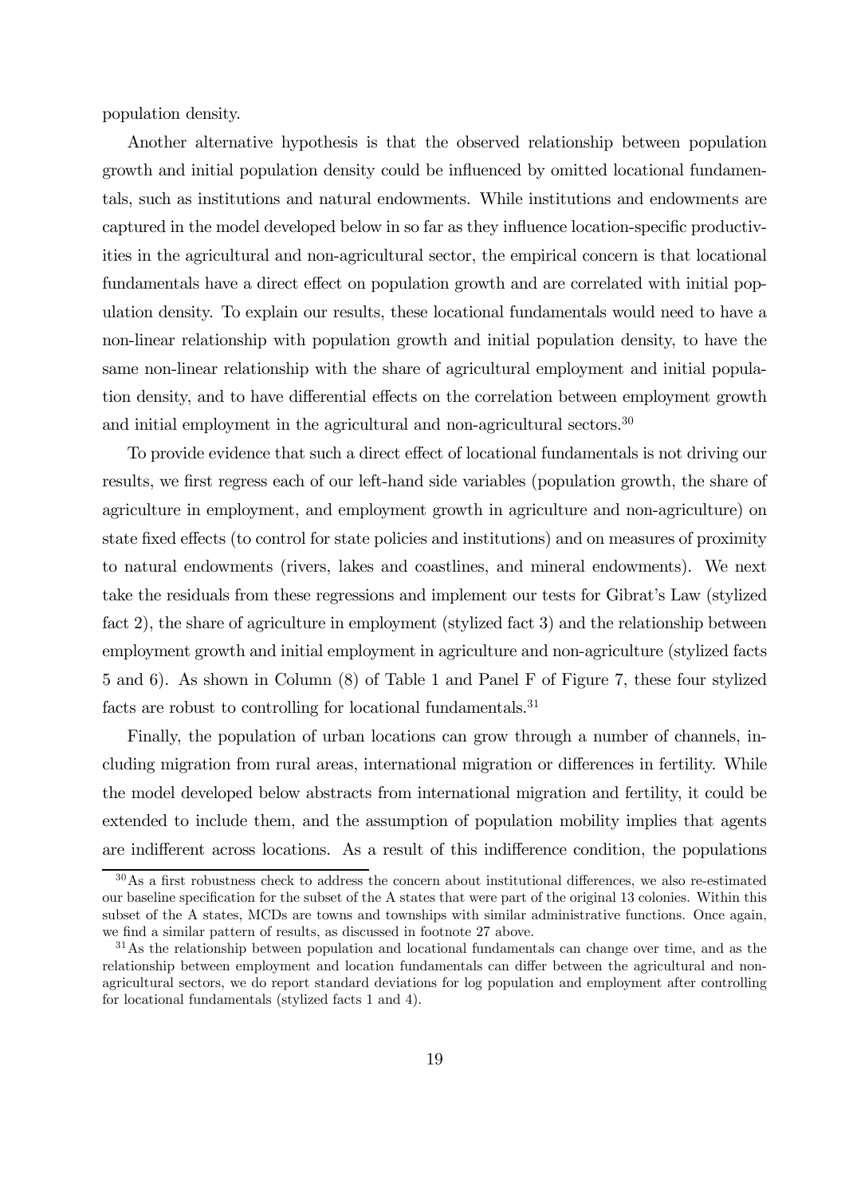population density.

Another alternative hypothesis is that the observed relationship between population growth and initial population density could be influenced by omitted locational fundamentals, such as institutions and natural endowments. While institutions and endowments are captured in the model developed below in so far as they influence location-specific productivities in the agricultural and non-agricultural sector, the empirical concern is that locational fundamentals have a direct effect on population growth and are correlated with initial population density. To explain our results, these locational fundamentals would need to have a non-linear relationship with population growth and initial population density, to have the same non-linear relationship with the share of agricultural employment and initial population density, and to have differential effects on the correlation between employment growth and initial employment in the agricultural and non-agricultural sectors.[30]

To provide evidence that such a direct effect of locational fundamentals is not driving our results, we first regress each of our left-hand side variables (population growth, the share of agriculture in employment, and employment growth in agriculture and non-agriculture) on state fixed effects (to control for state policies and institutions) and on measures of proximity to natural endowments (rivers, lakes and coastlines, and mineral endowments). We next take the residuals from these regressions and implement our tests for Gibrat's Law (stylized fact 2), the share of agriculture in employment (stylized fact 3) and the relationship between employment growth and initial employment in agriculture and non-agriculture (stylized facts 5 and 6). As shown in Column (8) of Table 1 and Panel F of Figure 7, these four stylized facts are robust to controlling for locational fundamentals.[31]

Finally, the population of urban locations can grow through a number of channels, including migration from rural areas, international migration or differences in fertility. While the model developed below abstracts from international migration and fertility, it could be extended to include them, and the assumption of population mobility implies that agents are indifferent across locations. As a result of this indifference condition, the populations

[30] As a first robustness check to address the concern about institutional differences, we also re-estimated our baseline specification for the subset of the A states that were part of the original 13 colonies. Within this subset of the A states, MCDs are towns and townships with similar administrative functions. Once again, we find a similar pattern of results, as discussed in footnote 27 above.

[31] As the relationship between population and locational fundamentals can change over time, and as the relationship between employment and location fundamentals can differ between the agricultural and non-agricultural sectors, we do report standard deviations for log population and employment after controlling for locational fundamentals (stylized facts 1 and 4).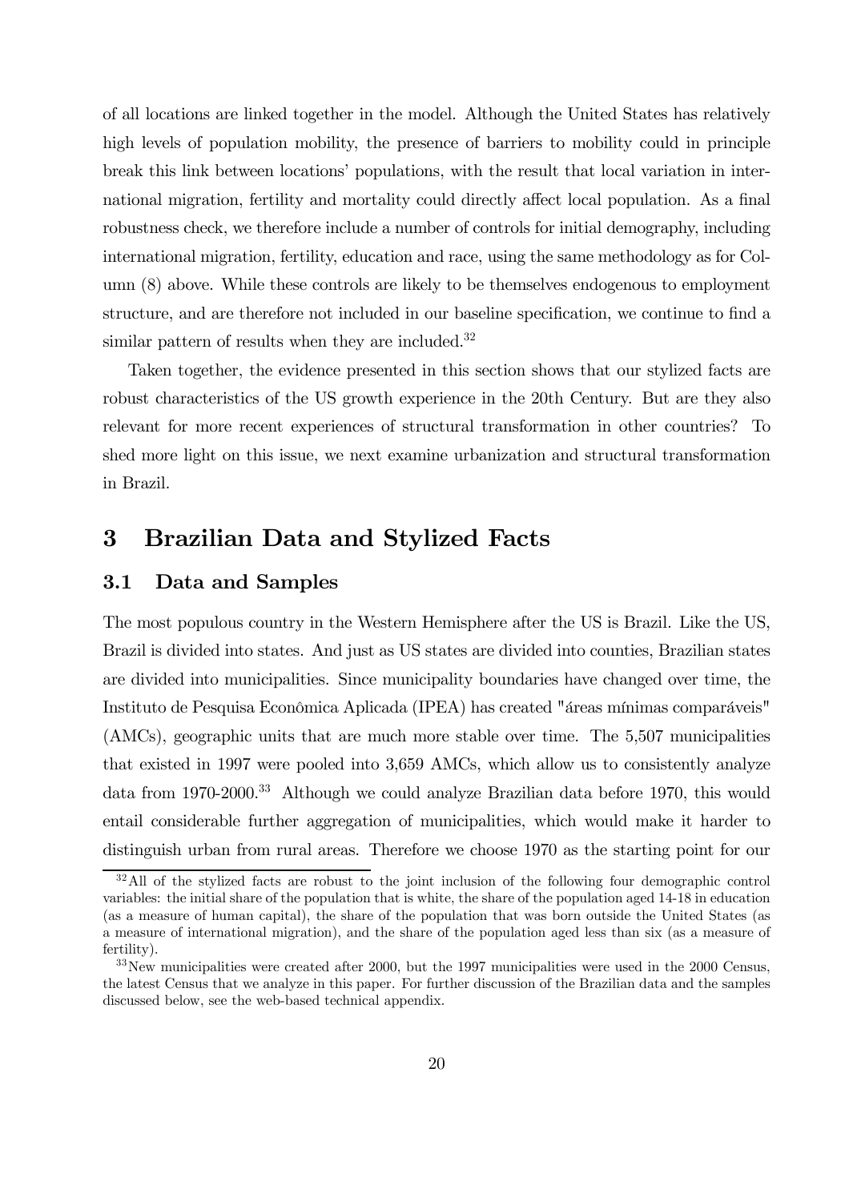of all locations are linked together in the model. Although the United States has relatively high levels of population mobility, the presence of barriers to mobility could in principle break this link between locations' populations, with the result that local variation in international migration, fertility and mortality could directly affect local population. As a final robustness check, we therefore include a number of controls for initial demography, including international migration, fertility, education and race, using the same methodology as for Column (8) above. While these controls are likely to be themselves endogenous to employment structure, and are therefore not included in our baseline specification, we continue to find a similar pattern of results when they are included.[32]

Taken together, the evidence presented in this section shows that our stylized facts are robust characteristics of the US growth experience in the 20th Century. But are they also relevant for more recent experiences of structural transformation in other countries? To shed more light on this issue, we next examine urbanization and structural transformation in Brazil.

# 3 Brazilian Data and Stylized Facts

## 3.1 Data and Samples

The most populous country in the Western Hemisphere after the US is Brazil. Like the US, Brazil is divided into states. And just as US states are divided into counties, Brazilian states are divided into municipalities. Since municipality boundaries have changed over time, the Instituto de Pesquisa Econômica Aplicada (IPEA) has created "áreas mínimas comparáveis" (AMCs), geographic units that are much more stable over time. The 5,507 municipalities that existed in 1997 were pooled into 3,659 AMCs, which allow us to consistently analyze data from 1970-2000.[33] Although we could analyze Brazilian data before 1970, this would entail considerable further aggregation of municipalities, which would make it harder to distinguish urban from rural areas. Therefore we choose 1970 as the starting point for our

[32] All of the stylized facts are robust to the joint inclusion of the following four demographic control variables: the initial share of the population that is white, the share of the population aged 14-18 in education (as a measure of human capital), the share of the population that was born outside the United States (as a measure of international migration), and the share of the population aged less than six (as a measure of fertility).

[33] New municipalities were created after 2000, but the 1997 municipalities were used in the 2000 Census, the latest Census that we analyze in this paper. For further discussion of the Brazilian data and the samples discussed below, see the web-based technical appendix.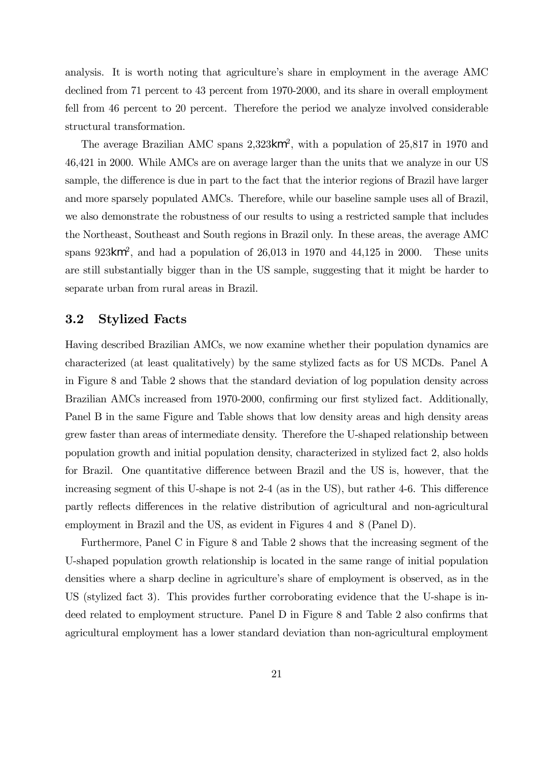analysis. It is worth noting that agriculture's share in employment in the average AMC declined from 71 percent to 43 percent from 1970-2000, and its share in overall employment fell from 46 percent to 20 percent. Therefore the period we analyze involved considerable structural transformation.

The average Brazilian AMC spans 2,323km$^2$, with a population of 25,817 in 1970 and 46,421 in 2000. While AMCs are on average larger than the units that we analyze in our US sample, the difference is due in part to the fact that the interior regions of Brazil have larger and more sparsely populated AMCs. Therefore, while our baseline sample uses all of Brazil, we also demonstrate the robustness of our results to using a restricted sample that includes the Northeast, Southeast and South regions in Brazil only. In these areas, the average AMC spans 923km$^2$, and had a population of 26,013 in 1970 and 44,125 in 2000. These units are still substantially bigger than in the US sample, suggesting that it might be harder to separate urban from rural areas in Brazil.

## 3.2 Stylized Facts

Having described Brazilian AMCs, we now examine whether their population dynamics are characterized (at least qualitatively) by the same stylized facts as for US MCDs. Panel A in Figure 8 and Table 2 shows that the standard deviation of log population density across Brazilian AMCs increased from 1970-2000, confirming our first stylized fact. Additionally, Panel B in the same Figure and Table shows that low density areas and high density areas grew faster than areas of intermediate density. Therefore the U-shaped relationship between population growth and initial population density, characterized in stylized fact 2, also holds for Brazil. One quantitative difference between Brazil and the US is, however, that the increasing segment of this U-shape is not 2-4 (as in the US), but rather 4-6. This difference partly reflects differences in the relative distribution of agricultural and non-agricultural employment in Brazil and the US, as evident in Figures 4 and 8 (Panel D).

Furthermore, Panel C in Figure 8 and Table 2 shows that the increasing segment of the U-shaped population growth relationship is located in the same range of initial population densities where a sharp decline in agriculture's share of employment is observed, as in the US (stylized fact 3). This provides further corroborating evidence that the U-shape is indeed related to employment structure. Panel D in Figure 8 and Table 2 also confirms that agricultural employment has a lower standard deviation than non-agricultural employment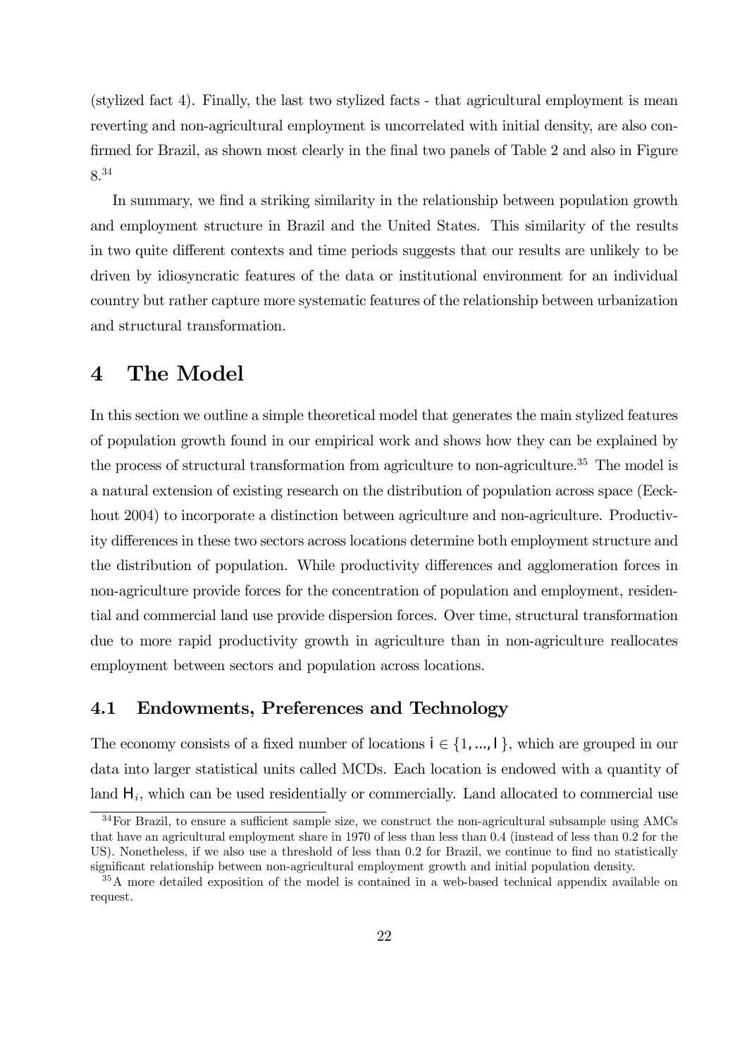(stylized fact 4). Finally, the last two stylized facts - that agricultural employment is mean reverting and non-agricultural employment is uncorrelated with initial density, are also confirmed for Brazil, as shown most clearly in the final two panels of Table 2 and also in Figure 8.[34]

In summary, we find a striking similarity in the relationship between population growth and employment structure in Brazil and the United States. This similarity of the results in two quite different contexts and time periods suggests that our results are unlikely to be driven by idiosyncratic features of the data or institutional environment for an individual country but rather capture more systematic features of the relationship between urbanization and structural transformation.

# 4 The Model

In this section we outline a simple theoretical model that generates the main stylized features of population growth found in our empirical work and shows how they can be explained by the process of structural transformation from agriculture to non-agriculture.[35] The model is a natural extension of existing research on the distribution of population across space (Eeckhout 2004) to incorporate a distinction between agriculture and non-agriculture. Productivity differences in these two sectors across locations determine both employment structure and the distribution of population. While productivity differences and agglomeration forces in non-agriculture provide forces for the concentration of population and employment, residential and commercial land use provide dispersion forces. Over time, structural transformation due to more rapid productivity growth in agriculture than in non-agriculture reallocates employment between sectors and population across locations.

## 4.1 Endowments, Preferences and Technology

The economy consists of a fixed number of locations $\mathsf{i} \in \{1, ..., \mathsf{I}\}$, which are grouped in our data into larger statistical units called MCDs. Each location is endowed with a quantity of land $\mathsf{H}_i$, which can be used residentially or commercially. Land allocated to commercial use

[34] For Brazil, to ensure a sufficient sample size, we construct the non-agricultural subsample using AMCs that have an agricultural employment share in 1970 of less than less than 0.4 (instead of less than 0.2 for the US). Nonetheless, if we also use a threshold of less than 0.2 for Brazil, we continue to find no statistically significant relationship between non-agricultural employment growth and initial population density.

[35] A more detailed exposition of the model is contained in a web-based technical appendix available on request.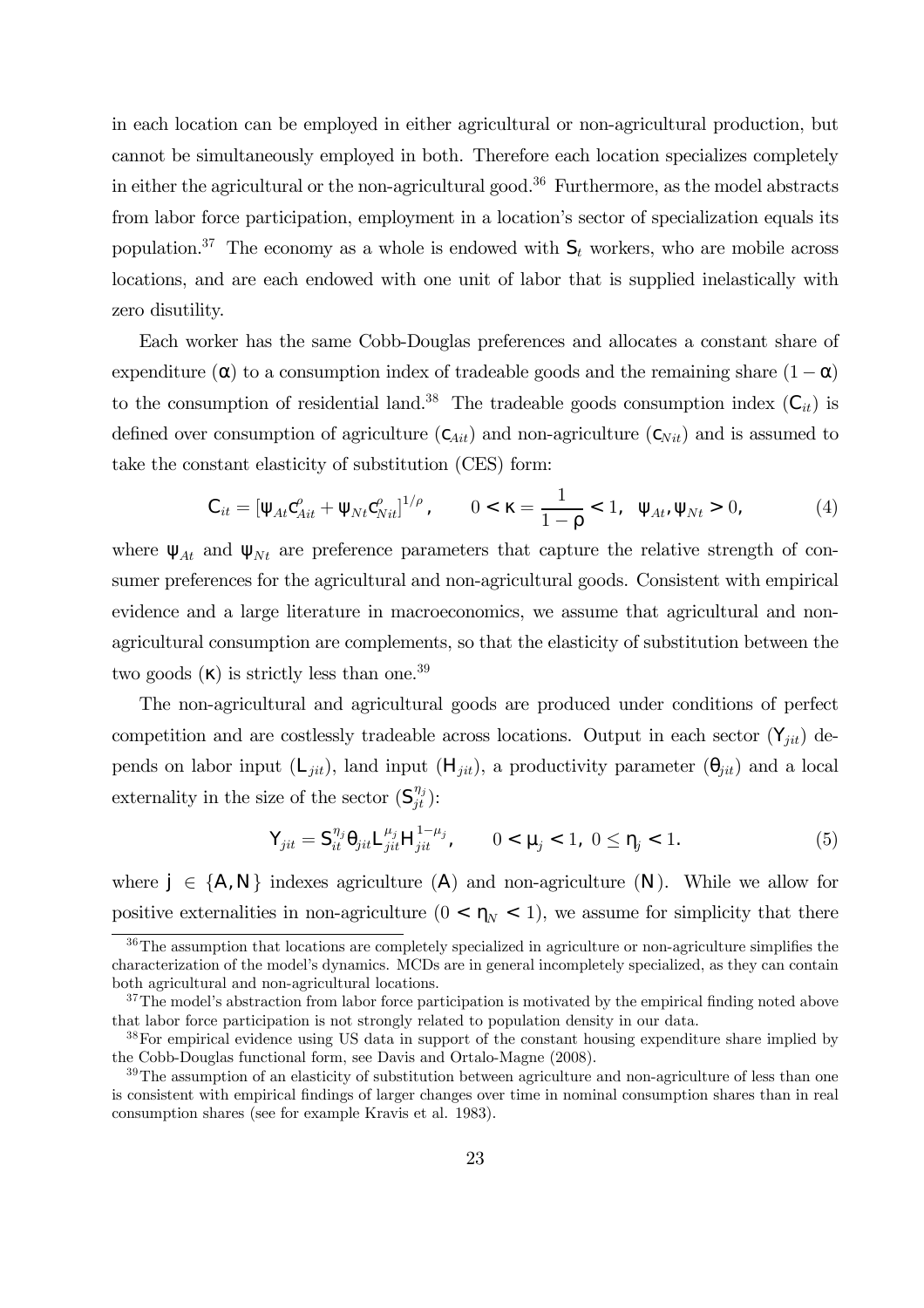in each location can be employed in either agricultural or non-agricultural production, but cannot be simultaneously employed in both. Therefore each location specializes completely in either the agricultural or the non-agricultural good.[36] Furthermore, as the model abstracts from labor force participation, employment in a location's sector of specialization equals its population.[37] The economy as a whole is endowed with $S_t$ workers, who are mobile across locations, and are each endowed with one unit of labor that is supplied inelastically with zero disutility.

Each worker has the same Cobb-Douglas preferences and allocates a constant share of expenditure ($\alpha$) to a consumption index of tradeable goods and the remaining share $(1-\alpha)$ to the consumption of residential land.[38] The tradeable goods consumption index ($C_{it}$) is defined over consumption of agriculture ($c_{Ait}$) and non-agriculture ($c_{Nit}$) and is assumed to take the constant elasticity of substitution (CES) form:

$$C_{it} = \left[\psi_{At} c_{Ait}^{\rho} + \psi_{Nt} c_{Nit}^{\rho}\right]^{1/\rho}, \qquad 0 < \kappa = \frac{1}{1-\rho} < 1, \;\; \psi_{At}, \psi_{Nt} > 0, \tag{4}$$

where $\psi_{At}$ and $\psi_{Nt}$ are preference parameters that capture the relative strength of consumer preferences for the agricultural and non-agricultural goods. Consistent with empirical evidence and a large literature in macroeconomics, we assume that agricultural and non-agricultural consumption are complements, so that the elasticity of substitution between the two goods ($\kappa$) is strictly less than one.[39]

The non-agricultural and agricultural goods are produced under conditions of perfect competition and are costlessly tradeable across locations. Output in each sector ($Y_{jit}$) depends on labor input ($L_{jit}$), land input ($H_{jit}$), a productivity parameter ($\theta_{jit}$) and a local externality in the size of the sector ($S_{jt}^{\eta_j}$):

$$Y_{jit} = S_{it}^{\eta_j} \theta_{jit} L_{jit}^{\mu_j} H_{jit}^{1-\mu_j}, \qquad 0 < \mu_j < 1, \; 0 \leq \eta_j < 1. \tag{5}$$

where $j \in \{A, N\}$ indexes agriculture ($A$) and non-agriculture ($N$). While we allow for positive externalities in non-agriculture ($0 < \eta_N < 1$), we assume for simplicity that there

---

[36] The assumption that locations are completely specialized in agriculture or non-agriculture simplifies the characterization of the model's dynamics. MCDs are in general incompletely specialized, as they can contain both agricultural and non-agricultural locations.

[37] The model's abstraction from labor force participation is motivated by the empirical finding noted above that labor force participation is not strongly related to population density in our data.

[38] For empirical evidence using US data in support of the constant housing expenditure share implied by the Cobb-Douglas functional form, see Davis and Ortalo-Magne (2008).

[39] The assumption of an elasticity of substitution between agriculture and non-agriculture of less than one is consistent with empirical findings of larger changes over time in nominal consumption shares than in real consumption shares (see for example Kravis et al. 1983).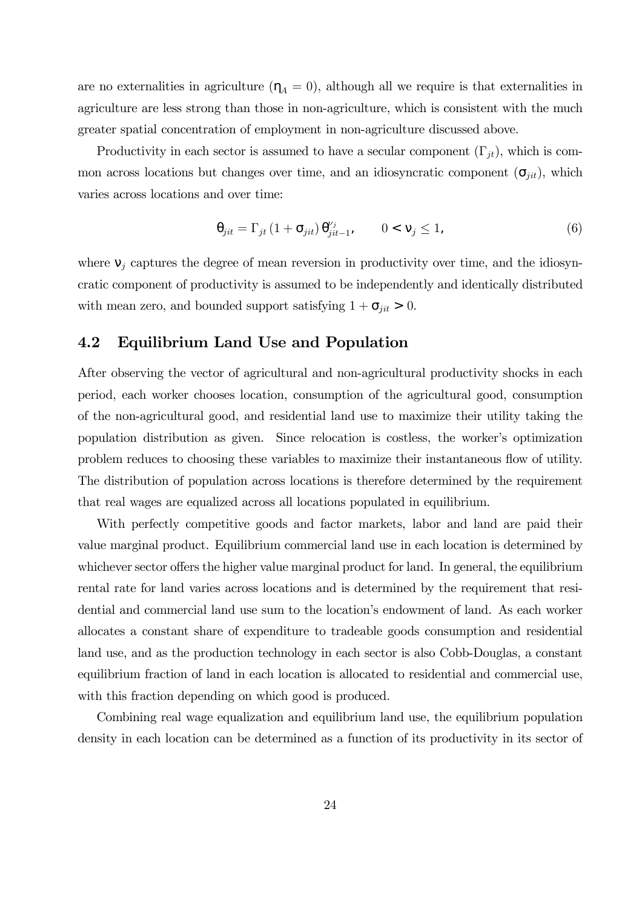are no externalities in agriculture ($\eta_A = 0$), although all we require is that externalities in agriculture are less strong than those in non-agriculture, which is consistent with the much greater spatial concentration of employment in non-agriculture discussed above.

Productivity in each sector is assumed to have a secular component ($\Gamma_{jt}$), which is common across locations but changes over time, and an idiosyncratic component ($\sigma_{jit}$), which varies across locations and over time:

$$\theta_{jit} = \Gamma_{jt} \left(1 + \sigma_{jit}\right) \theta_{jit-1}^{\nu_j}, \qquad 0 < \nu_j \leq 1, \tag{6}$$

where $\nu_j$ captures the degree of mean reversion in productivity over time, and the idiosyncratic component of productivity is assumed to be independently and identically distributed with mean zero, and bounded support satisfying $1 + \sigma_{jit} > 0$.

## 4.2 Equilibrium Land Use and Population

After observing the vector of agricultural and non-agricultural productivity shocks in each period, each worker chooses location, consumption of the agricultural good, consumption of the non-agricultural good, and residential land use to maximize their utility taking the population distribution as given. Since relocation is costless, the worker's optimization problem reduces to choosing these variables to maximize their instantaneous flow of utility. The distribution of population across locations is therefore determined by the requirement that real wages are equalized across all locations populated in equilibrium.

With perfectly competitive goods and factor markets, labor and land are paid their value marginal product. Equilibrium commercial land use in each location is determined by whichever sector offers the higher value marginal product for land. In general, the equilibrium rental rate for land varies across locations and is determined by the requirement that residential and commercial land use sum to the location's endowment of land. As each worker allocates a constant share of expenditure to tradeable goods consumption and residential land use, and as the production technology in each sector is also Cobb-Douglas, a constant equilibrium fraction of land in each location is allocated to residential and commercial use, with this fraction depending on which good is produced.

Combining real wage equalization and equilibrium land use, the equilibrium population density in each location can be determined as a function of its productivity in its sector of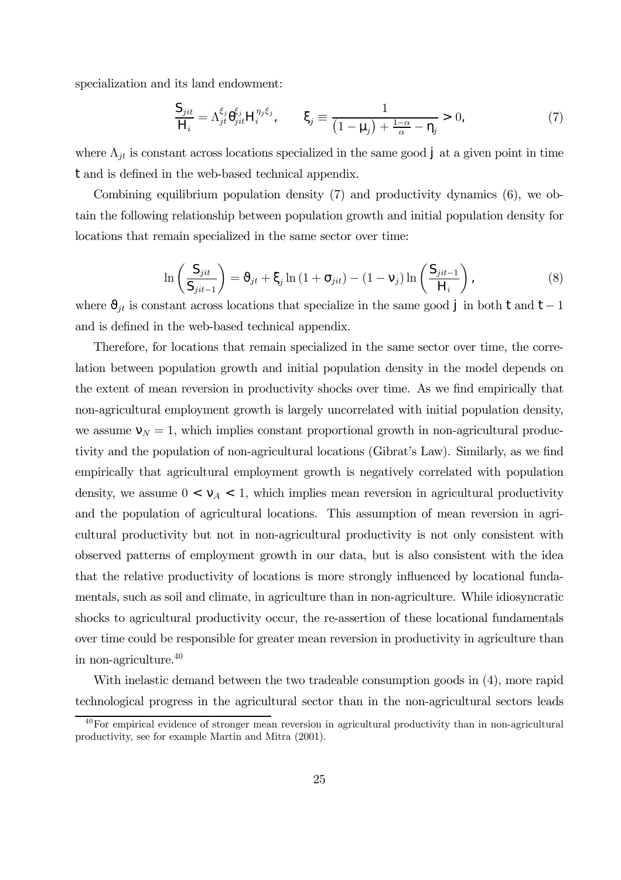specialization and its land endowment:

$$\frac{S_{jit}}{H_i} = \Lambda_{jt}^{\xi_j} \theta_{jit}^{\xi_j} H_i^{\eta_j \xi_j}, \qquad \xi_j \equiv \frac{1}{(1-\mu_j) + \frac{1-\alpha}{\alpha} - \eta_j} > 0, \tag{7}$$

where $\Lambda_{jt}$ is constant across locations specialized in the same good $j$ at a given point in time $t$ and is defined in the web-based technical appendix.

Combining equilibrium population density (7) and productivity dynamics (6), we obtain the following relationship between population growth and initial population density for locations that remain specialized in the same sector over time:

$$\ln\left(\frac{S_{jit}}{S_{jit-1}}\right) = \vartheta_{jt} + \xi_j \ln(1+\sigma_{jit}) - (1-\nu_j)\ln\left(\frac{S_{jit-1}}{H_i}\right), \tag{8}$$

where $\vartheta_{jt}$ is constant across locations that specialize in the same good $j$ in both $t$ and $t-1$ and is defined in the web-based technical appendix.

Therefore, for locations that remain specialized in the same sector over time, the correlation between population growth and initial population density in the model depends on the extent of mean reversion in productivity shocks over time. As we find empirically that non-agricultural employment growth is largely uncorrelated with initial population density, we assume $\nu_N = 1$, which implies constant proportional growth in non-agricultural productivity and the population of non-agricultural locations (Gibrat's Law). Similarly, as we find empirically that agricultural employment growth is negatively correlated with population density, we assume $0 < \nu_A < 1$, which implies mean reversion in agricultural productivity and the population of agricultural locations. This assumption of mean reversion in agricultural productivity but not in non-agricultural productivity is not only consistent with observed patterns of employment growth in our data, but is also consistent with the idea that the relative productivity of locations is more strongly influenced by locational fundamentals, such as soil and climate, in agriculture than in non-agriculture. While idiosyncratic shocks to agricultural productivity occur, the re-assertion of these locational fundamentals over time could be responsible for greater mean reversion in productivity in agriculture than in non-agriculture.[40]

With inelastic demand between the two tradeable consumption goods in (4), more rapid technological progress in the agricultural sector than in the non-agricultural sectors leads

[40] For empirical evidence of stronger mean reversion in agricultural productivity than in non-agricultural productivity, see for example Martin and Mitra (2001).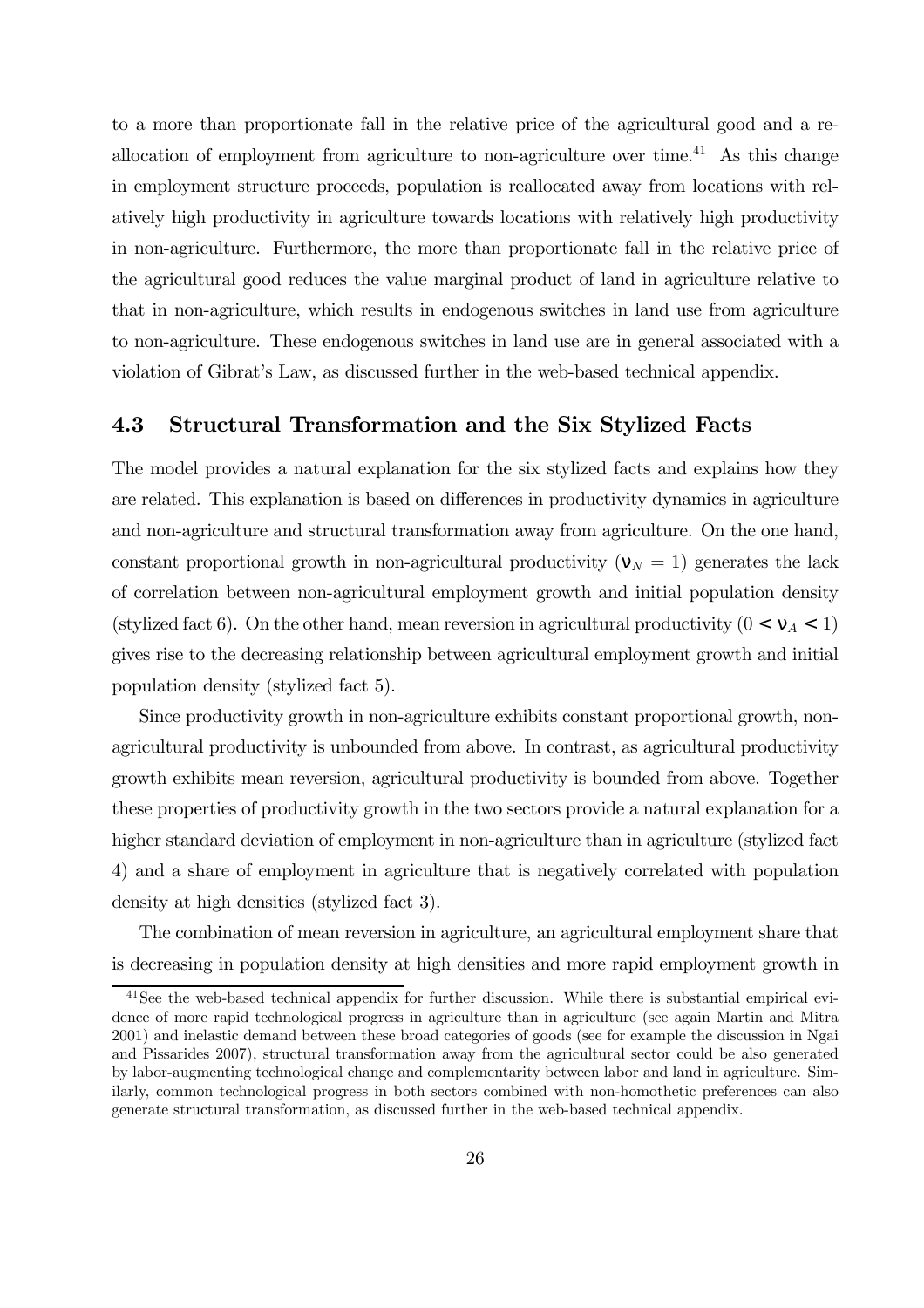to a more than proportionate fall in the relative price of the agricultural good and a reallocation of employment from agriculture to non-agriculture over time.[41] As this change in employment structure proceeds, population is reallocated away from locations with relatively high productivity in agriculture towards locations with relatively high productivity in non-agriculture. Furthermore, the more than proportionate fall in the relative price of the agricultural good reduces the value marginal product of land in agriculture relative to that in non-agriculture, which results in endogenous switches in land use from agriculture to non-agriculture. These endogenous switches in land use are in general associated with a violation of Gibrat's Law, as discussed further in the web-based technical appendix.

### 4.3 Structural Transformation and the Six Stylized Facts

The model provides a natural explanation for the six stylized facts and explains how they are related. This explanation is based on differences in productivity dynamics in agriculture and non-agriculture and structural transformation away from agriculture. On the one hand, constant proportional growth in non-agricultural productivity ($\nu_N = 1$) generates the lack of correlation between non-agricultural employment growth and initial population density (stylized fact 6). On the other hand, mean reversion in agricultural productivity ($0 < \nu_A < 1$) gives rise to the decreasing relationship between agricultural employment growth and initial population density (stylized fact 5).

Since productivity growth in non-agriculture exhibits constant proportional growth, non-agricultural productivity is unbounded from above. In contrast, as agricultural productivity growth exhibits mean reversion, agricultural productivity is bounded from above. Together these properties of productivity growth in the two sectors provide a natural explanation for a higher standard deviation of employment in non-agriculture than in agriculture (stylized fact 4) and a share of employment in agriculture that is negatively correlated with population density at high densities (stylized fact 3).

The combination of mean reversion in agriculture, an agricultural employment share that is decreasing in population density at high densities and more rapid employment growth in

[41] See the web-based technical appendix for further discussion. While there is substantial empirical evidence of more rapid technological progress in agriculture than in agriculture (see again Martin and Mitra 2001) and inelastic demand between these broad categories of goods (see for example the discussion in Ngai and Pissarides 2007), structural transformation away from the agricultural sector could be also generated by labor-augmenting technological change and complementarity between labor and land in agriculture. Similarly, common technological progress in both sectors combined with non-homothetic preferences can also generate structural transformation, as discussed further in the web-based technical appendix.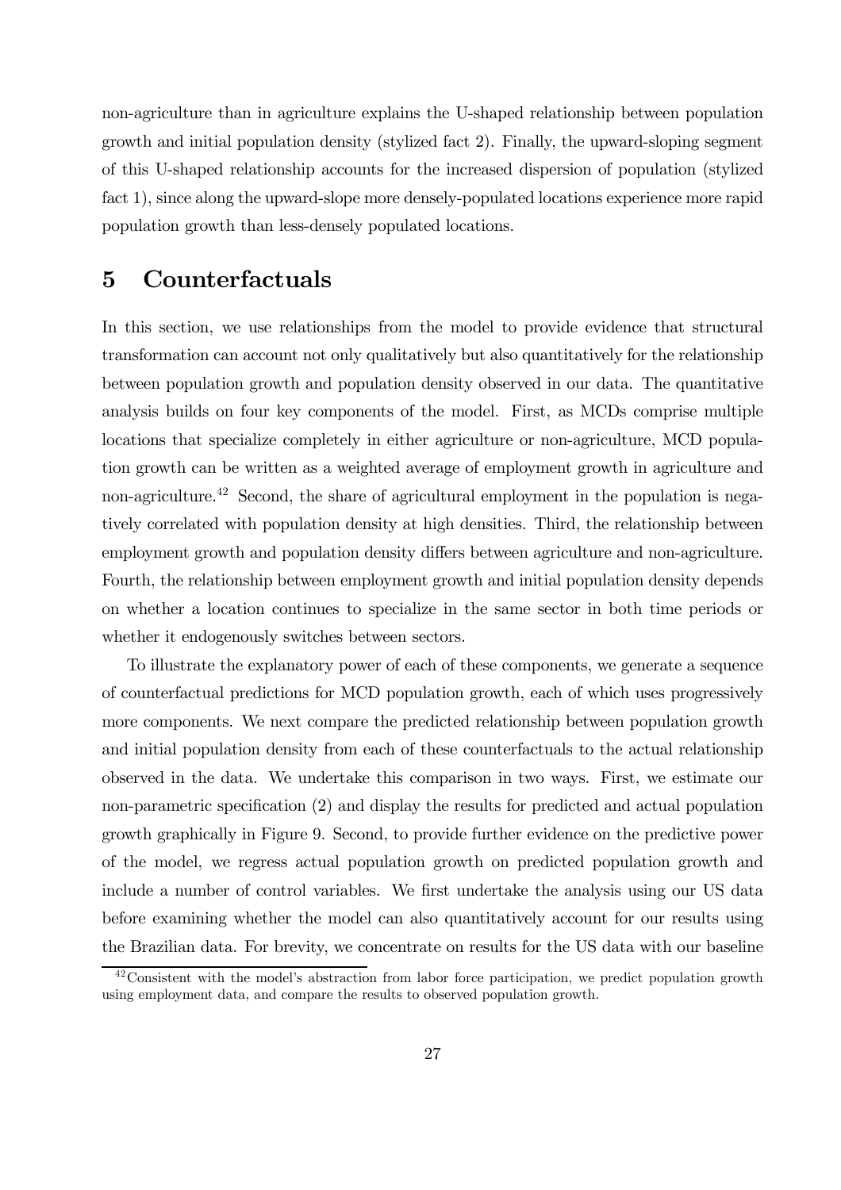non-agriculture than in agriculture explains the U-shaped relationship between population growth and initial population density (stylized fact 2). Finally, the upward-sloping segment of this U-shaped relationship accounts for the increased dispersion of population (stylized fact 1), since along the upward-slope more densely-populated locations experience more rapid population growth than less-densely populated locations.

# 5 Counterfactuals

In this section, we use relationships from the model to provide evidence that structural transformation can account not only qualitatively but also quantitatively for the relationship between population growth and population density observed in our data. The quantitative analysis builds on four key components of the model. First, as MCDs comprise multiple locations that specialize completely in either agriculture or non-agriculture, MCD population growth can be written as a weighted average of employment growth in agriculture and non-agriculture.[42] Second, the share of agricultural employment in the population is negatively correlated with population density at high densities. Third, the relationship between employment growth and population density differs between agriculture and non-agriculture. Fourth, the relationship between employment growth and initial population density depends on whether a location continues to specialize in the same sector in both time periods or whether it endogenously switches between sectors.

To illustrate the explanatory power of each of these components, we generate a sequence of counterfactual predictions for MCD population growth, each of which uses progressively more components. We next compare the predicted relationship between population growth and initial population density from each of these counterfactuals to the actual relationship observed in the data. We undertake this comparison in two ways. First, we estimate our non-parametric specification (2) and display the results for predicted and actual population growth graphically in Figure 9. Second, to provide further evidence on the predictive power of the model, we regress actual population growth on predicted population growth and include a number of control variables. We first undertake the analysis using our US data before examining whether the model can also quantitatively account for our results using the Brazilian data. For brevity, we concentrate on results for the US data with our baseline

[42] Consistent with the model's abstraction from labor force participation, we predict population growth using employment data, and compare the results to observed population growth.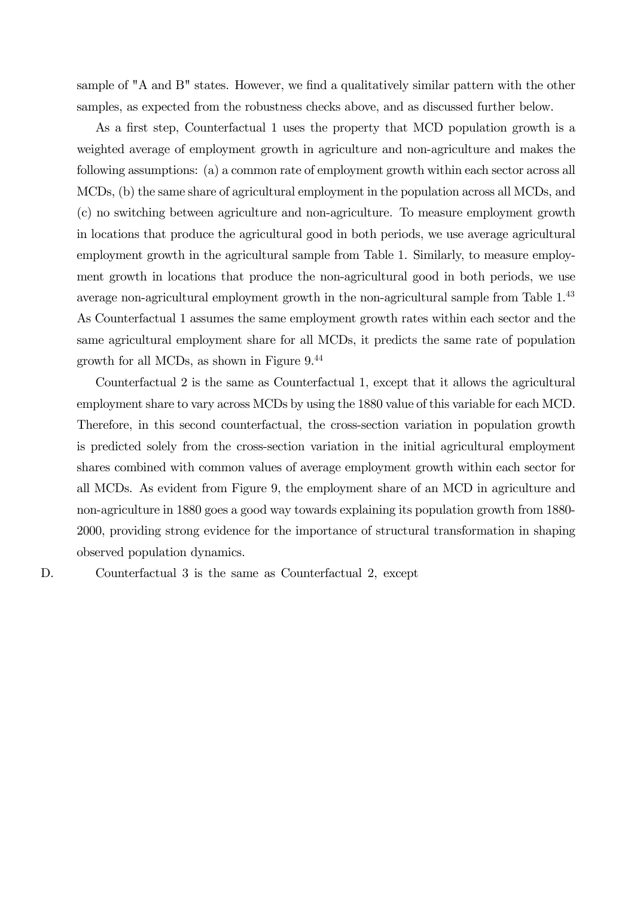sample of "A and B" states. However, we find a qualitatively similar pattern with the other samples, as expected from the robustness checks above, and as discussed further below.

As a first step, Counterfactual 1 uses the property that MCD population growth is a weighted average of employment growth in agriculture and non-agriculture and makes the following assumptions: (a) a common rate of employment growth within each sector across all MCDs, (b) the same share of agricultural employment in the population across all MCDs, and (c) no switching between agriculture and non-agriculture. To measure employment growth in locations that produce the agricultural good in both periods, we use average agricultural employment growth in the agricultural sample from Table 1. Similarly, to measure employment growth in locations that produce the non-agricultural good in both periods, we use average non-agricultural employment growth in the non-agricultural sample from Table 1.[43] As Counterfactual 1 assumes the same employment growth rates within each sector and the same agricultural employment share for all MCDs, it predicts the same rate of population growth for all MCDs, as shown in Figure 9.[44]

Counterfactual 2 is the same as Counterfactual 1, except that it allows the agricultural employment share to vary across MCDs by using the 1880 value of this variable for each MCD. Therefore, in this second counterfactual, the cross-section variation in population growth is predicted solely from the cross-section variation in the initial agricultural employment shares combined with common values of average employment growth within each sector for all MCDs. As evident from Figure 9, the employment share of an MCD in agriculture and non-agriculture in 1880 goes a good way towards explaining its population growth from 1880-2000, providing strong evidence for the importance of structural transformation in shaping observed population dynamics.

D. Counterfactual 3 is the same as Counterfactual 2, except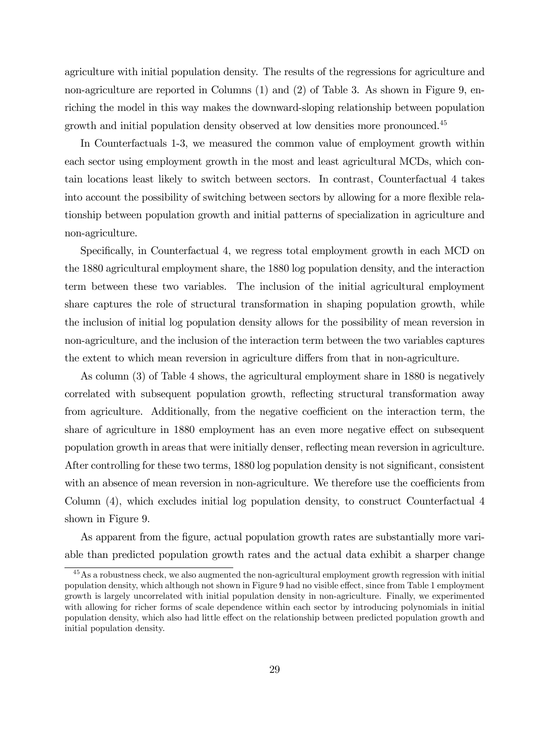agriculture with initial population density. The results of the regressions for agriculture and non-agriculture are reported in Columns (1) and (2) of Table 3. As shown in Figure 9, enriching the model in this way makes the downward-sloping relationship between population growth and initial population density observed at low densities more pronounced.[45]

In Counterfactuals 1-3, we measured the common value of employment growth within each sector using employment growth in the most and least agricultural MCDs, which contain locations least likely to switch between sectors. In contrast, Counterfactual 4 takes into account the possibility of switching between sectors by allowing for a more flexible relationship between population growth and initial patterns of specialization in agriculture and non-agriculture.

Specifically, in Counterfactual 4, we regress total employment growth in each MCD on the 1880 agricultural employment share, the 1880 log population density, and the interaction term between these two variables. The inclusion of the initial agricultural employment share captures the role of structural transformation in shaping population growth, while the inclusion of initial log population density allows for the possibility of mean reversion in non-agriculture, and the inclusion of the interaction term between the two variables captures the extent to which mean reversion in agriculture differs from that in non-agriculture.

As column (3) of Table 4 shows, the agricultural employment share in 1880 is negatively correlated with subsequent population growth, reflecting structural transformation away from agriculture. Additionally, from the negative coefficient on the interaction term, the share of agriculture in 1880 employment has an even more negative effect on subsequent population growth in areas that were initially denser, reflecting mean reversion in agriculture. After controlling for these two terms, 1880 log population density is not significant, consistent with an absence of mean reversion in non-agriculture. We therefore use the coefficients from Column (4), which excludes initial log population density, to construct Counterfactual 4 shown in Figure 9.

As apparent from the figure, actual population growth rates are substantially more variable than predicted population growth rates and the actual data exhibit a sharper change

[45] As a robustness check, we also augmented the non-agricultural employment growth regression with initial population density, which although not shown in Figure 9 had no visible effect, since from Table 1 employment growth is largely uncorrelated with initial population density in non-agriculture. Finally, we experimented with allowing for richer forms of scale dependence within each sector by introducing polynomials in initial population density, which also had little effect on the relationship between predicted population growth and initial population density.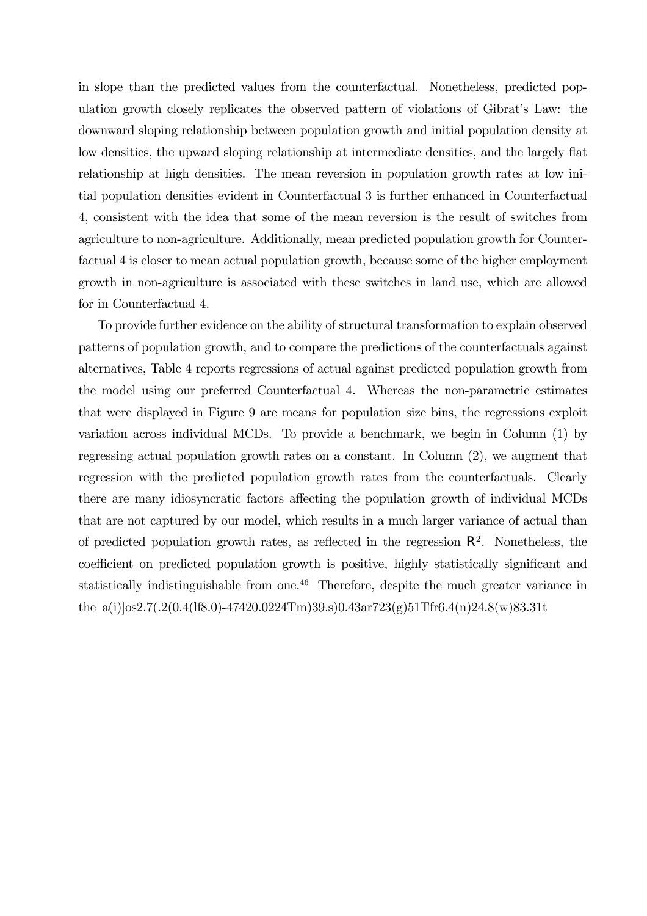in slope than the predicted values from the counterfactual. Nonetheless, predicted population growth closely replicates the observed pattern of violations of Gibrat's Law: the downward sloping relationship between population growth and initial population density at low densities, the upward sloping relationship at intermediate densities, and the largely flat relationship at high densities. The mean reversion in population growth rates at low initial population densities evident in Counterfactual 3 is further enhanced in Counterfactual 4, consistent with the idea that some of the mean reversion is the result of switches from agriculture to non-agriculture. Additionally, mean predicted population growth for Counterfactual 4 is closer to mean actual population growth, because some of the higher employment growth in non-agriculture is associated with these switches in land use, which are allowed for in Counterfactual 4.

To provide further evidence on the ability of structural transformation to explain observed patterns of population growth, and to compare the predictions of the counterfactuals against alternatives, Table 4 reports regressions of actual against predicted population growth from the model using our preferred Counterfactual 4. Whereas the non-parametric estimates that were displayed in Figure 9 are means for population size bins, the regressions exploit variation across individual MCDs. To provide a benchmark, we begin in Column (1) by regressing actual population growth rates on a constant. In Column (2), we augment that regression with the predicted population growth rates from the counterfactuals. Clearly there are many idiosyncratic factors affecting the population growth of individual MCDs that are not captured by our model, which results in a much larger variance of actual than of predicted population growth rates, as reflected in the regression $R^2$. Nonetheless, the coefficient on predicted population growth is positive, highly statistically significant and statistically indistinguishable from one.[46] Therefore, despite the much greater variance in the a(i)]os2.7(.2(0.4(lf8.0)-47420.0224Tm)39.s)0.43ar723(g)51Tfr6.4(n)24.8(w)83.31t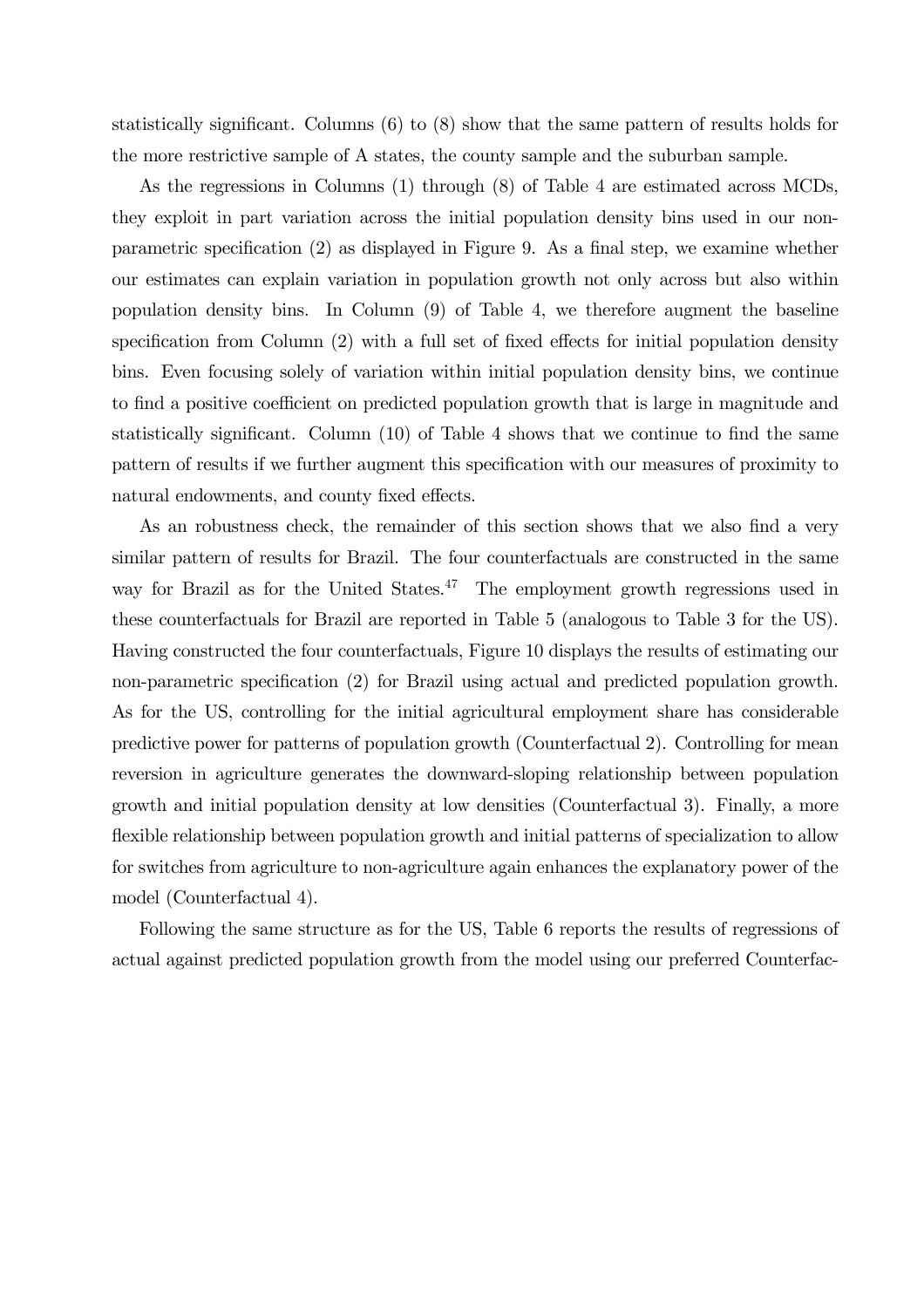statistically significant. Columns (6) to (8) show that the same pattern of results holds for the more restrictive sample of A states, the county sample and the suburban sample.

As the regressions in Columns (1) through (8) of Table 4 are estimated across MCDs, they exploit in part variation across the initial population density bins used in our non-parametric specification (2) as displayed in Figure 9. As a final step, we examine whether our estimates can explain variation in population growth not only across but also within population density bins. In Column (9) of Table 4, we therefore augment the baseline specification from Column (2) with a full set of fixed effects for initial population density bins. Even focusing solely of variation within initial population density bins, we continue to find a positive coefficient on predicted population growth that is large in magnitude and statistically significant. Column (10) of Table 4 shows that we continue to find the same pattern of results if we further augment this specification with our measures of proximity to natural endowments, and county fixed effects.

As an robustness check, the remainder of this section shows that we also find a very similar pattern of results for Brazil. The four counterfactuals are constructed in the same way for Brazil as for the United States.[47] The employment growth regressions used in these counterfactuals for Brazil are reported in Table 5 (analogous to Table 3 for the US). Having constructed the four counterfactuals, Figure 10 displays the results of estimating our non-parametric specification (2) for Brazil using actual and predicted population growth. As for the US, controlling for the initial agricultural employment share has considerable predictive power for patterns of population growth (Counterfactual 2). Controlling for mean reversion in agriculture generates the downward-sloping relationship between population growth and initial population density at low densities (Counterfactual 3). Finally, a more flexible relationship between population growth and initial patterns of specialization to allow for switches from agriculture to non-agriculture again enhances the explanatory power of the model (Counterfactual 4).

Following the same structure as for the US, Table 6 reports the results of regressions of actual against predicted population growth from the model using our preferred Counterfac-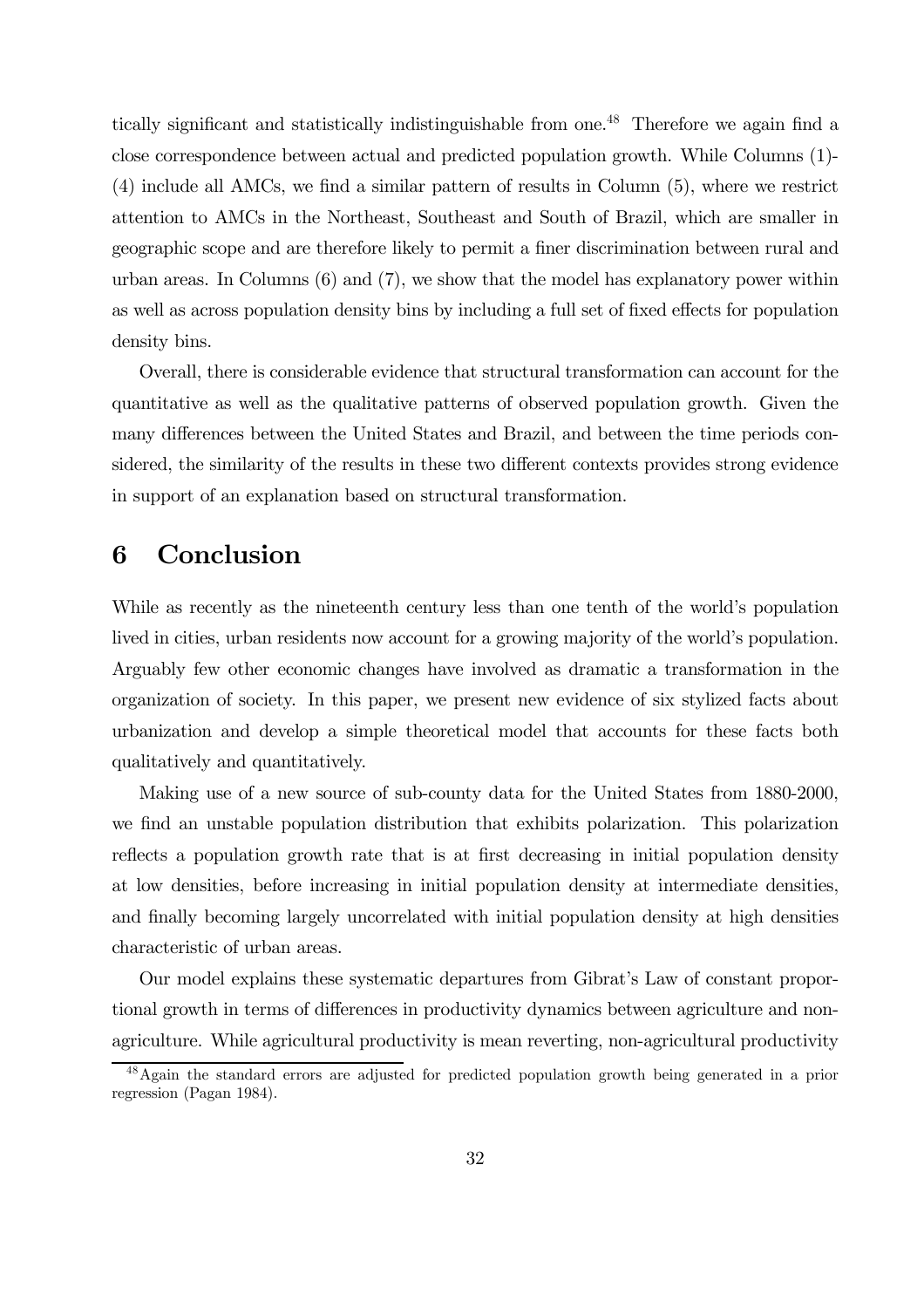tically significant and statistically indistinguishable from one.[48] Therefore we again find a close correspondence between actual and predicted population growth. While Columns (1)-(4) include all AMCs, we find a similar pattern of results in Column (5), where we restrict attention to AMCs in the Northeast, Southeast and South of Brazil, which are smaller in geographic scope and are therefore likely to permit a finer discrimination between rural and urban areas. In Columns (6) and (7), we show that the model has explanatory power within as well as across population density bins by including a full set of fixed effects for population density bins.

Overall, there is considerable evidence that structural transformation can account for the quantitative as well as the qualitative patterns of observed population growth. Given the many differences between the United States and Brazil, and between the time periods considered, the similarity of the results in these two different contexts provides strong evidence in support of an explanation based on structural transformation.

# 6 Conclusion

While as recently as the nineteenth century less than one tenth of the world's population lived in cities, urban residents now account for a growing majority of the world's population. Arguably few other economic changes have involved as dramatic a transformation in the organization of society. In this paper, we present new evidence of six stylized facts about urbanization and develop a simple theoretical model that accounts for these facts both qualitatively and quantitatively.

Making use of a new source of sub-county data for the United States from 1880-2000, we find an unstable population distribution that exhibits polarization. This polarization reflects a population growth rate that is at first decreasing in initial population density at low densities, before increasing in initial population density at intermediate densities, and finally becoming largely uncorrelated with initial population density at high densities characteristic of urban areas.

Our model explains these systematic departures from Gibrat's Law of constant proportional growth in terms of differences in productivity dynamics between agriculture and non-agriculture. While agricultural productivity is mean reverting, non-agricultural productivity

[48] Again the standard errors are adjusted for predicted population growth being generated in a prior regression (Pagan 1984).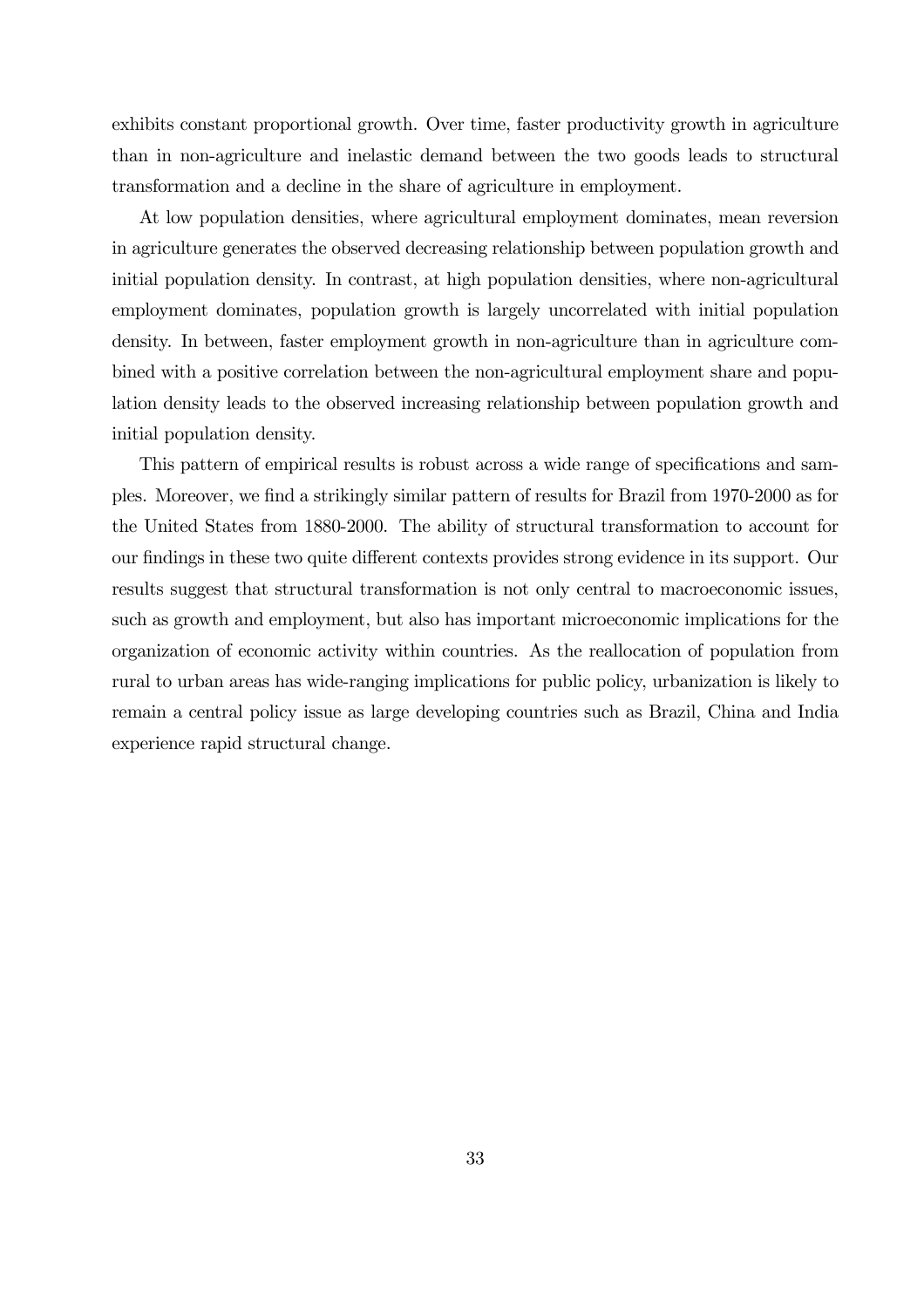exhibits constant proportional growth. Over time, faster productivity growth in agriculture than in non-agriculture and inelastic demand between the two goods leads to structural transformation and a decline in the share of agriculture in employment.

At low population densities, where agricultural employment dominates, mean reversion in agriculture generates the observed decreasing relationship between population growth and initial population density. In contrast, at high population densities, where non-agricultural employment dominates, population growth is largely uncorrelated with initial population density. In between, faster employment growth in non-agriculture than in agriculture combined with a positive correlation between the non-agricultural employment share and population density leads to the observed increasing relationship between population growth and initial population density.

This pattern of empirical results is robust across a wide range of specifications and samples. Moreover, we find a strikingly similar pattern of results for Brazil from 1970-2000 as for the United States from 1880-2000. The ability of structural transformation to account for our findings in these two quite different contexts provides strong evidence in its support. Our results suggest that structural transformation is not only central to macroeconomic issues, such as growth and employment, but also has important microeconomic implications for the organization of economic activity within countries. As the reallocation of population from rural to urban areas has wide-ranging implications for public policy, urbanization is likely to remain a central policy issue as large developing countries such as Brazil, China and India experience rapid structural change.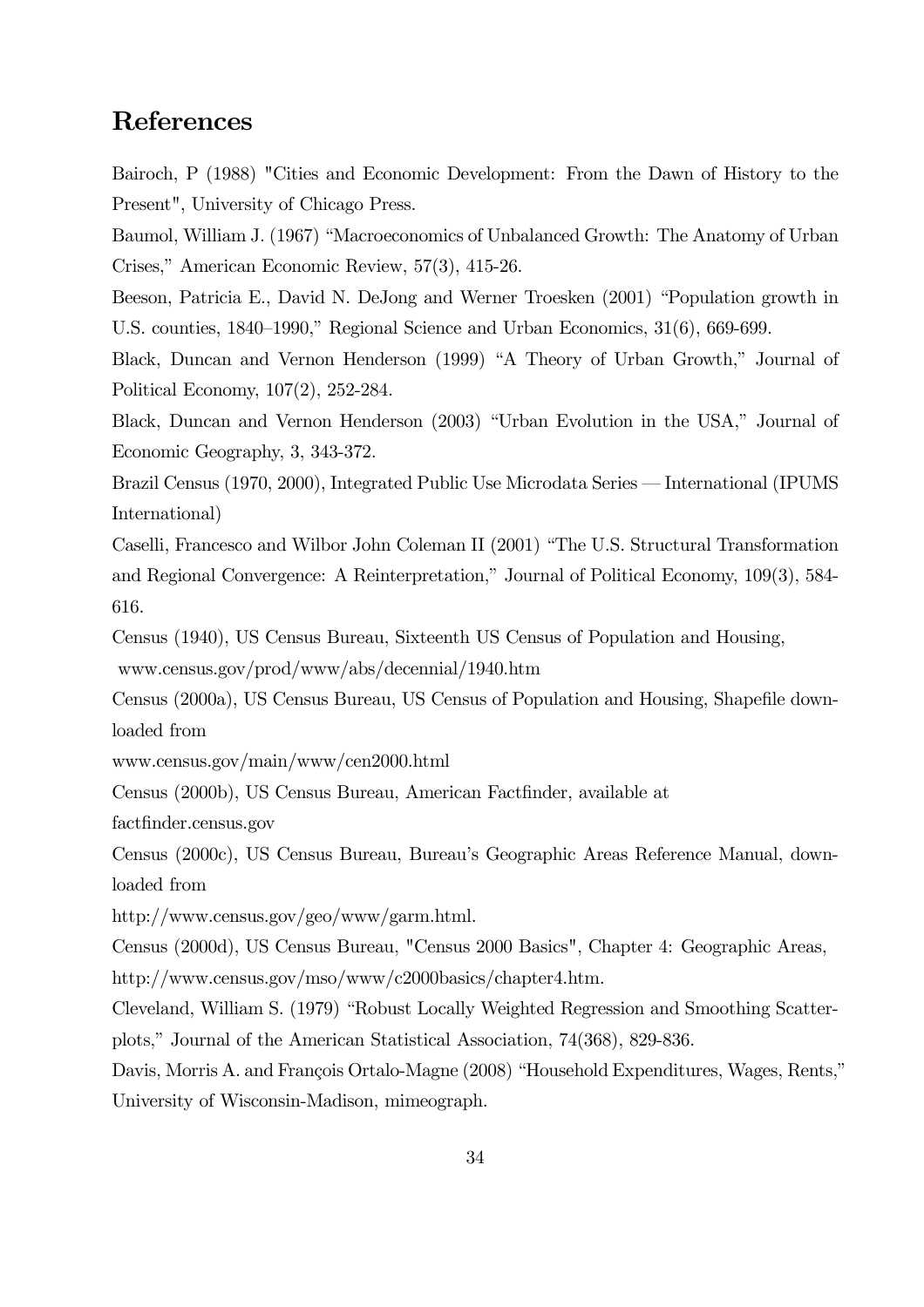# References

Bairoch, P (1988) "Cities and Economic Development: From the Dawn of History to the Present", University of Chicago Press.

Baumol, William J. (1967) "Macroeconomics of Unbalanced Growth: The Anatomy of Urban Crises," American Economic Review, 57(3), 415-26.

Beeson, Patricia E., David N. DeJong and Werner Troesken (2001) "Population growth in U.S. counties, 1840–1990," Regional Science and Urban Economics, 31(6), 669-699.

Black, Duncan and Vernon Henderson (1999) "A Theory of Urban Growth," Journal of Political Economy, 107(2), 252-284.

Black, Duncan and Vernon Henderson (2003) "Urban Evolution in the USA," Journal of Economic Geography, 3, 343-372.

Brazil Census (1970, 2000), Integrated Public Use Microdata Series — International (IPUMS International)

Caselli, Francesco and Wilbor John Coleman II (2001) "The U.S. Structural Transformation and Regional Convergence: A Reinterpretation," Journal of Political Economy, 109(3), 584-616.

Census (1940), US Census Bureau, Sixteenth US Census of Population and Housing, www.census.gov/prod/www/abs/decennial/1940.htm

Census (2000a), US Census Bureau, US Census of Population and Housing, Shapefile downloaded from
www.census.gov/main/www/cen2000.html

Census (2000b), US Census Bureau, American Factfinder, available at
factfinder.census.gov

Census (2000c), US Census Bureau, Bureau's Geographic Areas Reference Manual, downloaded from
http://www.census.gov/geo/www/garm.html.

Census (2000d), US Census Bureau, "Census 2000 Basics", Chapter 4: Geographic Areas, http://www.census.gov/mso/www/c2000basics/chapter4.htm.

Cleveland, William S. (1979) "Robust Locally Weighted Regression and Smoothing Scatterplots," Journal of the American Statistical Association, 74(368), 829-836.

Davis, Morris A. and François Ortalo-Magne (2008) "Household Expenditures, Wages, Rents," University of Wisconsin-Madison, mimeograph.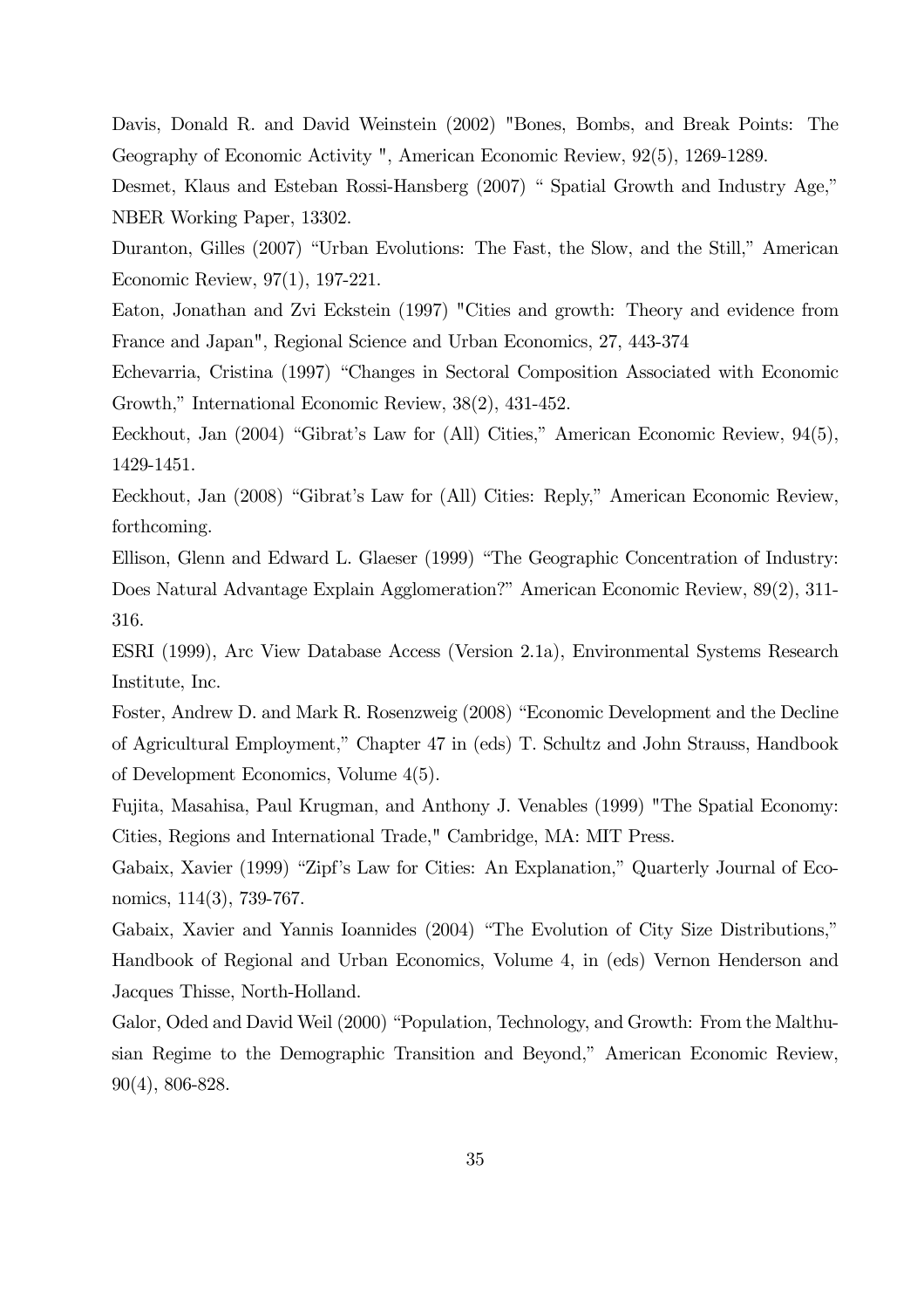Davis, Donald R. and David Weinstein (2002) "Bones, Bombs, and Break Points: The Geography of Economic Activity ", American Economic Review, 92(5), 1269-1289.

Desmet, Klaus and Esteban Rossi-Hansberg (2007) " Spatial Growth and Industry Age," NBER Working Paper, 13302.

Duranton, Gilles (2007) "Urban Evolutions: The Fast, the Slow, and the Still," American Economic Review, 97(1), 197-221.

Eaton, Jonathan and Zvi Eckstein (1997) "Cities and growth: Theory and evidence from France and Japan", Regional Science and Urban Economics, 27, 443-374

Echevarria, Cristina (1997) "Changes in Sectoral Composition Associated with Economic Growth," International Economic Review, 38(2), 431-452.

Eeckhout, Jan (2004) "Gibrat's Law for (All) Cities," American Economic Review, 94(5), 1429-1451.

Eeckhout, Jan (2008) "Gibrat's Law for (All) Cities: Reply," American Economic Review, forthcoming.

Ellison, Glenn and Edward L. Glaeser (1999) "The Geographic Concentration of Industry: Does Natural Advantage Explain Agglomeration?" American Economic Review, 89(2), 311-316.

ESRI (1999), Arc View Database Access (Version 2.1a), Environmental Systems Research Institute, Inc.

Foster, Andrew D. and Mark R. Rosenzweig (2008) "Economic Development and the Decline of Agricultural Employment," Chapter 47 in (eds) T. Schultz and John Strauss, Handbook of Development Economics, Volume 4(5).

Fujita, Masahisa, Paul Krugman, and Anthony J. Venables (1999) "The Spatial Economy: Cities, Regions and International Trade," Cambridge, MA: MIT Press.

Gabaix, Xavier (1999) "Zipf's Law for Cities: An Explanation," Quarterly Journal of Economics, 114(3), 739-767.

Gabaix, Xavier and Yannis Ioannides (2004) "The Evolution of City Size Distributions," Handbook of Regional and Urban Economics, Volume 4, in (eds) Vernon Henderson and Jacques Thisse, North-Holland.

Galor, Oded and David Weil (2000) "Population, Technology, and Growth: From the Malthusian Regime to the Demographic Transition and Beyond," American Economic Review, 90(4), 806-828.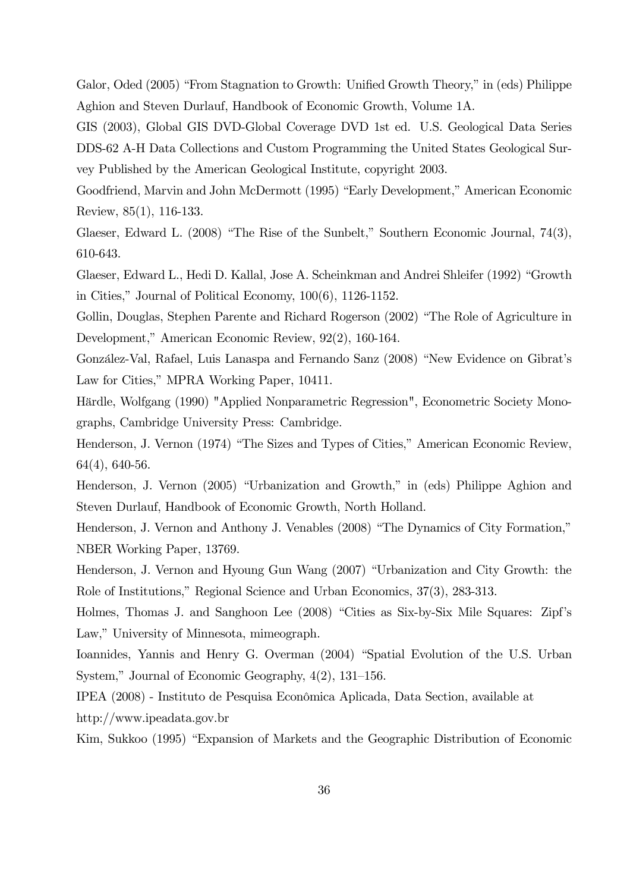Galor, Oded (2005) "From Stagnation to Growth: Unified Growth Theory," in (eds) Philippe Aghion and Steven Durlauf, Handbook of Economic Growth, Volume 1A.

GIS (2003), Global GIS DVD-Global Coverage DVD 1st ed. U.S. Geological Data Series DDS-62 A-H Data Collections and Custom Programming the United States Geological Survey Published by the American Geological Institute, copyright 2003.

Goodfriend, Marvin and John McDermott (1995) "Early Development," American Economic Review, 85(1), 116-133.

Glaeser, Edward L. (2008) "The Rise of the Sunbelt," Southern Economic Journal, 74(3), 610-643.

Glaeser, Edward L., Hedi D. Kallal, Jose A. Scheinkman and Andrei Shleifer (1992) "Growth in Cities," Journal of Political Economy, 100(6), 1126-1152.

Gollin, Douglas, Stephen Parente and Richard Rogerson (2002) "The Role of Agriculture in Development," American Economic Review, 92(2), 160-164.

González-Val, Rafael, Luis Lanaspa and Fernando Sanz (2008) "New Evidence on Gibrat's Law for Cities," MPRA Working Paper, 10411.

Härdle, Wolfgang (1990) "Applied Nonparametric Regression", Econometric Society Monographs, Cambridge University Press: Cambridge.

Henderson, J. Vernon (1974) "The Sizes and Types of Cities," American Economic Review, 64(4), 640-56.

Henderson, J. Vernon (2005) "Urbanization and Growth," in (eds) Philippe Aghion and Steven Durlauf, Handbook of Economic Growth, North Holland.

Henderson, J. Vernon and Anthony J. Venables (2008) "The Dynamics of City Formation," NBER Working Paper, 13769.

Henderson, J. Vernon and Hyoung Gun Wang (2007) "Urbanization and City Growth: the Role of Institutions," Regional Science and Urban Economics, 37(3), 283-313.

Holmes, Thomas J. and Sanghoon Lee (2008) "Cities as Six-by-Six Mile Squares: Zipf's Law," University of Minnesota, mimeograph.

Ioannides, Yannis and Henry G. Overman (2004) "Spatial Evolution of the U.S. Urban System," Journal of Economic Geography, 4(2), 131–156.

IPEA (2008) - Instituto de Pesquisa Econômica Aplicada, Data Section, available at http://www.ipeadata.gov.br

Kim, Sukkoo (1995) "Expansion of Markets and the Geographic Distribution of Economic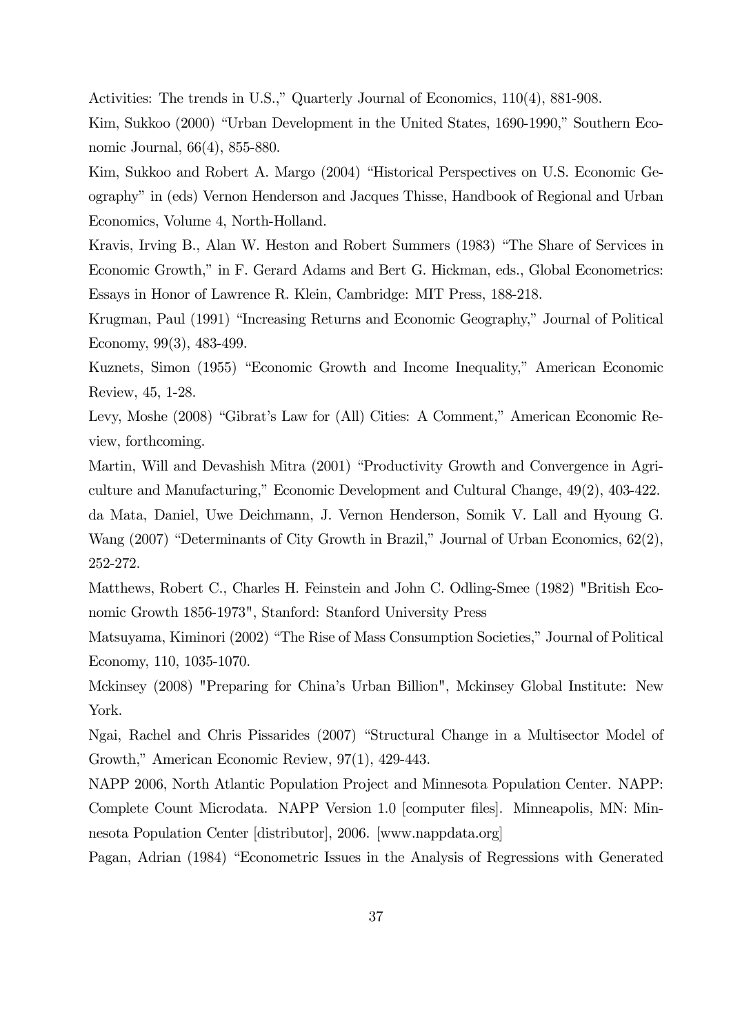Activities: The trends in U.S.," Quarterly Journal of Economics, 110(4), 881-908.

Kim, Sukkoo (2000) "Urban Development in the United States, 1690-1990," Southern Economic Journal, 66(4), 855-880.

Kim, Sukkoo and Robert A. Margo (2004) "Historical Perspectives on U.S. Economic Geography" in (eds) Vernon Henderson and Jacques Thisse, Handbook of Regional and Urban Economics, Volume 4, North-Holland.

Kravis, Irving B., Alan W. Heston and Robert Summers (1983) "The Share of Services in Economic Growth," in F. Gerard Adams and Bert G. Hickman, eds., Global Econometrics: Essays in Honor of Lawrence R. Klein, Cambridge: MIT Press, 188-218.

Krugman, Paul (1991) "Increasing Returns and Economic Geography," Journal of Political Economy, 99(3), 483-499.

Kuznets, Simon (1955) "Economic Growth and Income Inequality," American Economic Review, 45, 1-28.

Levy, Moshe (2008) "Gibrat's Law for (All) Cities: A Comment," American Economic Review, forthcoming.

Martin, Will and Devashish Mitra (2001) "Productivity Growth and Convergence in Agriculture and Manufacturing," Economic Development and Cultural Change, 49(2), 403-422.

da Mata, Daniel, Uwe Deichmann, J. Vernon Henderson, Somik V. Lall and Hyoung G. Wang (2007) "Determinants of City Growth in Brazil," Journal of Urban Economics, 62(2), 252-272.

Matthews, Robert C., Charles H. Feinstein and John C. Odling-Smee (1982) "British Economic Growth 1856-1973", Stanford: Stanford University Press

Matsuyama, Kiminori (2002) "The Rise of Mass Consumption Societies," Journal of Political Economy, 110, 1035-1070.

Mckinsey (2008) "Preparing for China's Urban Billion", Mckinsey Global Institute: New York.

Ngai, Rachel and Chris Pissarides (2007) "Structural Change in a Multisector Model of Growth," American Economic Review, 97(1), 429-443.

NAPP 2006, North Atlantic Population Project and Minnesota Population Center. NAPP: Complete Count Microdata. NAPP Version 1.0 [computer files]. Minneapolis, MN: Minnesota Population Center [distributor], 2006. [www.nappdata.org]

Pagan, Adrian (1984) "Econometric Issues in the Analysis of Regressions with Generated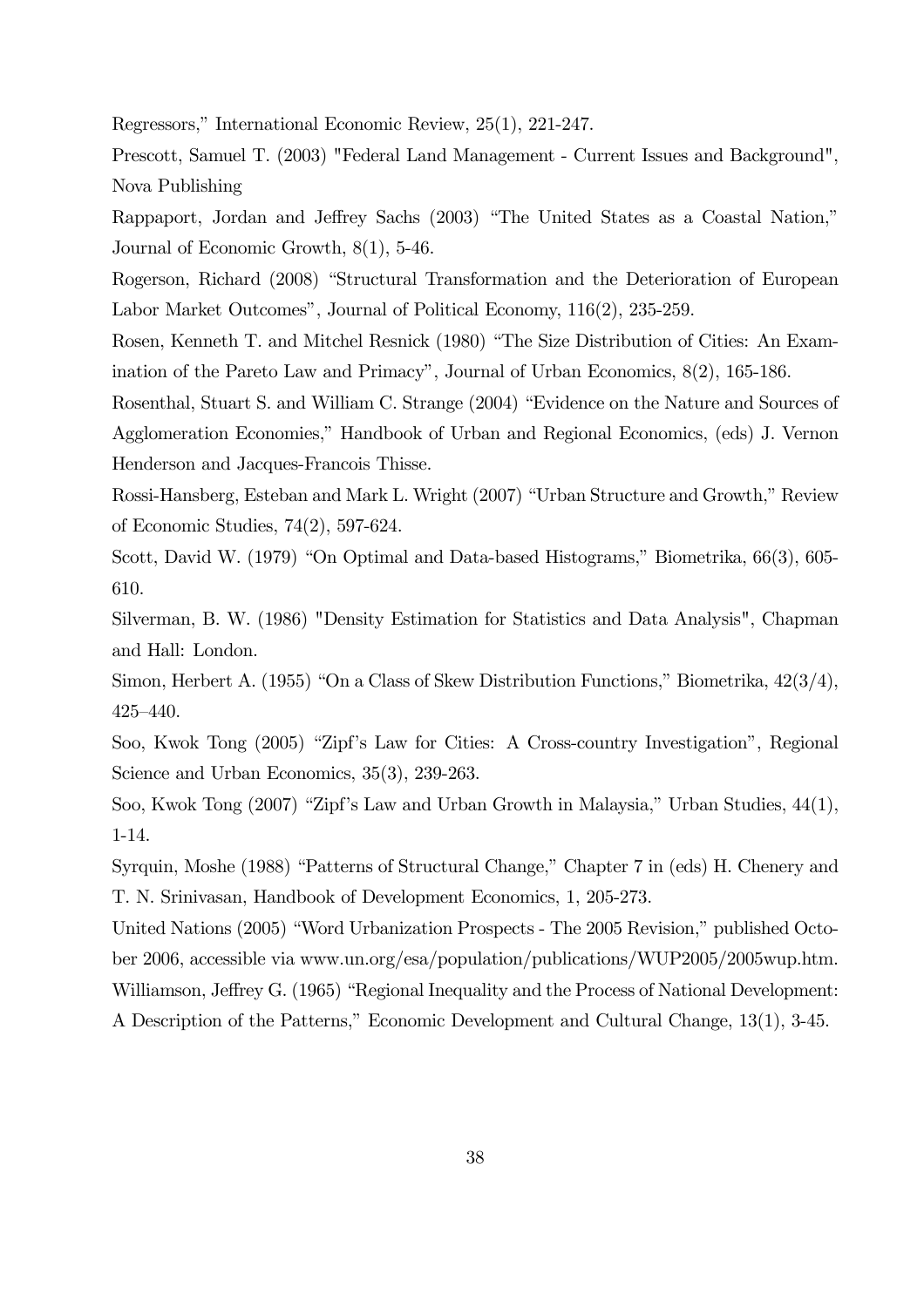Regressors," International Economic Review, 25(1), 221-247.

Prescott, Samuel T. (2003) "Federal Land Management - Current Issues and Background", Nova Publishing

Rappaport, Jordan and Jeffrey Sachs (2003) "The United States as a Coastal Nation," Journal of Economic Growth, 8(1), 5-46.

Rogerson, Richard (2008) "Structural Transformation and the Deterioration of European Labor Market Outcomes", Journal of Political Economy, 116(2), 235-259.

Rosen, Kenneth T. and Mitchel Resnick (1980) "The Size Distribution of Cities: An Examination of the Pareto Law and Primacy", Journal of Urban Economics, 8(2), 165-186.

Rosenthal, Stuart S. and William C. Strange (2004) "Evidence on the Nature and Sources of Agglomeration Economies," Handbook of Urban and Regional Economics, (eds) J. Vernon Henderson and Jacques-Francois Thisse.

Rossi-Hansberg, Esteban and Mark L. Wright (2007) "Urban Structure and Growth," Review of Economic Studies, 74(2), 597-624.

Scott, David W. (1979) "On Optimal and Data-based Histograms," Biometrika, 66(3), 605-610.

Silverman, B. W. (1986) "Density Estimation for Statistics and Data Analysis", Chapman and Hall: London.

Simon, Herbert A. (1955) "On a Class of Skew Distribution Functions," Biometrika, 42(3/4), 425–440.

Soo, Kwok Tong (2005) "Zipf's Law for Cities: A Cross-country Investigation", Regional Science and Urban Economics, 35(3), 239-263.

Soo, Kwok Tong (2007) "Zipf's Law and Urban Growth in Malaysia," Urban Studies, 44(1), 1-14.

Syrquin, Moshe (1988) "Patterns of Structural Change," Chapter 7 in (eds) H. Chenery and T. N. Srinivasan, Handbook of Development Economics, 1, 205-273.

United Nations (2005) "Word Urbanization Prospects - The 2005 Revision," published October 2006, accessible via www.un.org/esa/population/publications/WUP2005/2005wup.htm.

Williamson, Jeffrey G. (1965) "Regional Inequality and the Process of National Development: A Description of the Patterns," Economic Development and Cultural Change, 13(1), 3-45.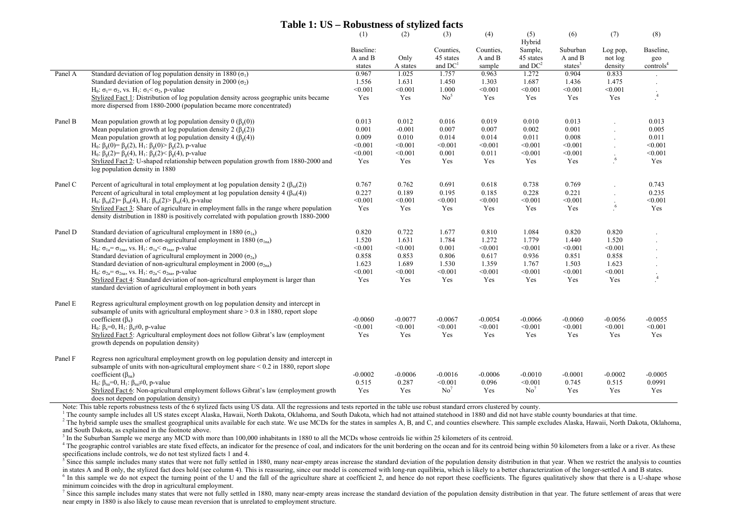# Table 1: US – Robustness of stylized facts

| Panel | | (1) Baseline: A and B states | (2) Only A states | (3) Counties, 45 states and DC[1] | (4) Counties, A and B sample | (5) Hybrid Sample, 45 states and DC[2] | (6) Suburban A and B states[3] | (7) Log pop, not log density | (8) Baseline, geo controls[4] |
|---|---|---|---|---|---|---|---|---|---|
| Panel A | Standard deviation of log population density in 1880 ($\sigma_1$) | 0.967 | 1.025 | 1.757 | 0.963 | 1.272 | 0.904 | 0.833 | . |
| | Standard deviation of log population density in 2000 ($\sigma_2$) | 1.556 | 1.631 | 1.450 | 1.303 | 1.687 | 1.436 | 1.475 | . |
| | $H_0$: $\sigma_1 = \sigma_2$, vs. $H_1$: $\sigma_1 < \sigma_2$, p-value | <0.001 | <0.001 | 1.000 | <0.001 | <0.001 | <0.001 | <0.001 | . |
| | Stylized Fact 1: Distribution of log population density across geographic units became more dispersed from 1880-2000 (population became more concentrated) | Yes | Yes | No[5] | Yes | Yes | Yes | Yes | .[4] |
| Panel B | Mean population growth at log population density 0 ($\beta_g(0)$) | 0.013 | 0.012 | 0.016 | 0.019 | 0.010 | 0.013 | . | 0.013 |
| | Mean population growth at log population density 2 ($\beta_g(2)$) | 0.001 | -0.001 | 0.007 | 0.007 | 0.002 | 0.001 | . | 0.005 |
| | Mean population growth at log population density 4 ($\beta_g(4)$) | 0.009 | 0.010 | 0.014 | 0.014 | 0.011 | 0.008 | . | 0.011 |
| | $H_0$: $\beta_g(0) = \beta_g(2)$, $H_1$: $\beta_g(0) > \beta_g(2)$, p-value | <0.001 | <0.001 | <0.001 | <0.001 | <0.001 | <0.001 | . | <0.001 |
| | $H_0$: $\beta_g(2) = \beta_g(4)$, $H_1$: $\beta_g(2) < \beta_g(4)$, p-value | <0.001 | <0.001 | 0.001 | 0.011 | <0.001 | <0.001 | . | <0.001 |
| | Stylized Fact 2: U-shaped relationship between population growth from 1880-2000 and log population density in 1880 | Yes | Yes | Yes | Yes | Yes | Yes | .[6] | Yes |
| Panel C | Percent of agricultural in total employment at log population density 2 ($\beta_{sa}(2)$) | 0.767 | 0.762 | 0.691 | 0.618 | 0.738 | 0.769 | . | 0.743 |
| | Percent of agricultural in total employment at log population density 4 ($\beta_{sa}(4)$) | 0.227 | 0.189 | 0.195 | 0.185 | 0.228 | 0.221 | . | 0.235 |
| | $H_0$: $\beta_{sa}(2) = \beta_{sa}(4)$, $H_1$: $\beta_{sa}(2) > \beta_{sa}(4)$, p-value | <0.001 | <0.001 | <0.001 | <0.001 | <0.001 | <0.001 | . | <0.001 |
| | Stylized Fact 3: Share of agriculture in employment falls in the range where population density distribution in 1880 is positively correlated with population growth 1880-2000 | Yes | Yes | Yes | Yes | Yes | Yes | .[6] | Yes |
| Panel D | Standard deviation of agricultural employment in 1880 ($\sigma_{1a}$) | 0.820 | 0.722 | 1.677 | 0.810 | 1.084 | 0.820 | 0.820 | . |
| | Standard deviation of non-agricultural employment in 1880 ($\sigma_{1na}$) | 1.520 | 1.631 | 1.784 | 1.272 | 1.779 | 1.440 | 1.520 | . |
| | $H_0$: $\sigma_{1a} = \sigma_{1na}$, vs. $H_1$: $\sigma_{1a} < \sigma_{1na}$, p-value | <0.001 | <0.001 | 0.001 | <0.001 | <0.001 | <0.001 | <0.001 | . |
| | Standard deviation of agricultural employment in 2000 ($\sigma_{2a}$) | 0.858 | 0.853 | 0.806 | 0.617 | 0.936 | 0.851 | 0.858 | . |
| | Standard deviation of non-agricultural employment in 2000 ($\sigma_{2na}$) | 1.623 | 1.689 | 1.530 | 1.359 | 1.767 | 1.503 | 1.623 | . |
| | $H_0$: $\sigma_{2a} = \sigma_{2na}$, vs. $H_1$: $\sigma_{2a} < \sigma_{2na}$, p-value | <0.001 | <0.001 | <0.001 | <0.001 | <0.001 | <0.001 | <0.001 | . |
| | Stylized Fact 4: Standard deviation of non-agricultural employment is larger than standard deviation of agricultural employment in both years | Yes | Yes | Yes | Yes | Yes | Yes | Yes | .[4] |
| Panel E | Regress agricultural employment growth on log population density and intercept in subsample of units with agricultural employment share > 0.8 in 1880, report slope coefficient ($\beta_a$) | -0.0060 | -0.0077 | -0.0067 | -0.0054 | -0.0066 | -0.0060 | -0.0056 | -0.0055 |
| | $H_0$: $\beta_a = 0$, $H_1$: $\beta_a \neq 0$, p-value | <0.001 | <0.001 | <0.001 | <0.001 | <0.001 | <0.001 | <0.001 | <0.001 |
| | Stylized Fact 5: Agricultural employment does not follow Gibrat's law (employment growth depends on population density) | Yes | Yes | Yes | Yes | Yes | Yes | Yes | Yes |
| Panel F | Regress non agricultural employment growth on log population density and intercept in subsample of units with non-agricultural employment share < 0.2 in 1880, report slope coefficient ($\beta_{na}$) | -0.0002 | -0.0006 | -0.0016 | -0.0006 | -0.0010 | -0.0001 | -0.0002 | -0.0005 |
| | $H_0$: $\beta_{na} = 0$, $H_1$: $\beta_{na} \neq 0$, p-value | 0.515 | 0.287 | <0.001 | 0.096 | <0.001 | 0.745 | 0.515 | 0.0991 |
| | Stylized Fact 6: Non-agricultural employment follows Gibrat's law (employment growth does not depend on population density) | Yes | Yes | No[7] | Yes | No[7] | Yes | Yes | Yes |

Note: This table reports robustness tests of the 6 stylized facts using US data. All the regressions and tests reported in the table use robust standard errors clustered by county.

[1] The county sample includes all US states except Alaska, Hawaii, North Dakota, Oklahoma, and South Dakota, which had not attained statehood in 1880 and did not have stable county boundaries at that time.

[2] The hybrid sample uses the smallest geographical units available for each state. We use MCDs for the states in samples A, B, and C, and counties elsewhere. This sample excludes Alaska, Hawaii, North Dakota, Oklahoma, and South Dakota, as explained in the footnote above.

[3] In the Suburban Sample we merge any MCD with more than 100,000 inhabitants in 1880 to all the MCDs whose centroids lie within 25 kilometers of its centroid.

[4] The geographic control variables are state fixed effects, an indicator for the presence of coal, and indicators for the unit bordering on the ocean and for its centroid being within 50 kilometers from a lake or a river. As these specifications include controls, we do not test stylized facts 1 and 4.

[5] Since this sample includes many states that were not fully settled in 1880, many near-empty areas increase the standard deviation of the population density distribution in that year. When we restrict the analysis to counties in states A and B only, the stylized fact does hold (see column 4). This is reassuring, since our model is concerned with long-run equilibria, which is likely to a better characterization of the longer-settled A and B states.

[6] In this sample we do not expect the turning point of the U and the fall of the agriculture share at coefficient 2, and hence do not report these coefficients. The figures qualitatively show that there is a U-shape whose minimum coincides with the drop in agricultural employment.

[7] Since this sample includes many states that were not fully settled in 1880, many near-empty areas increase the standard deviation of the population density distribution in that year. The future settlement of areas that were near empty in 1880 is also likely to cause mean reversion that is unrelated to employment structure.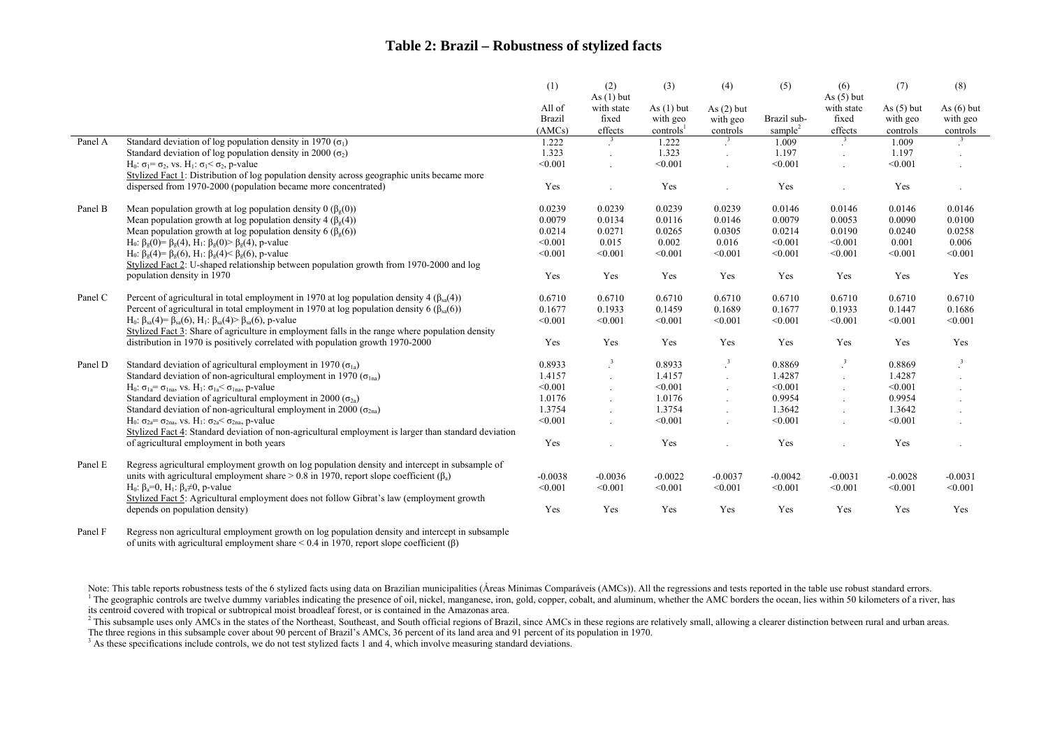# Table 2: Brazil – Robustness of stylized facts

| | | (1) | (2) | (3) | (4) | (5) | (6) | (7) | (8) |
|---|---|---|---|---|---|---|---|---|---|
| | | All of Brazil (AMCs) | As (1) but with state fixed effects | As (1) but with geo controls[1] | As (2) but with geo controls | Brazil sub-sample[2] | As (5) but with state fixed effects | As (5) but with geo controls | As (6) but with geo controls |
| Panel A | Standard deviation of log population density in 1970 ($\sigma_1$) | 1.222 | .[3] | 1.222 | .[3] | 1.009 | .[3] | 1.009 | .[3] |
| | Standard deviation of log population density in 2000 ($\sigma_2$) | 1.323 | . | 1.323 | . | 1.197 | . | 1.197 | . |
| | $H_0$: $\sigma_1 = \sigma_2$, vs. $H_1$: $\sigma_1 < \sigma_2$, p-value | <0.001 | . | <0.001 | . | <0.001 | . | <0.001 | . |
| | Stylized Fact 1: Distribution of log population density across geographic units became more dispersed from 1970-2000 (population became more concentrated) | Yes | . | Yes | . | Yes | . | Yes | . |
| Panel B | Mean population growth at log population density 0 ($\beta_g(0)$) | 0.0239 | 0.0239 | 0.0239 | 0.0239 | 0.0146 | 0.0146 | 0.0146 | 0.0146 |
| | Mean population growth at log population density 4 ($\beta_g(4)$) | 0.0079 | 0.0134 | 0.0116 | 0.0146 | 0.0079 | 0.0053 | 0.0090 | 0.0100 |
| | Mean population growth at log population density 6 ($\beta_g(6)$) | 0.0214 | 0.0271 | 0.0265 | 0.0305 | 0.0214 | 0.0190 | 0.0240 | 0.0258 |
| | $H_0$: $\beta_g(0) = \beta_g(4)$, $H_1$: $\beta_g(0) > \beta_g(4)$, p-value | <0.001 | 0.015 | 0.002 | 0.016 | <0.001 | <0.001 | 0.001 | 0.006 |
| | $H_0$: $\beta_g(4) = \beta_g(6)$, $H_1$: $\beta_g(4) < \beta_g(6)$, p-value | <0.001 | <0.001 | <0.001 | <0.001 | <0.001 | <0.001 | <0.001 | <0.001 |
| | Stylized Fact 2: U-shaped relationship between population growth from 1970-2000 and log population density in 1970 | Yes | Yes | Yes | Yes | Yes | Yes | Yes | Yes |
| Panel C | Percent of agricultural in total employment in 1970 at log population density 4 ($\beta_{sa}(4)$) | 0.6710 | 0.6710 | 0.6710 | 0.6710 | 0.6710 | 0.6710 | 0.6710 | 0.6710 |
| | Percent of agricultural in total employment in 1970 at log population density 6 ($\beta_{sa}(6)$) | 0.1677 | 0.1933 | 0.1459 | 0.1689 | 0.1677 | 0.1933 | 0.1447 | 0.1686 |
| | $H_0$: $\beta_{sa}(4) = \beta_{sa}(6)$, $H_1$: $\beta_{sa}(4) > \beta_{sa}(6)$, p-value | <0.001 | <0.001 | <0.001 | <0.001 | <0.001 | <0.001 | <0.001 | <0.001 |
| | Stylized Fact 3: Share of agriculture in employment falls in the range where population density distribution in 1970 is positively correlated with population growth 1970-2000 | Yes | Yes | Yes | Yes | Yes | Yes | Yes | Yes |
| Panel D | Standard deviation of agricultural employment in 1970 ($\sigma_{1a}$) | 0.8933 | .[3] | 0.8933 | .[3] | 0.8869 | .[3] | 0.8869 | .[3] |
| | Standard deviation of non-agricultural employment in 1970 ($\sigma_{1na}$) | 1.4157 | . | 1.4157 | . | 1.4287 | . | 1.4287 | . |
| | $H_0$: $\sigma_{1a} = \sigma_{1na}$, vs. $H_1$: $\sigma_{1a} < \sigma_{1na}$, p-value | <0.001 | . | <0.001 | . | <0.001 | . | <0.001 | . |
| | Standard deviation of agricultural employment in 2000 ($\sigma_{2a}$) | 1.0176 | . | 1.0176 | . | 0.9954 | . | 0.9954 | . |
| | Standard deviation of non-agricultural employment in 2000 ($\sigma_{2na}$) | 1.3754 | . | 1.3754 | . | 1.3642 | . | 1.3642 | . |
| | $H_0$: $\sigma_{2a} = \sigma_{2na}$, vs. $H_1$: $\sigma_{2a} < \sigma_{2na}$, p-value | <0.001 | . | <0.001 | . | <0.001 | . | <0.001 | . |
| | Stylized Fact 4: Standard deviation of non-agricultural employment is larger than standard deviation of agricultural employment in both years | Yes | . | Yes | . | Yes | . | Yes | . |
| Panel E | Regress agricultural employment growth on log population density and intercept in subsample of units with agricultural employment share > 0.8 in 1970, report slope coefficient ($\beta_a$) | -0.0038 | -0.0036 | -0.0022 | -0.0037 | -0.0042 | -0.0031 | -0.0028 | -0.0031 |
| | $H_0$: $\beta_a = 0$, $H_1$: $\beta_a \neq 0$, p-value | <0.001 | <0.001 | <0.001 | <0.001 | <0.001 | <0.001 | <0.001 | <0.001 |
| | Stylized Fact 5: Agricultural employment does not follow Gibrat's law (employment growth depends on population density) | Yes | Yes | Yes | Yes | Yes | Yes | Yes | Yes |
| Panel F | Regress non agricultural employment growth on log population density and intercept in subsample of units with agricultural employment share < 0.4 in 1970, report slope coefficient ($\beta$) | | | | | | | | |

Note: This table reports robustness tests of the 6 stylized facts using data on Brazilian municipalities (Áreas Mínimas Comparáveis (AMCs)). All the regressions and tests reported in the table use robust standard errors.

[1] The geographic controls are twelve dummy variables indicating the presence of oil, nickel, manganese, iron, gold, copper, cobalt, and aluminum, whether the AMC borders the ocean, lies within 50 kilometers of a river, has its centroid covered with tropical or subtropical moist broadleaf forest, or is contained in the Amazonas area.

[2] This subsample uses only AMCs in the states of the Northeast, Southeast, and South official regions of Brazil, since AMCs in these regions are relatively small, allowing a clearer distinction between rural and urban areas. The three regions in this subsample cover about 90 percent of Brazil's AMCs, 36 percent of its land area and 91 percent of its population in 1970.

[3] As these specifications include controls, we do not test stylized facts 1 and 4, which involve measuring standard deviations.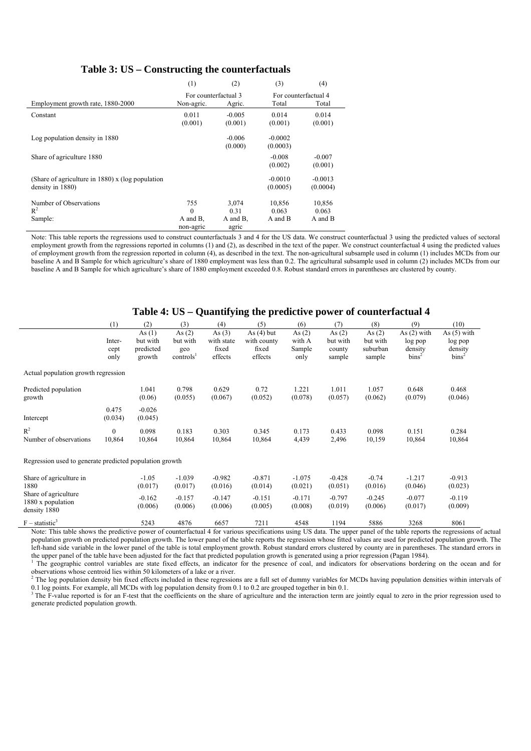## Table 3: US – Constructing the counterfactuals

| | (1) | (2) | (3) | (4) |
|---|---|---|---|---|
| | For counterfactual 3 | | For counterfactual 4 | |
| Employment growth rate, 1880-2000 | Non-agric. | Agric. | Total | Total |
| Constant | 0.011<br>(0.001) | -0.005<br>(0.001) | 0.014<br>(0.001) | 0.014<br>(0.001) |
| Log population density in 1880 | | -0.006<br>(0.000) | -0.0002<br>(0.0003) | |
| Share of agriculture 1880 | | | -0.008<br>(0.002) | -0.007<br>(0.001) |
| (Share of agriculture in 1880) x (log population density in 1880) | | | -0.0010<br>(0.0005) | -0.0013<br>(0.0004) |
| Number of Observations | 755 | 3,074 | 10,856 | 10,856 |
| $R^2$ | 0 | 0.31 | 0.063 | 0.063 |
| Sample: | A and B, non-agric | A and B, agric | A and B | A and B |

Note: This table reports the regressions used to construct counterfactuals 3 and 4 for the US data. We construct counterfactual 3 using the predicted values of sectoral employment growth from the regressions reported in columns (1) and (2), as described in the text of the paper. We construct counterfactual 4 using the predicted values of employment growth from the regression reported in column (4), as described in the text. The non-agricultural subsample used in column (1) includes MCDs from our baseline A and B Sample for which agriculture's share of 1880 employment was less than 0.2. The agricultural subsample used in column (2) includes MCDs from our baseline A and B Sample for which agriculture's share of 1880 employment exceeded 0.8. Robust standard errors in parentheses are clustered by county.

## Table 4: US – Quantifying the predictive power of counterfactual 4

| | (1) | (2) | (3) | (4) | (5) | (6) | (7) | (8) | (9) | (10) |
|---|---|---|---|---|---|---|---|---|---|---|
| | Inter-cept only | As (1) but with predicted growth | As (2) but with geo controls[1] | As (3) with state fixed effects | As (4) but with county fixed effects | As (2) with A Sample only | As (2) but with county sample | As (2) but with suburban sample | As (2) with log pop density bins[2] | As (5) with log pop density bins[2] |
| **Actual population growth regression** | | | | | | | | | | |
| Predicted population growth | | 1.041<br>(0.06) | 0.798<br>(0.055) | 0.629<br>(0.067) | 0.72<br>(0.052) | 1.221<br>(0.078) | 1.011<br>(0.057) | 1.057<br>(0.062) | 0.648<br>(0.079) | 0.468<br>(0.046) |
| Intercept | 0.475<br>(0.034) | -0.026<br>(0.045) | | | | | | | | |
| $R^2$ | 0 | 0.098 | 0.183 | 0.303 | 0.345 | 0.173 | 0.433 | 0.098 | 0.151 | 0.284 |
| Number of observations | 10,864 | 10,864 | 10,864 | 10,864 | 10,864 | 4,439 | 2,496 | 10,159 | 10,864 | 10,864 |
| **Regression used to generate predicted population growth** | | | | | | | | | | |
| Share of agriculture in 1880 | | -1.05<br>(0.017) | -1.039<br>(0.017) | -0.982<br>(0.016) | -0.871<br>(0.014) | -1.075<br>(0.021) | -0.428<br>(0.051) | -0.74<br>(0.016) | -1.217<br>(0.046) | -0.913<br>(0.023) |
| Share of agriculture 1880 x population density 1880 | | -0.162<br>(0.006) | -0.157<br>(0.006) | -0.147<br>(0.006) | -0.151<br>(0.005) | -0.171<br>(0.008) | -0.797<br>(0.019) | -0.245<br>(0.006) | -0.077<br>(0.017) | -0.119<br>(0.009) |
| F – statistic[3] | | 5243 | 4876 | 6657 | 7211 | 4548 | 1194 | 5886 | 3268 | 8061 |

Note: This table shows the predictive power of counterfactual 4 for various specifications using US data. The upper panel of the table reports the regressions of actual population growth on predicted population growth. The lower panel of the table reports the regression whose fitted values are used for predicted population growth. The left-hand side variable in the lower panel of the table is total employment growth. Robust standard errors clustered by county are in parentheses. The standard errors in the upper panel of the table have been adjusted for the fact that predicted population growth is generated using a prior regression (Pagan 1984).

[1] The geographic control variables are state fixed effects, an indicator for the presence of coal, and indicators for observations bordering on the ocean and for observations whose centroid lies within 50 kilometers of a lake or a river.

[2] The log population density bin fixed effects included in these regressions are a full set of dummy variables for MCDs having population densities within intervals of 0.1 log points. For example, all MCDs with log population density from 0.1 to 0.2 are grouped together in bin 0.1.

[3] The F-value reported is for an F-test that the coefficients on the share of agriculture and the interaction term are jointly equal to zero in the prior regression used to generate predicted population growth.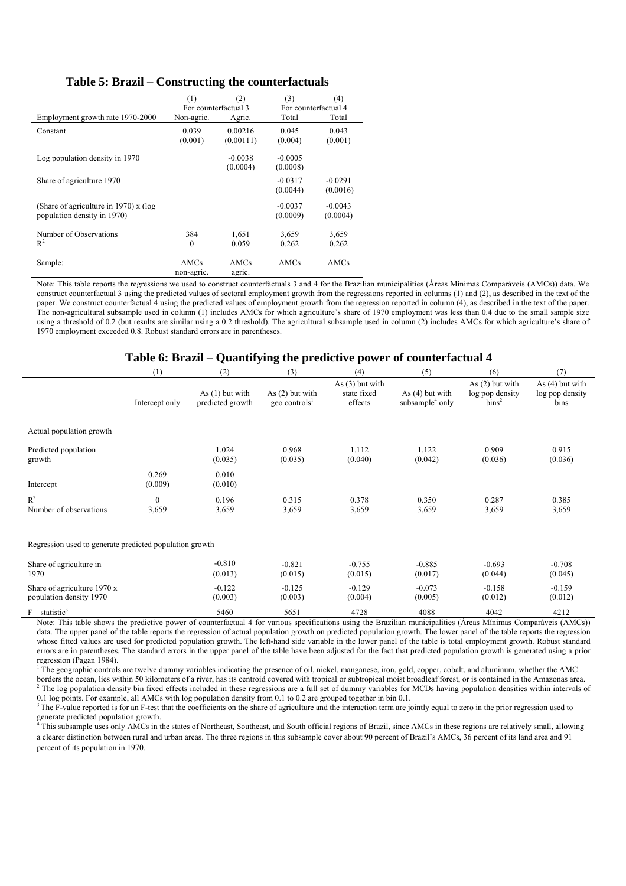## Table 5: Brazil – Constructing the counterfactuals

| | (1) | (2) | (3) | (4) |
|---|---|---|---|---|
| | For counterfactual 3 | | For counterfactual 4 | |
| Employment growth rate 1970-2000 | Non-agric. | Agric. | Total | Total |
| Constant | 0.039 | 0.00216 | 0.045 | 0.043 |
| | (0.001) | (0.00111) | (0.004) | (0.001) |
| Log population density in 1970 | | -0.0038 | -0.0005 | |
| | | (0.0004) | (0.0008) | |
| Share of agriculture 1970 | | | -0.0317 | -0.0291 |
| | | | (0.0044) | (0.0016) |
| (Share of agriculture in 1970) x (log population density in 1970) | | | -0.0037 | -0.0043 |
| | | | (0.0009) | (0.0004) |
| Number of Observations | 384 | 1,651 | 3,659 | 3,659 |
| $R^2$ | 0 | 0.059 | 0.262 | 0.262 |
| Sample: | AMCs non-agric. | AMCs agric. | AMCs | AMCs |

Note: This table reports the regressions we used to construct counterfactuals 3 and 4 for the Brazilian municipalities (Áreas Mínimas Comparáveis (AMCs)) data. We construct counterfactual 3 using the predicted values of sectoral employment growth from the regressions reported in columns (1) and (2), as described in the text of the paper. We construct counterfactual 4 using the predicted values of employment growth from the regression reported in column (4), as described in the text of the paper. The non-agricultural subsample used in column (1) includes AMCs for which agriculture's share of 1970 employment was less than 0.4 due to the small sample size using a threshold of 0.2 (but results are similar using a 0.2 threshold). The agricultural subsample used in column (2) includes AMCs for which agriculture's share of 1970 employment exceeded 0.8. Robust standard errors are in parentheses.

## Table 6: Brazil – Quantifying the predictive power of counterfactual 4

| | (1) | (2) | (3) | (4) | (5) | (6) | (7) |
|---|---|---|---|---|---|---|---|
| | Intercept only | As (1) but with predicted growth | As (2) but with geo controls[1] | As (3) but with state fixed effects | As (4) but with subsample[4] only | As (2) but with log pop density bins[2] | As (4) but with log pop density bins |
| Actual population growth | | | | | | | |
| Predicted population growth | | 1.024 | 0.968 | 1.112 | 1.122 | 0.909 | 0.915 |
| | | (0.035) | (0.035) | (0.040) | (0.042) | (0.036) | (0.036) |
| Intercept | 0.269 | 0.010 | | | | | |
| | (0.009) | (0.010) | | | | | |
| $R^2$ | 0 | 0.196 | 0.315 | 0.378 | 0.350 | 0.287 | 0.385 |
| Number of observations | 3,659 | 3,659 | 3,659 | 3,659 | 3,659 | 3,659 | 3,659 |
| Regression used to generate predicted population growth | | | | | | | |
| Share of agriculture in 1970 | | -0.810 | -0.821 | -0.755 | -0.885 | -0.693 | -0.708 |
| | | (0.013) | (0.015) | (0.015) | (0.017) | (0.044) | (0.045) |
| Share of agriculture 1970 x population density 1970 | | -0.122 | -0.125 | -0.129 | -0.073 | -0.158 | -0.159 |
| | | (0.003) | (0.003) | (0.004) | (0.005) | (0.012) | (0.012) |
| F – statistic[3] | | 5460 | 5651 | 4728 | 4088 | 4042 | 4212 |

Note: This table shows the predictive power of counterfactual 4 for various specifications using the Brazilian municipalities (Áreas Mínimas Comparáveis (AMCs)) data. The upper panel of the table reports the regression of actual population growth on predicted population growth. The lower panel of the table reports the regression whose fitted values are used for predicted population growth. The left-hand side variable in the lower panel of the table is total employment growth. Robust standard errors are in parentheses. The standard errors in the upper panel of the table have been adjusted for the fact that predicted population growth is generated using a prior regression (Pagan 1984).

[1] The geographic controls are twelve dummy variables indicating the presence of oil, nickel, manganese, iron, gold, copper, cobalt, and aluminum, whether the AMC borders the ocean, lies within 50 kilometers of a river, has its centroid covered with tropical or subtropical moist broadleaf forest, or is contained in the Amazonas area.

[2] The log population density bin fixed effects included in these regressions are a full set of dummy variables for MCDs having population densities within intervals of 0.1 log points. For example, all AMCs with log population density from 0.1 to 0.2 are grouped together in bin 0.1.

[3] The F-value reported is for an F-test that the coefficients on the share of agriculture and the interaction term are jointly equal to zero in the prior regression used to generate predicted population growth.

[4] This subsample uses only AMCs in the states of Northeast, Southeast, and South official regions of Brazil, since AMCs in these regions are relatively small, allowing a clearer distinction between rural and urban areas. The three regions in this subsample cover about 90 percent of Brazil's AMCs, 36 percent of its land area and 91 percent of its population in 1970.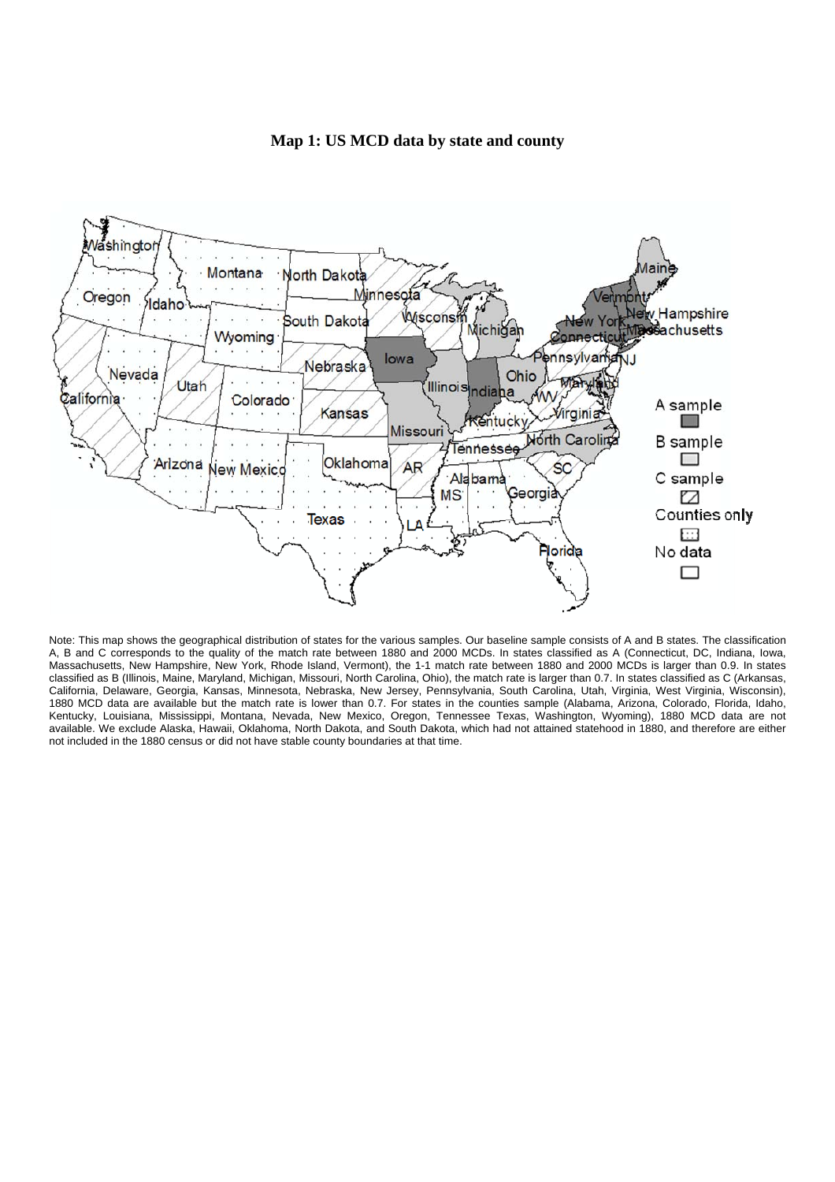**Map 1: US MCD data by state and county**

Note: This map shows the geographical distribution of states for the various samples. Our baseline sample consists of A and B states. The classification A, B and C corresponds to the quality of the match rate between 1880 and 2000 MCDs. In states classified as A (Connecticut, DC, Indiana, Iowa, Massachusetts, New Hampshire, New York, Rhode Island, Vermont), the 1-1 match rate between 1880 and 2000 MCDs is larger than 0.9. In states classified as B (Illinois, Maine, Maryland, Michigan, Missouri, North Carolina, Ohio), the match rate is larger than 0.7. In states classified as C (Arkansas, California, Delaware, Georgia, Kansas, Minnesota, Nebraska, New Jersey, Pennsylvania, South Carolina, Utah, Virginia, West Virginia, Wisconsin), 1880 MCD data are available but the match rate is lower than 0.7. For states in the counties sample (Alabama, Arizona, Colorado, Florida, Idaho, Kentucky, Louisiana, Mississippi, Montana, Nevada, New Mexico, Oregon, Tennessee Texas, Washington, Wyoming), 1880 MCD data are not available. We exclude Alaska, Hawaii, Oklahoma, North Dakota, and South Dakota, which had not attained statehood in 1880, and therefore are either not included in the 1880 census or did not have stable county boundaries at that time.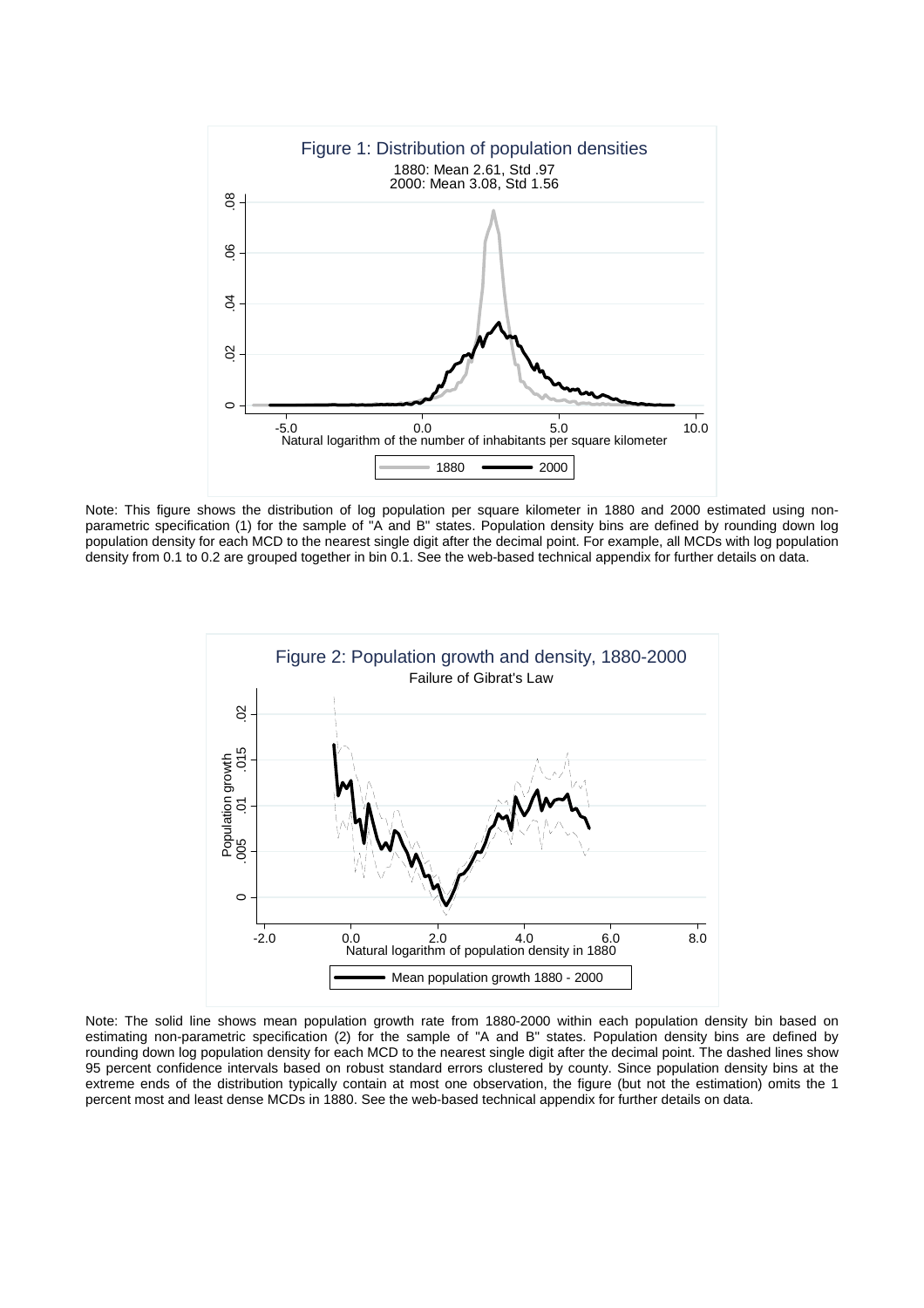Figure 1: Distribution of population densities

1880: Mean 2.61, Std .97
2000: Mean 3.08, Std 1.56

Note: This figure shows the distribution of log population per square kilometer in 1880 and 2000 estimated using non-parametric specification (1) for the sample of "A and B" states. Population density bins are defined by rounding down log population density for each MCD to the nearest single digit after the decimal point. For example, all MCDs with log population density from 0.1 to 0.2 are grouped together in bin 0.1. See the web-based technical appendix for further details on data.

Figure 2: Population growth and density, 1880-2000

Failure of Gibrat's Law

Note: The solid line shows mean population growth rate from 1880-2000 within each population density bin based on estimating non-parametric specification (2) for the sample of "A and B" states. Population density bins are defined by rounding down log population density for each MCD to the nearest single digit after the decimal point. The dashed lines show 95 percent confidence intervals based on robust standard errors clustered by county. Since population density bins at the extreme ends of the distribution typically contain at most one observation, the figure (but not the estimation) omits the 1 percent most and least dense MCDs in 1880. See the web-based technical appendix for further details on data.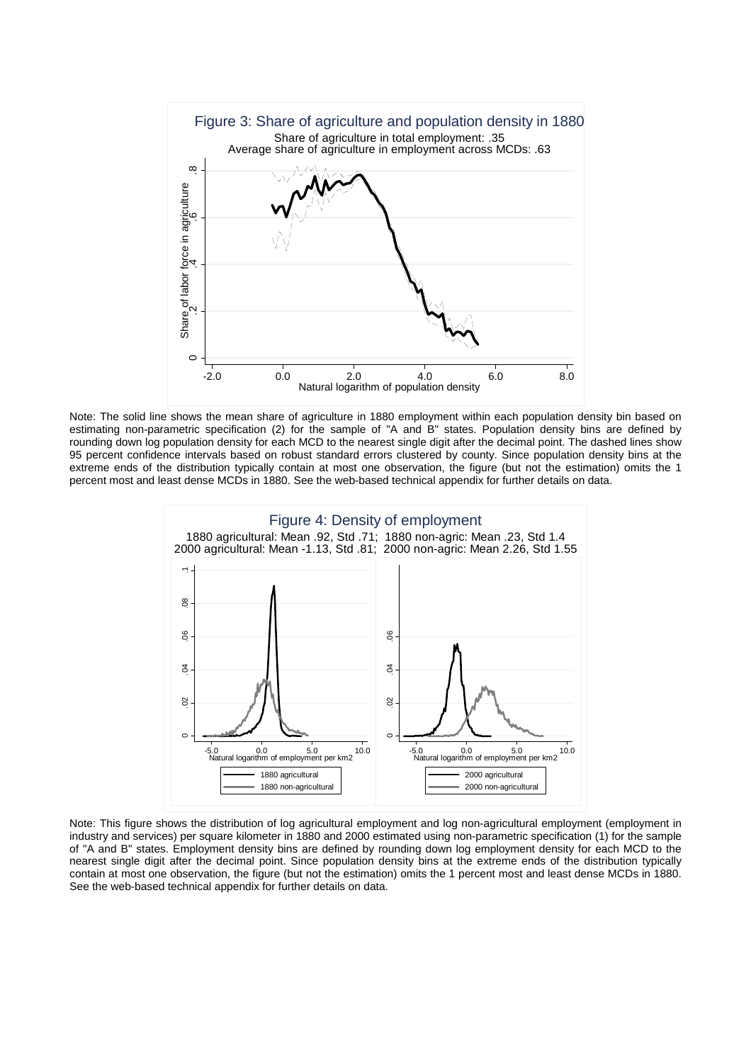Figure 3: Share of agriculture and population density in 1880

Share of agriculture in total employment: .35
Average share of agriculture in employment across MCDs: .63

Note: The solid line shows the mean share of agriculture in 1880 employment within each population density bin based on estimating non-parametric specification (2) for the sample of "A and B" states. Population density bins are defined by rounding down log population density for each MCD to the nearest single digit after the decimal point. The dashed lines show 95 percent confidence intervals based on robust standard errors clustered by county. Since population density bins at the extreme ends of the distribution typically contain at most one observation, the figure (but not the estimation) omits the 1 percent most and least dense MCDs in 1880. See the web-based technical appendix for further details on data.

Figure 4: Density of employment

1880 agricultural: Mean .92, Std .71; 1880 non-agric: Mean .23, Std 1.4
2000 agricultural: Mean -1.13, Std .81; 2000 non-agric: Mean 2.26, Std 1.55

Note: This figure shows the distribution of log agricultural employment and log non-agricultural employment (employment in industry and services) per square kilometer in 1880 and 2000 estimated using non-parametric specification (1) for the sample of "A and B" states. Employment density bins are defined by rounding down log employment density for each MCD to the nearest single digit after the decimal point. Since population density bins at the extreme ends of the distribution typically contain at most one observation, the figure (but not the estimation) omits the 1 percent most and least dense MCDs in 1880. See the web-based technical appendix for further details on data.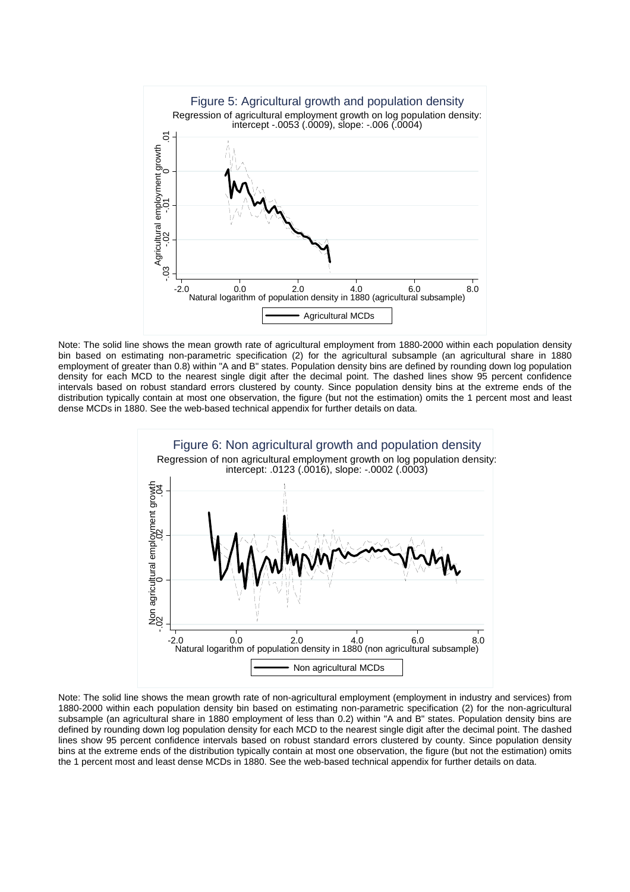## Figure 5: Agricultural growth and population density

Regression of agricultural employment growth on log population density: intercept -.0053 (.0009), slope: -.006 (.0004)

Note: The solid line shows the mean growth rate of agricultural employment from 1880-2000 within each population density bin based on estimating non-parametric specification (2) for the agricultural subsample (an agricultural share in 1880 employment of greater than 0.8) within "A and B" states. Population density bins are defined by rounding down log population density for each MCD to the nearest single digit after the decimal point. The dashed lines show 95 percent confidence intervals based on robust standard errors clustered by county. Since population density bins at the extreme ends of the distribution typically contain at most one observation, the figure (but not the estimation) omits the 1 percent most and least dense MCDs in 1880. See the web-based technical appendix for further details on data.

## Figure 6: Non agricultural growth and population density

Regression of non agricultural employment growth on log population density: intercept: .0123 (.0016), slope: -.0002 (.0003)

Note: The solid line shows the mean growth rate of non-agricultural employment (employment in industry and services) from 1880-2000 within each population density bin based on estimating non-parametric specification (2) for the non-agricultural subsample (an agricultural share in 1880 employment of less than 0.2) within "A and B" states. Population density bins are defined by rounding down log population density for each MCD to the nearest single digit after the decimal point. The dashed lines show 95 percent confidence intervals based on robust standard errors clustered by county. Since population density bins at the extreme ends of the distribution typically contain at most one observation, the figure (but not the estimation) omits the 1 percent most and least dense MCDs in 1880. See the web-based technical appendix for further details on data.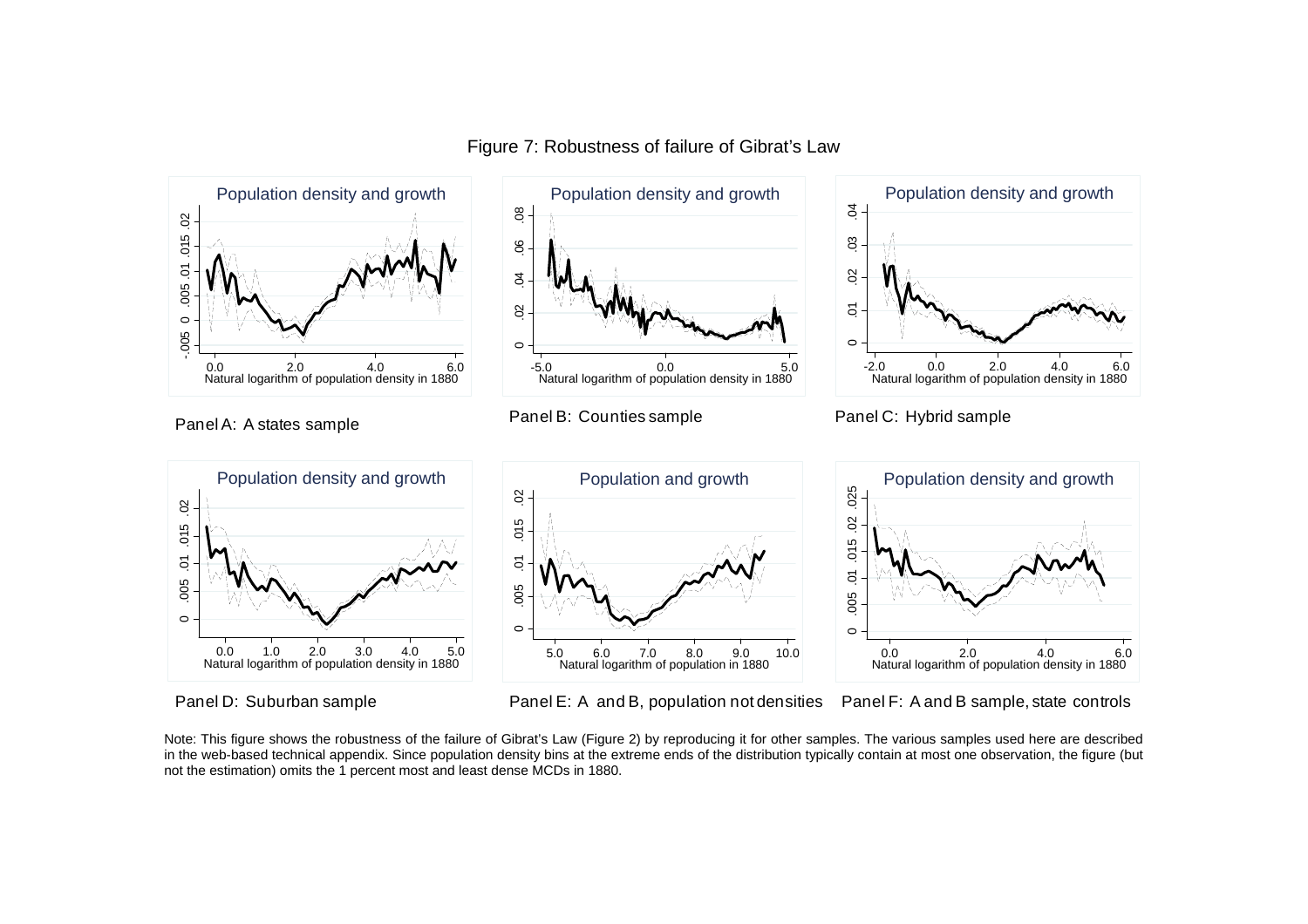Figure 7: Robustness of failure of Gibrat's Law

Panel A: A states sample

Panel B: Counties sample

Panel C: Hybrid sample

Panel D: Suburban sample

Panel E: A and B, population not densities

Panel F: A and B sample, state controls

Note: This figure shows the robustness of the failure of Gibrat's Law (Figure 2) by reproducing it for other samples. The various samples used here are described in the web-based technical appendix. Since population density bins at the extreme ends of the distribution typically contain at most one observation, the figure (but not the estimation) omits the 1 percent most and least dense MCDs in 1880.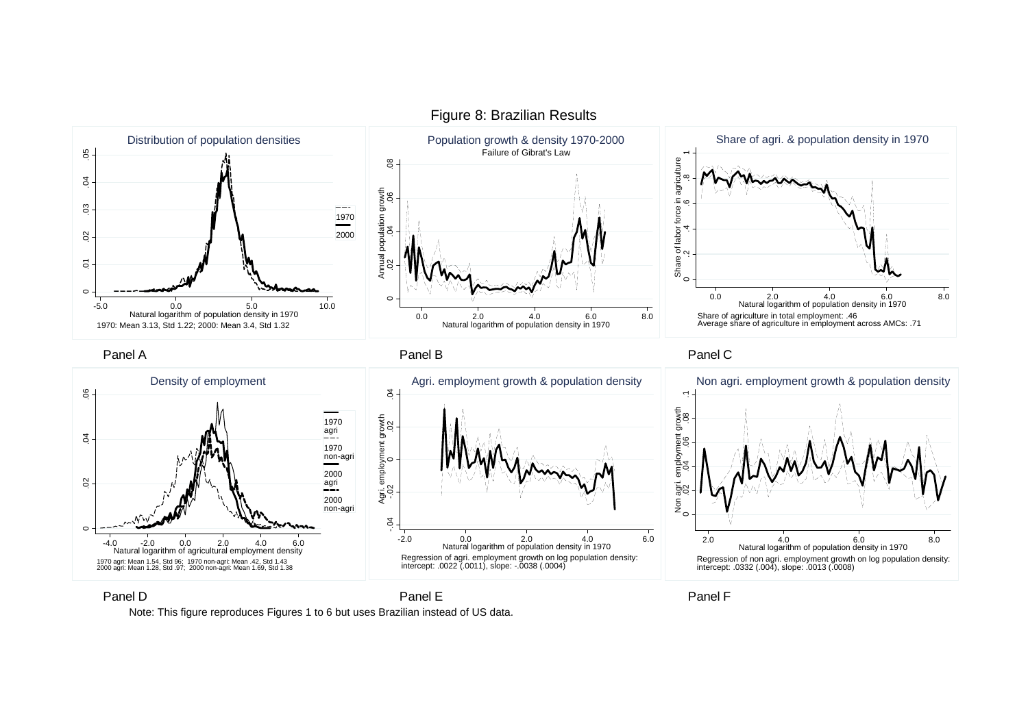Figure 8: Brazilian Results

Panel A

Distribution of population densities

1970: Mean 3.13, Std 1.22; 2000: Mean 3.4, Std 1.32

Panel B

Population growth & density 1970-2000

Failure of Gibrat's Law

Panel C

Share of agri. & population density in 1970

Share of agriculture in total employment: .46
Average share of agriculture in employment across AMCs: .71

Panel D

Density of employment

1970 agri: Mean 1.54, Std 96; 1970 non-agri: Mean .42, Std 1.43
2000 agri: Mean 1.28, Std .97; 2000 non-agri: Mean 1.69, Std 1.38

Panel E

Agri. employment growth & population density

Regression of agri. employment growth on log population density: intercept: .0022 (.0011), slope: -.0038 (.0004)

Panel F

Non agri. employment growth & population density

Regression of non agri. employment growth on log population density: intercept: .0332 (.004), slope: .0013 (.0008)

Note: This figure reproduces Figures 1 to 6 but uses Brazilian instead of US data.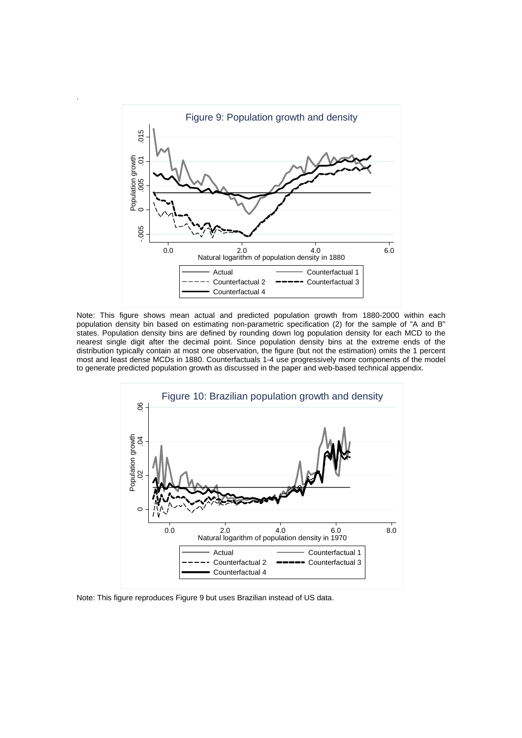.

Figure 9: Population growth and density

Population growth

.015

.01

.005

0

-.005

0.0

2.0

4.0

6.0

Natural logarithm of population density in 1880

Actual

Counterfactual 1

Counterfactual 2

Counterfactual 3

Counterfactual 4

Note: This figure shows mean actual and predicted population growth from 1880-2000 within each population density bin based on estimating non-parametric specification (2) for the sample of "A and B" states. Population density bins are defined by rounding down log population density for each MCD to the nearest single digit after the decimal point. Since population density bins at the extreme ends of the distribution typically contain at most one observation, the figure (but not the estimation) omits the 1 percent most and least dense MCDs in 1880. Counterfactuals 1-4 use progressively more components of the model to generate predicted population growth as discussed in the paper and web-based technical appendix.

Figure 10: Brazilian population growth and density

Population growth

.06

.04

.02

0

0.0

2.0

4.0

6.0

8.0

Natural logarithm of population density in 1970

Actual

Counterfactual 1

Counterfactual 2

Counterfactual 3

Counterfactual 4

Note: This figure reproduces Figure 9 but uses Brazilian instead of US data.